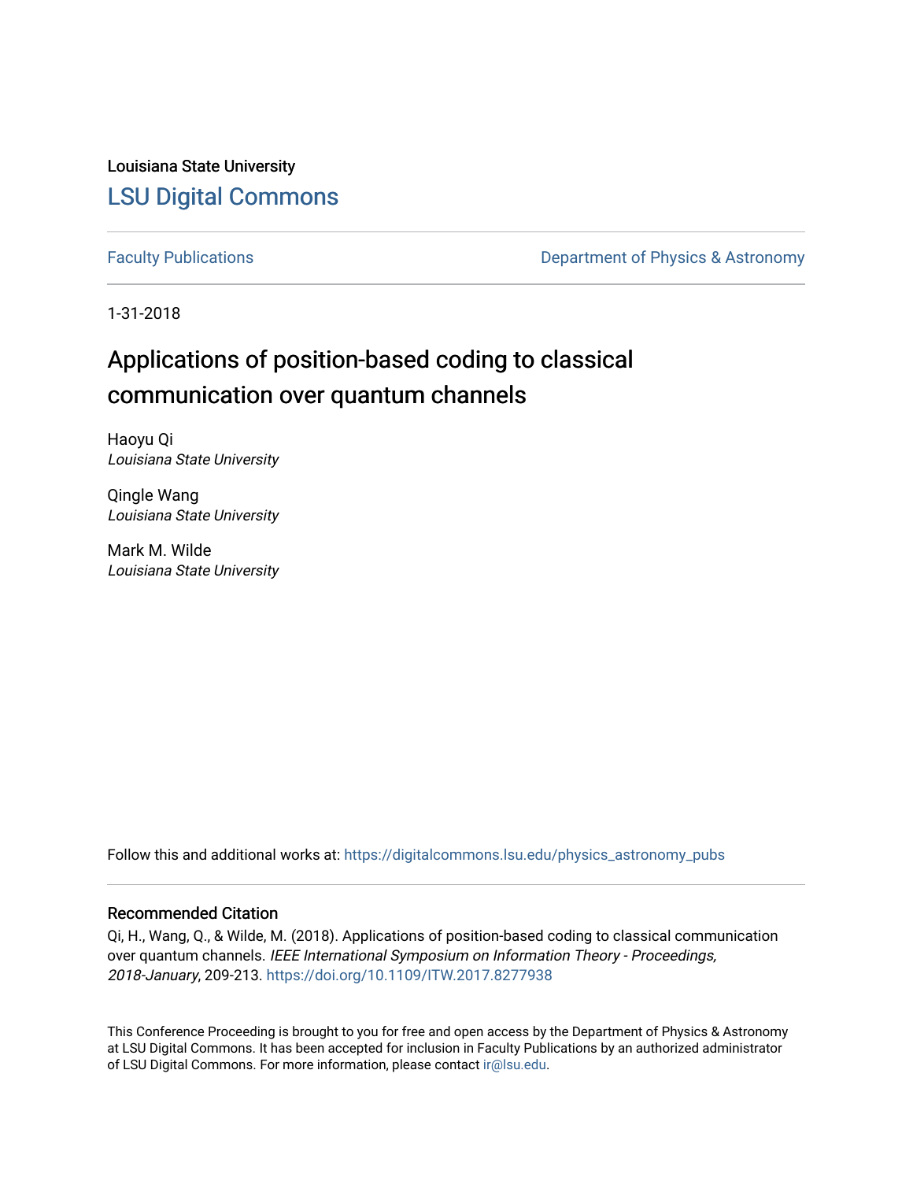Louisiana State University

# LSU Digital Commons

Faculty Publications | Department of Physics & Astronomy

1-31-2018

## Applications of position-based coding to classical communication over quantum channels

Haoyu Qi
*Louisiana State University*

Qingle Wang
*Louisiana State University*

Mark M. Wilde
*Louisiana State University*

Follow this and additional works at: https://digitalcommons.lsu.edu/physics_astronomy_pubs

### Recommended Citation

Qi, H., Wang, Q., & Wilde, M. (2018). Applications of position-based coding to classical communication over quantum channels. *IEEE International Symposium on Information Theory - Proceedings, 2018-January*, 209-213. https://doi.org/10.1109/ITW.2017.8277938

This Conference Proceeding is brought to you for free and open access by the Department of Physics & Astronomy at LSU Digital Commons. It has been accepted for inclusion in Faculty Publications by an authorized administrator of LSU Digital Commons. For more information, please contact ir@lsu.edu.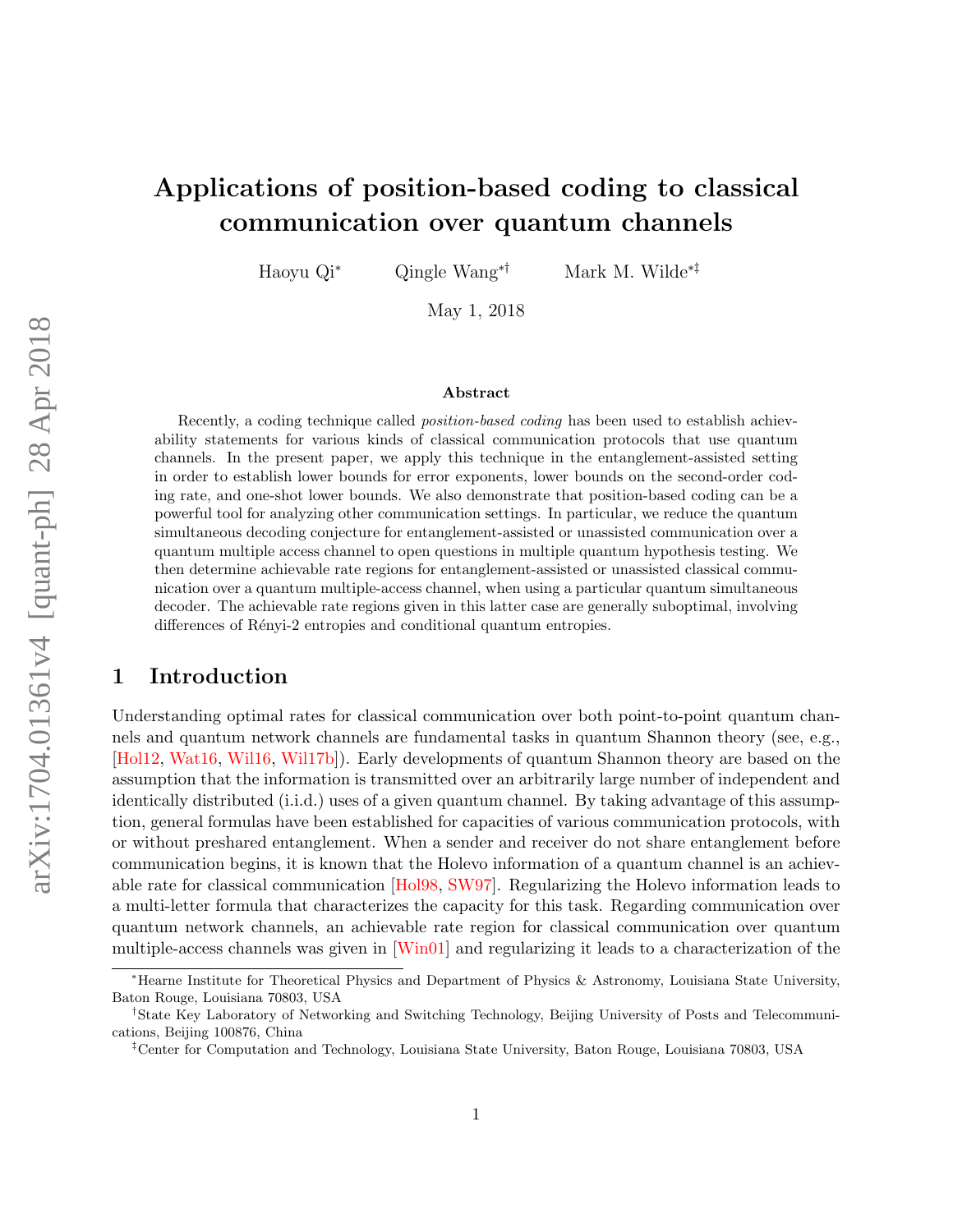# Applications of position-based coding to classical communication over quantum channels

Haoyu Qi[*] Qingle Wang[*†] Mark M. Wilde[*‡]

May 1, 2018

### Abstract

Recently, a coding technique called *position-based coding* has been used to establish achievability statements for various kinds of classical communication protocols that use quantum channels. In the present paper, we apply this technique in the entanglement-assisted setting in order to establish lower bounds for error exponents, lower bounds on the second-order coding rate, and one-shot lower bounds. We also demonstrate that position-based coding can be a powerful tool for analyzing other communication settings. In particular, we reduce the quantum simultaneous decoding conjecture for entanglement-assisted or unassisted communication over a quantum multiple access channel to open questions in multiple quantum hypothesis testing. We then determine achievable rate regions for entanglement-assisted or unassisted classical communication over a quantum multiple-access channel, when using a particular quantum simultaneous decoder. The achievable rate regions given in this latter case are generally suboptimal, involving differences of Rényi-2 entropies and conditional quantum entropies.

## 1 Introduction

Understanding optimal rates for classical communication over both point-to-point quantum channels and quantum network channels are fundamental tasks in quantum Shannon theory (see, e.g., [Hol12, Wat16, Wil16, Wil17b]). Early developments of quantum Shannon theory are based on the assumption that the information is transmitted over an arbitrarily large number of independent and identically distributed (i.i.d.) uses of a given quantum channel. By taking advantage of this assumption, general formulas have been established for capacities of various communication protocols, with or without preshared entanglement. When a sender and receiver do not share entanglement before communication begins, it is known that the Holevo information of a quantum channel is an achievable rate for classical communication [Hol98, SW97]. Regularizing the Holevo information leads to a multi-letter formula that characterizes the capacity for this task. Regarding communication over quantum network channels, an achievable rate region for classical communication over quantum multiple-access channels was given in [Win01] and regularizing it leads to a characterization of the

---

[*]Hearne Institute for Theoretical Physics and Department of Physics & Astronomy, Louisiana State University, Baton Rouge, Louisiana 70803, USA

[†]State Key Laboratory of Networking and Switching Technology, Beijing University of Posts and Telecommunications, Beijing 100876, China

[‡]Center for Computation and Technology, Louisiana State University, Baton Rouge, Louisiana 70803, USA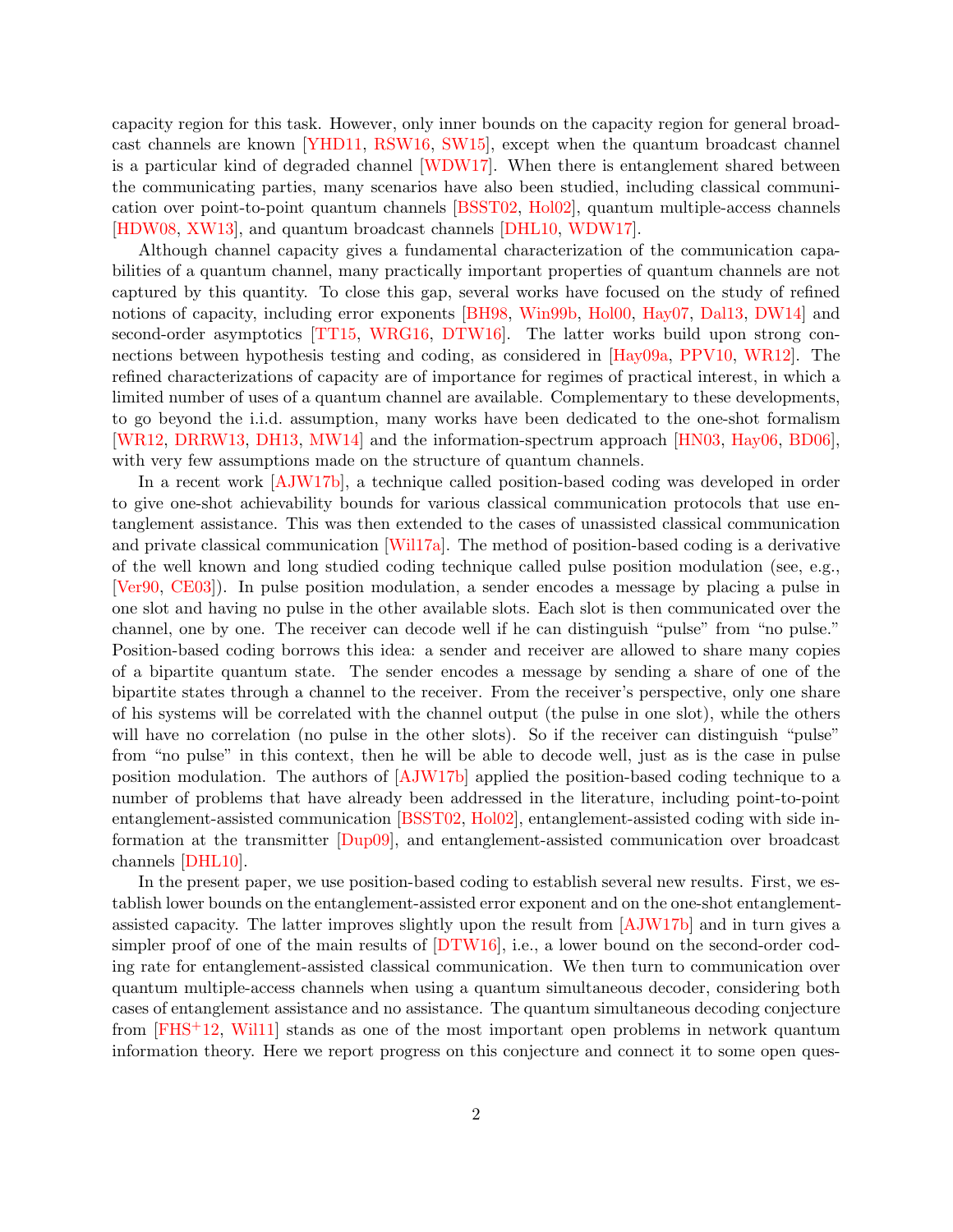capacity region for this task. However, only inner bounds on the capacity region for general broadcast channels are known [YHD11, RSW16, SW15], except when the quantum broadcast channel is a particular kind of degraded channel [WDW17]. When there is entanglement shared between the communicating parties, many scenarios have also been studied, including classical communication over point-to-point quantum channels [BSST02, Hol02], quantum multiple-access channels [HDW08, XW13], and quantum broadcast channels [DHL10, WDW17].

Although channel capacity gives a fundamental characterization of the communication capabilities of a quantum channel, many practically important properties of quantum channels are not captured by this quantity. To close this gap, several works have focused on the study of refined notions of capacity, including error exponents [BH98, Win99b, Hol00, Hay07, Dal13, DW14] and second-order asymptotics [TT15, WRG16, DTW16]. The latter works build upon strong connections between hypothesis testing and coding, as considered in [Hay09a, PPV10, WR12]. The refined characterizations of capacity are of importance for regimes of practical interest, in which a limited number of uses of a quantum channel are available. Complementary to these developments, to go beyond the i.i.d. assumption, many works have been dedicated to the one-shot formalism [WR12, DRRW13, DH13, MW14] and the information-spectrum approach [HN03, Hay06, BD06], with very few assumptions made on the structure of quantum channels.

In a recent work [AJW17b], a technique called position-based coding was developed in order to give one-shot achievability bounds for various classical communication protocols that use entanglement assistance. This was then extended to the cases of unassisted classical communication and private classical communication [Wil17a]. The method of position-based coding is a derivative of the well known and long studied coding technique called pulse position modulation (see, e.g., [Ver90, CE03]). In pulse position modulation, a sender encodes a message by placing a pulse in one slot and having no pulse in the other available slots. Each slot is then communicated over the channel, one by one. The receiver can decode well if he can distinguish "pulse" from "no pulse." Position-based coding borrows this idea: a sender and receiver are allowed to share many copies of a bipartite quantum state. The sender encodes a message by sending a share of one of the bipartite states through a channel to the receiver. From the receiver's perspective, only one share of his systems will be correlated with the channel output (the pulse in one slot), while the others will have no correlation (no pulse in the other slots). So if the receiver can distinguish "pulse" from "no pulse" in this context, then he will be able to decode well, just as is the case in pulse position modulation. The authors of [AJW17b] applied the position-based coding technique to a number of problems that have already been addressed in the literature, including point-to-point entanglement-assisted communication [BSST02, Hol02], entanglement-assisted coding with side information at the transmitter [Dup09], and entanglement-assisted communication over broadcast channels [DHL10].

In the present paper, we use position-based coding to establish several new results. First, we establish lower bounds on the entanglement-assisted error exponent and on the one-shot entanglement-assisted capacity. The latter improves slightly upon the result from [AJW17b] and in turn gives a simpler proof of one of the main results of [DTW16], i.e., a lower bound on the second-order coding rate for entanglement-assisted classical communication. We then turn to communication over quantum multiple-access channels when using a quantum simultaneous decoder, considering both cases of entanglement assistance and no assistance. The quantum simultaneous decoding conjecture from [FHS+12, Wil11] stands as one of the most important open problems in network quantum information theory. Here we report progress on this conjecture and connect it to some open ques-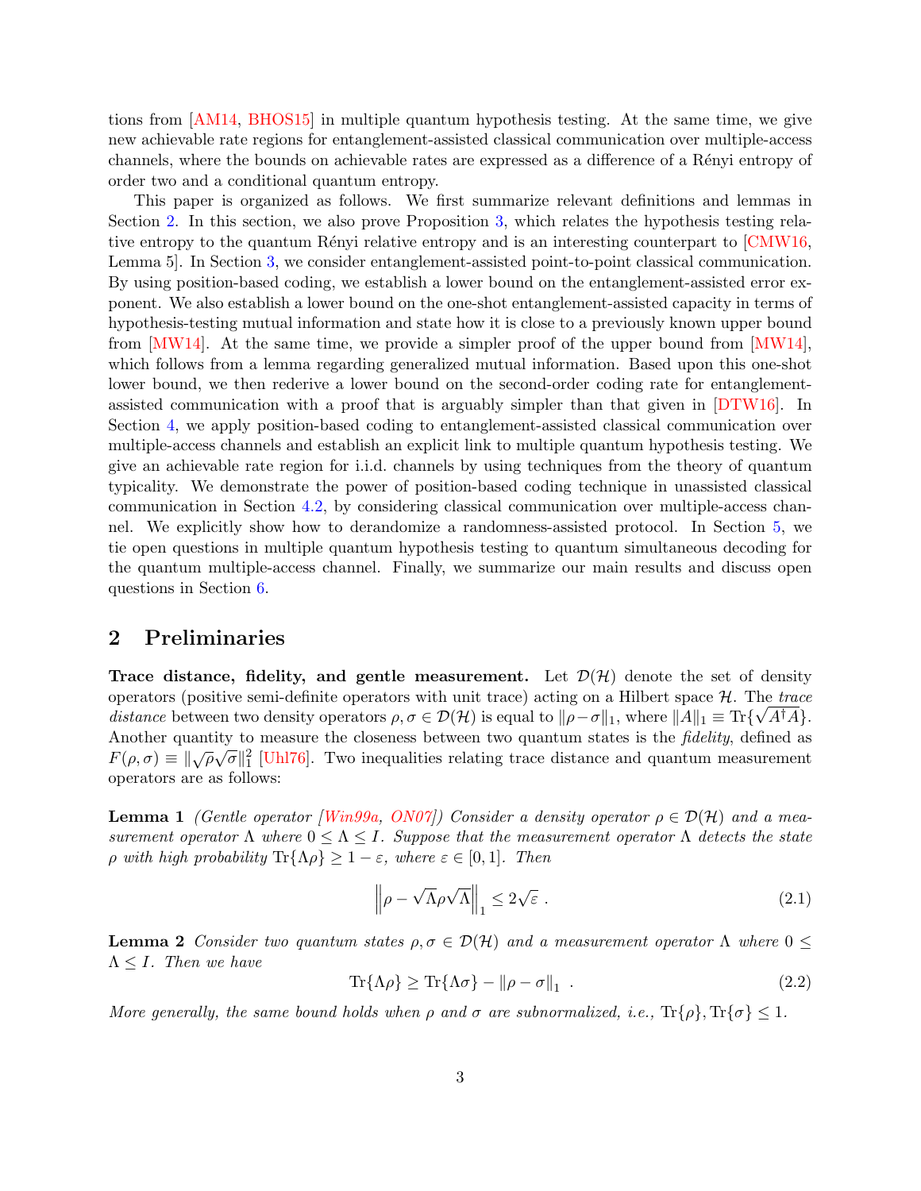tions from [AM14, BHOS15] in multiple quantum hypothesis testing. At the same time, we give new achievable rate regions for entanglement-assisted classical communication over multiple-access channels, where the bounds on achievable rates are expressed as a difference of a Rényi entropy of order two and a conditional quantum entropy.

This paper is organized as follows. We first summarize relevant definitions and lemmas in Section 2. In this section, we also prove Proposition 3, which relates the hypothesis testing relative entropy to the quantum Rényi relative entropy and is an interesting counterpart to [CMW16, Lemma 5]. In Section 3, we consider entanglement-assisted point-to-point classical communication. By using position-based coding, we establish a lower bound on the entanglement-assisted error exponent. We also establish a lower bound on the one-shot entanglement-assisted capacity in terms of hypothesis-testing mutual information and state how it is close to a previously known upper bound from [MW14]. At the same time, we provide a simpler proof of the upper bound from [MW14], which follows from a lemma regarding generalized mutual information. Based upon this one-shot lower bound, we then rederive a lower bound on the second-order coding rate for entanglement-assisted communication with a proof that is arguably simpler than that given in [DTW16]. In Section 4, we apply position-based coding to entanglement-assisted classical communication over multiple-access channels and establish an explicit link to multiple quantum hypothesis testing. We give an achievable rate region for i.i.d. channels by using techniques from the theory of quantum typicality. We demonstrate the power of position-based coding technique in unassisted classical communication in Section 4.2, by considering classical communication over multiple-access channel. We explicitly show how to derandomize a randomness-assisted protocol. In Section 5, we tie open questions in multiple quantum hypothesis testing to quantum simultaneous decoding for the quantum multiple-access channel. Finally, we summarize our main results and discuss open questions in Section 6.

## 2 Preliminaries

**Trace distance, fidelity, and gentle measurement.** Let $\mathcal{D}(\mathcal{H})$ denote the set of density operators (positive semi-definite operators with unit trace) acting on a Hilbert space $\mathcal{H}$. The *trace distance* between two density operators $\rho, \sigma \in \mathcal{D}(\mathcal{H})$ is equal to $\|\rho - \sigma\|_1$, where $\|A\|_1 \equiv \operatorname{Tr}\{\sqrt{A^\dagger A}\}$. Another quantity to measure the closeness between two quantum states is the *fidelity*, defined as $F(\rho,\sigma) \equiv \|\sqrt{\rho}\sqrt{\sigma}\|_1^2$ [Uhl76]. Two inequalities relating trace distance and quantum measurement operators are as follows:

**Lemma 1** *(Gentle operator [Win99a, ON07]) Consider a density operator $\rho \in \mathcal{D}(\mathcal{H})$ and a measurement operator $\Lambda$ where $0 \leq \Lambda \leq I$. Suppose that the measurement operator $\Lambda$ detects the state $\rho$ with high probability $\operatorname{Tr}\{\Lambda\rho\} \geq 1 - \varepsilon$, where $\varepsilon \in [0,1]$. Then*

$$\left\| \rho - \sqrt{\Lambda}\rho\sqrt{\Lambda} \right\|_1 \leq 2\sqrt{\varepsilon} \ . \tag{2.1}$$

**Lemma 2** *Consider two quantum states $\rho, \sigma \in \mathcal{D}(\mathcal{H})$ and a measurement operator $\Lambda$ where $0 \leq \Lambda \leq I$. Then we have*

$$\operatorname{Tr}\{\Lambda\rho\} \geq \operatorname{Tr}\{\Lambda\sigma\} - \|\rho - \sigma\|_1 \ . \tag{2.2}$$

*More generally, the same bound holds when $\rho$ and $\sigma$ are subnormalized, i.e., $\operatorname{Tr}\{\rho\}, \operatorname{Tr}\{\sigma\} \leq 1$.*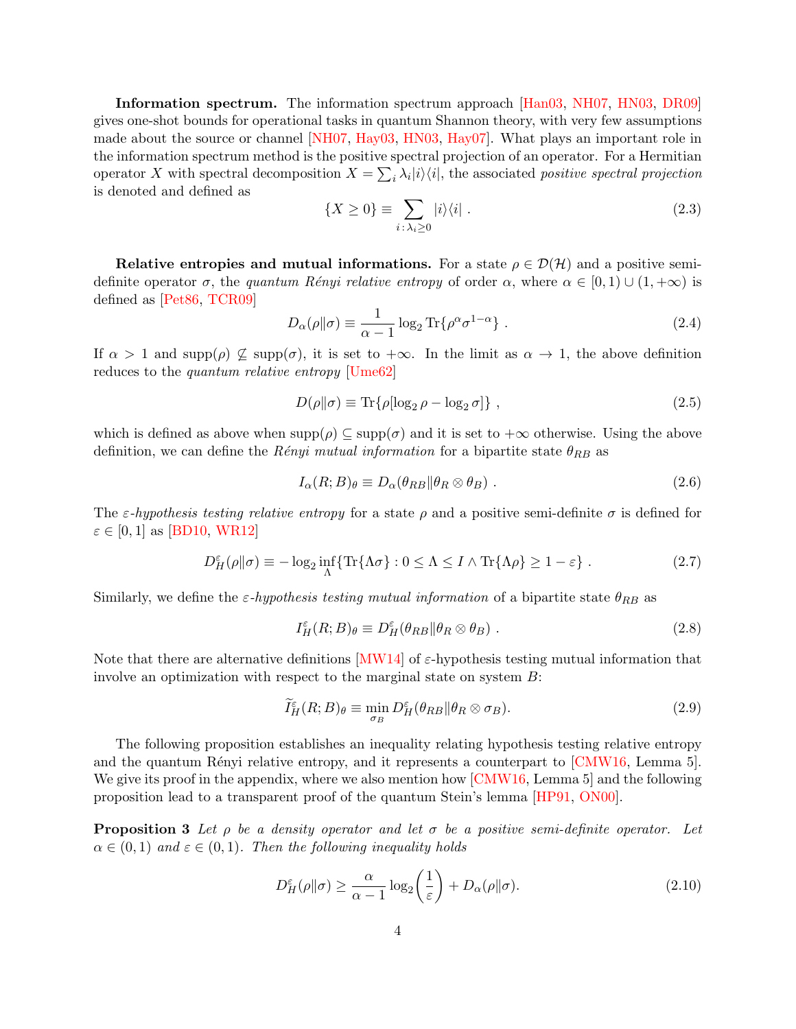**Information spectrum.** The information spectrum approach [Han03, NH07, HN03, DR09] gives one-shot bounds for operational tasks in quantum Shannon theory, with very few assumptions made about the source or channel [NH07, Hay03, HN03, Hay07]. What plays an important role in the information spectrum method is the positive spectral projection of an operator. For a Hermitian operator $X$ with spectral decomposition $X = \sum_i \lambda_i |i\rangle\langle i|$, the associated *positive spectral projection* is denoted and defined as

$$\{X \geq 0\} \equiv \sum_{i:\lambda_i \geq 0} |i\rangle\langle i| \, . \tag{2.3}$$

**Relative entropies and mutual informations.** For a state $\rho \in \mathcal{D}(\mathcal{H})$ and a positive semi-definite operator $\sigma$, the *quantum Rényi relative entropy* of order $\alpha$, where $\alpha \in [0,1) \cup (1, +\infty)$ is defined as [Pet86, TCR09]

$$D_\alpha(\rho\|\sigma) \equiv \frac{1}{\alpha - 1} \log_2 \mathrm{Tr}\{\rho^\alpha \sigma^{1-\alpha}\} \, . \tag{2.4}$$

If $\alpha > 1$ and $\mathrm{supp}(\rho) \not\subseteq \mathrm{supp}(\sigma)$, it is set to $+\infty$. In the limit as $\alpha \to 1$, the above definition reduces to the *quantum relative entropy* [Ume62]

$$D(\rho\|\sigma) \equiv \mathrm{Tr}\{\rho[\log_2 \rho - \log_2 \sigma]\} \, , \tag{2.5}$$

which is defined as above when $\mathrm{supp}(\rho) \subseteq \mathrm{supp}(\sigma)$ and it is set to $+\infty$ otherwise. Using the above definition, we can define the *Rényi mutual information* for a bipartite state $\theta_{RB}$ as

$$I_\alpha(R;B)_\theta \equiv D_\alpha(\theta_{RB}\|\theta_R \otimes \theta_B) \, . \tag{2.6}$$

The *$\varepsilon$-hypothesis testing relative entropy* for a state $\rho$ and a positive semi-definite $\sigma$ is defined for $\varepsilon \in [0,1]$ as [BD10, WR12]

$$D_H^\varepsilon(\rho\|\sigma) \equiv -\log_2 \inf_\Lambda \{\mathrm{Tr}\{\Lambda\sigma\} : 0 \leq \Lambda \leq I \wedge \mathrm{Tr}\{\Lambda\rho\} \geq 1 - \varepsilon\} \, . \tag{2.7}$$

Similarly, we define the *$\varepsilon$-hypothesis testing mutual information* of a bipartite state $\theta_{RB}$ as

$$I_H^\varepsilon(R;B)_\theta \equiv D_H^\varepsilon(\theta_{RB}\|\theta_R \otimes \theta_B) \, . \tag{2.8}$$

Note that there are alternative definitions [MW14] of $\varepsilon$-hypothesis testing mutual information that involve an optimization with respect to the marginal state on system $B$:

$$\widetilde{I}_H^\varepsilon(R;B)_\theta \equiv \min_{\sigma_B} D_H^\varepsilon(\theta_{RB}\|\theta_R \otimes \sigma_B). \tag{2.9}$$

The following proposition establishes an inequality relating hypothesis testing relative entropy and the quantum Rényi relative entropy, and it represents a counterpart to [CMW16, Lemma 5]. We give its proof in the appendix, where we also mention how [CMW16, Lemma 5] and the following proposition lead to a transparent proof of the quantum Stein's lemma [HP91, ON00].

**Proposition 3** *Let $\rho$ be a density operator and let $\sigma$ be a positive semi-definite operator. Let $\alpha \in (0,1)$ and $\varepsilon \in (0,1)$. Then the following inequality holds*

$$D_H^\varepsilon(\rho\|\sigma) \geq \frac{\alpha}{\alpha - 1} \log_2\left(\frac{1}{\varepsilon}\right) + D_\alpha(\rho\|\sigma). \tag{2.10}$$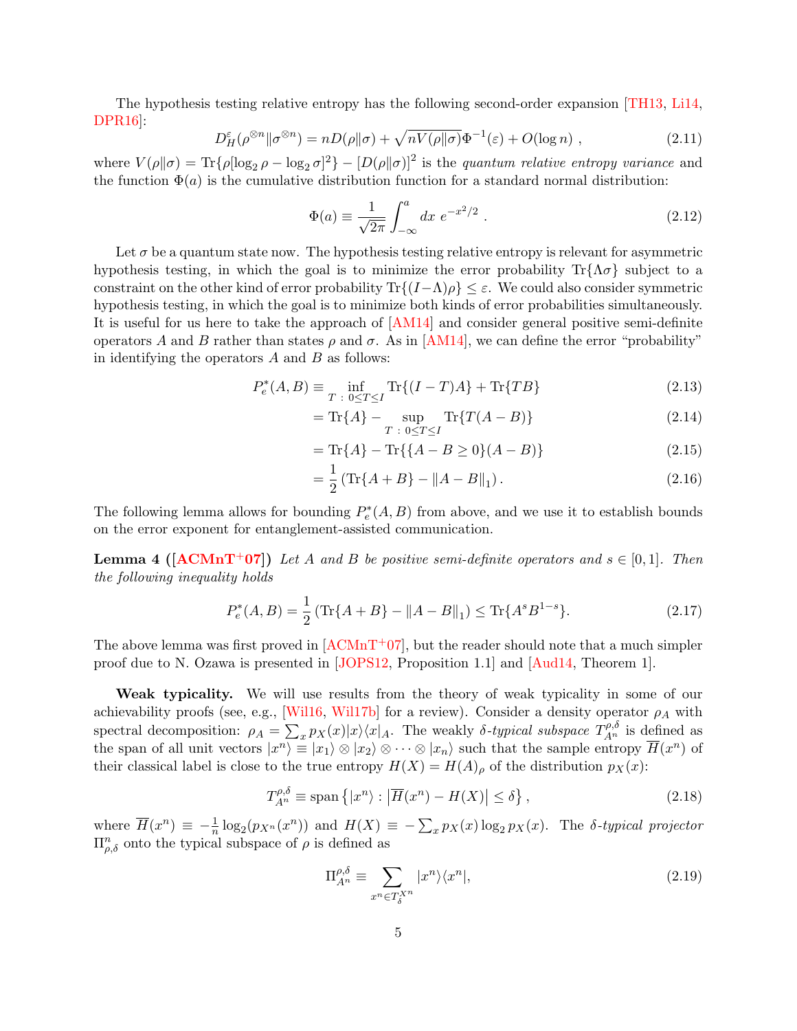The hypothesis testing relative entropy has the following second-order expansion [TH13, Li14, DPR16]:

$$D_H^\varepsilon(\rho^{\otimes n}\|\sigma^{\otimes n}) = nD(\rho\|\sigma) + \sqrt{nV(\rho\|\sigma)}\Phi^{-1}(\varepsilon) + O(\log n) \ , \tag{2.11}$$

where $V(\rho\|\sigma) = \text{Tr}\{\rho[\log_2 \rho - \log_2 \sigma]^2\} - [D(\rho\|\sigma)]^2$ is the *quantum relative entropy variance* and the function $\Phi(a)$ is the cumulative distribution function for a standard normal distribution:

$$\Phi(a) \equiv \frac{1}{\sqrt{2\pi}} \int_{-\infty}^{a} dx \ e^{-x^2/2} \ . \tag{2.12}$$

Let $\sigma$ be a quantum state now. The hypothesis testing relative entropy is relevant for asymmetric hypothesis testing, in which the goal is to minimize the error probability $\text{Tr}\{\Lambda\sigma\}$ subject to a constraint on the other kind of error probability $\text{Tr}\{(I-\Lambda)\rho\} \leq \varepsilon$. We could also consider symmetric hypothesis testing, in which the goal is to minimize both kinds of error probabilities simultaneously. It is useful for us here to take the approach of [AM14] and consider general positive semi-definite operators $A$ and $B$ rather than states $\rho$ and $\sigma$. As in [AM14], we can define the error "probability" in identifying the operators $A$ and $B$ as follows:

$$P_e^*(A,B) \equiv \inf_{T \,:\, 0\leq T\leq I} \text{Tr}\{(I-T)A\} + \text{Tr}\{TB\} \tag{2.13}$$

$$= \text{Tr}\{A\} - \sup_{T \,:\, 0\leq T\leq I} \text{Tr}\{T(A-B)\} \tag{2.14}$$

$$= \text{Tr}\{A\} - \text{Tr}\{\{A - B \geq 0\}(A-B)\} \tag{2.15}$$

$$= \frac{1}{2}\left(\text{Tr}\{A+B\} - \|A-B\|_1\right). \tag{2.16}$$

The following lemma allows for bounding $P_e^*(A,B)$ from above, and we use it to establish bounds on the error exponent for entanglement-assisted communication.

**Lemma 4 ([ACMnT+07])** *Let $A$ and $B$ be positive semi-definite operators and $s \in [0,1]$. Then the following inequality holds*

$$P_e^*(A,B) = \frac{1}{2}\left(\text{Tr}\{A+B\} - \|A-B\|_1\right) \leq \text{Tr}\{A^s B^{1-s}\}. \tag{2.17}$$

The above lemma was first proved in [ACMnT+07], but the reader should note that a much simpler proof due to N. Ozawa is presented in [JOPS12, Proposition 1.1] and [Aud14, Theorem 1].

**Weak typicality.** We will use results from the theory of weak typicality in some of our achievability proofs (see, e.g., [Wil16, Wil17b] for a review). Consider a density operator $\rho_A$ with spectral decomposition: $\rho_A = \sum_x p_X(x)|x\rangle\langle x|_A$. The weakly $\delta$-*typical subspace* $T_{A^n}^{\rho,\delta}$ is defined as the span of all unit vectors $|x^n\rangle \equiv |x_1\rangle \otimes |x_2\rangle \otimes \cdots \otimes |x_n\rangle$ such that the sample entropy $\overline{H}(x^n)$ of their classical label is close to the true entropy $H(X) = H(A)_\rho$ of the distribution $p_X(x)$:

$$T_{A^n}^{\rho,\delta} \equiv \text{span}\left\{|x^n\rangle : \left|\overline{H}(x^n) - H(X)\right| \leq \delta\right\}, \tag{2.18}$$

where $\overline{H}(x^n) \equiv -\frac{1}{n}\log_2(p_{X^n}(x^n))$ and $H(X) \equiv -\sum_x p_X(x)\log_2 p_X(x)$. The $\delta$-*typical projector* $\Pi_{\rho,\delta}^n$ onto the typical subspace of $\rho$ is defined as

$$\Pi_{A^n}^{\rho,\delta} \equiv \sum_{x^n \in T_\delta^{X^n}} |x^n\rangle\langle x^n|, \tag{2.19}$$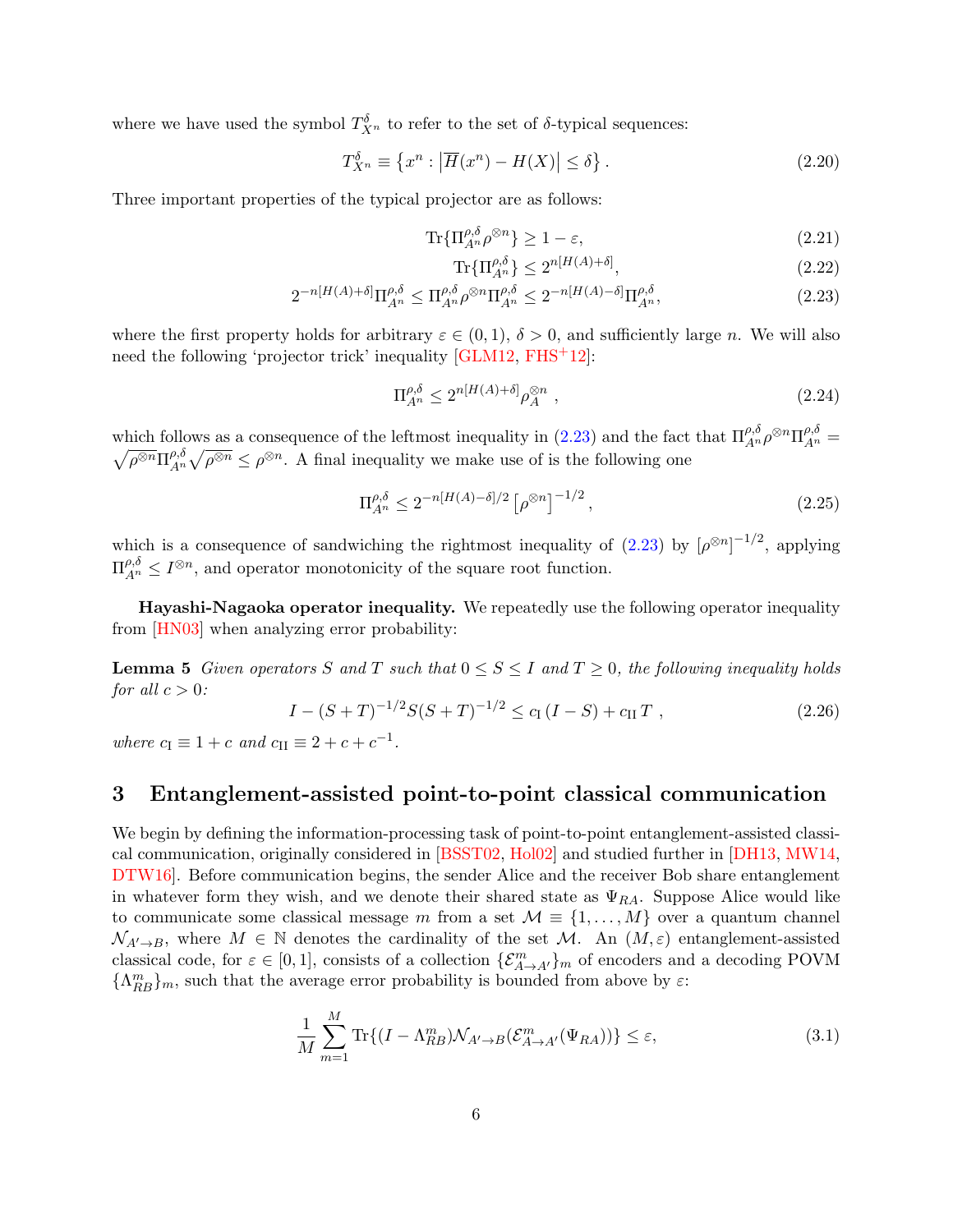where we have used the symbol $T^{\delta}_{X^n}$ to refer to the set of $\delta$-typical sequences:

$$T^{\delta}_{X^n} \equiv \left\{ x^n : \left| \overline{H}(x^n) - H(X) \right| \leq \delta \right\}. \tag{2.20}$$

Three important properties of the typical projector are as follows:

$$\mathrm{Tr}\{\Pi^{\rho,\delta}_{A^n} \rho^{\otimes n}\} \geq 1 - \varepsilon, \tag{2.21}$$

$$\mathrm{Tr}\{\Pi^{\rho,\delta}_{A^n}\} \leq 2^{n[H(A)+\delta]}, \tag{2.22}$$

$$2^{-n[H(A)+\delta]} \Pi^{\rho,\delta}_{A^n} \leq \Pi^{\rho,\delta}_{A^n} \rho^{\otimes n} \Pi^{\rho,\delta}_{A^n} \leq 2^{-n[H(A)-\delta]} \Pi^{\rho,\delta}_{A^n}, \tag{2.23}$$

where the first property holds for arbitrary $\varepsilon \in (0,1)$, $\delta > 0$, and sufficiently large $n$. We will also need the following 'projector trick' inequality [GLM12, FHS+12]:

$$\Pi^{\rho,\delta}_{A^n} \leq 2^{n[H(A)+\delta]} \rho^{\otimes n}_{A}, \tag{2.24}$$

which follows as a consequence of the leftmost inequality in (2.23) and the fact that $\Pi^{\rho,\delta}_{A^n} \rho^{\otimes n} \Pi^{\rho,\delta}_{A^n} = \sqrt{\rho^{\otimes n}} \Pi^{\rho,\delta}_{A^n} \sqrt{\rho^{\otimes n}} \leq \rho^{\otimes n}$. A final inequality we make use of is the following one

$$\Pi^{\rho,\delta}_{A^n} \leq 2^{-n[H(A)-\delta]/2} \left[ \rho^{\otimes n} \right]^{-1/2}, \tag{2.25}$$

which is a consequence of sandwiching the rightmost inequality of (2.23) by $[\rho^{\otimes n}]^{-1/2}$, applying $\Pi^{\rho,\delta}_{A^n} \leq I^{\otimes n}$, and operator monotonicity of the square root function.

**Hayashi-Nagaoka operator inequality.** We repeatedly use the following operator inequality from [HN03] when analyzing error probability:

**Lemma 5** *Given operators $S$ and $T$ such that $0 \leq S \leq I$ and $T \geq 0$, the following inequality holds for all $c > 0$:*

$$I - (S+T)^{-1/2} S (S+T)^{-1/2} \leq c_{\mathrm{I}} (I - S) + c_{\mathrm{II}} T, \tag{2.26}$$

*where $c_{\mathrm{I}} \equiv 1 + c$ and $c_{\mathrm{II}} \equiv 2 + c + c^{-1}$.*

# 3 Entanglement-assisted point-to-point classical communication

We begin by defining the information-processing task of point-to-point entanglement-assisted classical communication, originally considered in [BSST02, Hol02] and studied further in [DH13, MW14, DTW16]. Before communication begins, the sender Alice and the receiver Bob share entanglement in whatever form they wish, and we denote their shared state as $\Psi_{RA}$. Suppose Alice would like to communicate some classical message $m$ from a set $\mathcal{M} \equiv \{1, \ldots, M\}$ over a quantum channel $\mathcal{N}_{A' \to B}$, where $M \in \mathbb{N}$ denotes the cardinality of the set $\mathcal{M}$. An $(M, \varepsilon)$ entanglement-assisted classical code, for $\varepsilon \in [0,1]$, consists of a collection $\{\mathcal{E}^m_{A \to A'}\}_m$ of encoders and a decoding POVM $\{\Lambda^m_{RB}\}_m$, such that the average error probability is bounded from above by $\varepsilon$:

$$\frac{1}{M} \sum_{m=1}^{M} \mathrm{Tr}\{(I - \Lambda^m_{RB}) \mathcal{N}_{A' \to B}(\mathcal{E}^m_{A \to A'}(\Psi_{RA}))\} \leq \varepsilon, \tag{3.1}$$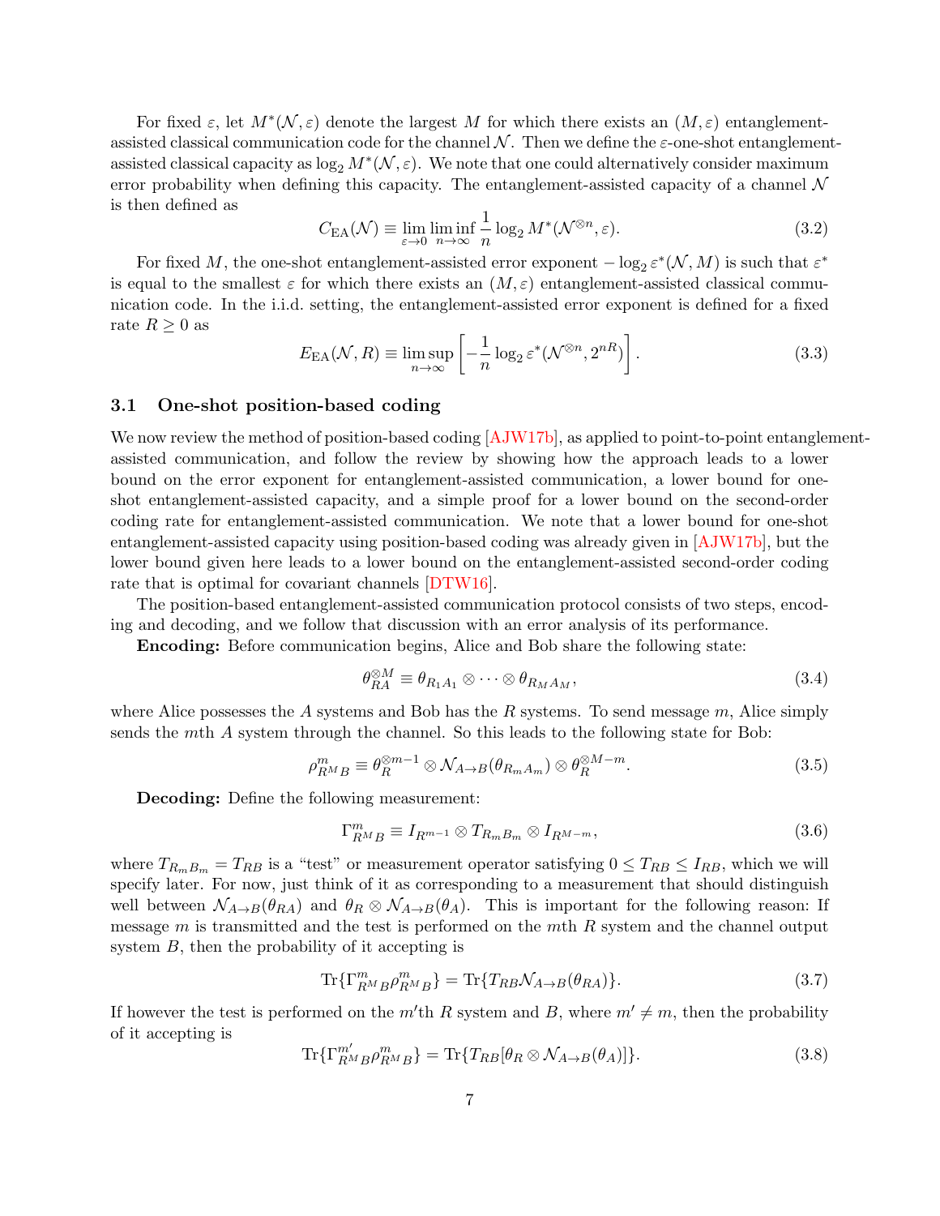For fixed $\varepsilon$, let $M^*(\mathcal{N}, \varepsilon)$ denote the largest $M$ for which there exists an $(M, \varepsilon)$ entanglement-assisted classical communication code for the channel $\mathcal{N}$. Then we define the $\varepsilon$-one-shot entanglement-assisted classical capacity as $\log_2 M^*(\mathcal{N}, \varepsilon)$. We note that one could alternatively consider maximum error probability when defining this capacity. The entanglement-assisted capacity of a channel $\mathcal{N}$ is then defined as

$$C_{\mathrm{EA}}(\mathcal{N}) \equiv \lim_{\varepsilon \to 0} \liminf_{n \to \infty} \frac{1}{n} \log_2 M^*(\mathcal{N}^{\otimes n}, \varepsilon). \tag{3.2}$$

For fixed $M$, the one-shot entanglement-assisted error exponent $-\log_2 \varepsilon^*(\mathcal{N}, M)$ is such that $\varepsilon^*$ is equal to the smallest $\varepsilon$ for which there exists an $(M, \varepsilon)$ entanglement-assisted classical communication code. In the i.i.d. setting, the entanglement-assisted error exponent is defined for a fixed rate $R \geq 0$ as

$$E_{\mathrm{EA}}(\mathcal{N}, R) \equiv \limsup_{n \to \infty} \left[ -\frac{1}{n} \log_2 \varepsilon^*(\mathcal{N}^{\otimes n}, 2^{nR}) \right]. \tag{3.3}$$

### 3.1 One-shot position-based coding

We now review the method of position-based coding [AJW17b], as applied to point-to-point entanglement-assisted communication, and follow the review by showing how the approach leads to a lower bound on the error exponent for entanglement-assisted communication, a lower bound for one-shot entanglement-assisted capacity, and a simple proof for a lower bound on the second-order coding rate for entanglement-assisted communication. We note that a lower bound for one-shot entanglement-assisted capacity using position-based coding was already given in [AJW17b], but the lower bound given here leads to a lower bound on the entanglement-assisted second-order coding rate that is optimal for covariant channels [DTW16].

The position-based entanglement-assisted communication protocol consists of two steps, encoding and decoding, and we follow that discussion with an error analysis of its performance.

**Encoding:** Before communication begins, Alice and Bob share the following state:

$$\theta_{RA}^{\otimes M} \equiv \theta_{R_1 A_1} \otimes \cdots \otimes \theta_{R_M A_M}, \tag{3.4}$$

where Alice possesses the $A$ systems and Bob has the $R$ systems. To send message $m$, Alice simply sends the $m$th $A$ system through the channel. So this leads to the following state for Bob:

$$\rho^m_{R^M B} \equiv \theta_R^{\otimes m-1} \otimes \mathcal{N}_{A \to B}(\theta_{R_m A_m}) \otimes \theta_R^{\otimes M-m}. \tag{3.5}$$

**Decoding:** Define the following measurement:

$$\Gamma^m_{R^M B} \equiv I_{R^{m-1}} \otimes T_{R_m B_m} \otimes I_{R^{M-m}}, \tag{3.6}$$

where $T_{R_m B_m} = T_{RB}$ is a "test" or measurement operator satisfying $0 \leq T_{RB} \leq I_{RB}$, which we will specify later. For now, just think of it as corresponding to a measurement that should distinguish well between $\mathcal{N}_{A \to B}(\theta_{RA})$ and $\theta_R \otimes \mathcal{N}_{A \to B}(\theta_A)$. This is important for the following reason: If message $m$ is transmitted and the test is performed on the $m$th $R$ system and the channel output system $B$, then the probability of it accepting is

$$\mathrm{Tr}\{\Gamma^m_{R^M B} \rho^m_{R^M B}\} = \mathrm{Tr}\{T_{RB} \mathcal{N}_{A \to B}(\theta_{RA})\}. \tag{3.7}$$

If however the test is performed on the $m'$th $R$ system and $B$, where $m' \neq m$, then the probability of it accepting is

$$\mathrm{Tr}\{\Gamma^{m'}_{R^M B} \rho^m_{R^M B}\} = \mathrm{Tr}\{T_{RB}[\theta_R \otimes \mathcal{N}_{A \to B}(\theta_A)]\}. \tag{3.8}$$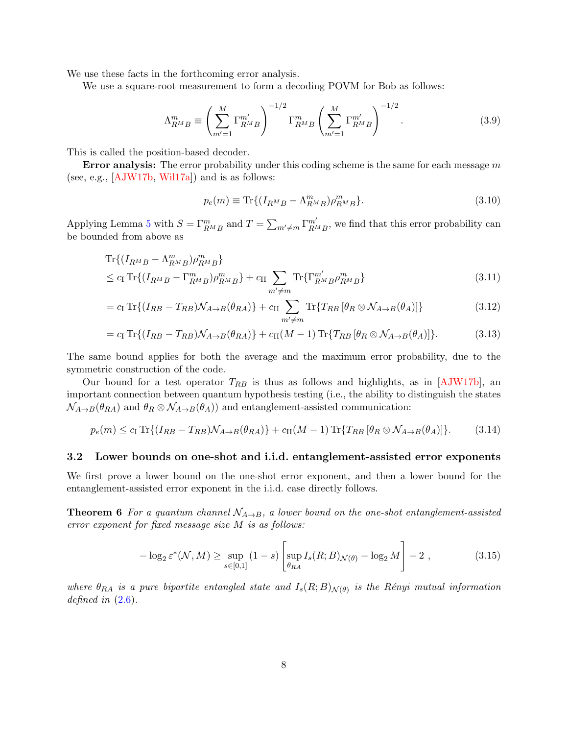We use these facts in the forthcoming error analysis.

We use a square-root measurement to form a decoding POVM for Bob as follows:

$$\Lambda^{m}_{R^M B} \equiv \left( \sum_{m'=1}^{M} \Gamma^{m'}_{R^M B} \right)^{-1/2} \Gamma^{m}_{R^M B} \left( \sum_{m'=1}^{M} \Gamma^{m'}_{R^M B} \right)^{-1/2} . \tag{3.9}$$

This is called the position-based decoder.

**Error analysis:** The error probability under this coding scheme is the same for each message $m$ (see, e.g., [AJW17b, Wil17a]) and is as follows:

$$p_e(m) \equiv \operatorname{Tr}\{(I_{R^M B} - \Lambda^{m}_{R^M B})\rho^{m}_{R^M B}\}. \tag{3.10}$$

Applying Lemma 5 with $S = \Gamma^{m}_{R^M B}$ and $T = \sum_{m' \neq m} \Gamma^{m'}_{R^M B}$, we find that this error probability can be bounded from above as

$$\begin{aligned}
&\operatorname{Tr}\{(I_{R^M B} - \Lambda^{m}_{R^M B})\rho^{m}_{R^M B}\} \\
&\leq c_{\mathrm{I}} \operatorname{Tr}\{(I_{R^M B} - \Gamma^{m}_{R^M B})\rho^{m}_{R^M B}\} + c_{\mathrm{II}} \sum_{m' \neq m} \operatorname{Tr}\{\Gamma^{m'}_{R^M B}\rho^{m}_{R^M B}\} && (3.11) \\
&= c_{\mathrm{I}} \operatorname{Tr}\{(I_{RB} - T_{RB})\mathcal{N}_{A\to B}(\theta_{RA})\} + c_{\mathrm{II}} \sum_{m' \neq m} \operatorname{Tr}\{T_{RB}\,[\theta_R \otimes \mathcal{N}_{A\to B}(\theta_A)]\} && (3.12) \\
&= c_{\mathrm{I}} \operatorname{Tr}\{(I_{RB} - T_{RB})\mathcal{N}_{A\to B}(\theta_{RA})\} + c_{\mathrm{II}}(M-1) \operatorname{Tr}\{T_{RB}\,[\theta_R \otimes \mathcal{N}_{A\to B}(\theta_A)]\}. && (3.13)
\end{aligned}$$

The same bound applies for both the average and the maximum error probability, due to the symmetric construction of the code.

Our bound for a test operator $T_{RB}$ is thus as follows and highlights, as in [AJW17b], an important connection between quantum hypothesis testing (i.e., the ability to distinguish the states $\mathcal{N}_{A\to B}(\theta_{RA})$ and $\theta_R \otimes \mathcal{N}_{A\to B}(\theta_A)$) and entanglement-assisted communication:

$$p_e(m) \leq c_{\mathrm{I}} \operatorname{Tr}\{(I_{RB} - T_{RB})\mathcal{N}_{A\to B}(\theta_{RA})\} + c_{\mathrm{II}}(M-1) \operatorname{Tr}\{T_{RB}\,[\theta_R \otimes \mathcal{N}_{A\to B}(\theta_A)]\}. \tag{3.14}$$

### 3.2 Lower bounds on one-shot and i.i.d. entanglement-assisted error exponents

We first prove a lower bound on the one-shot error exponent, and then a lower bound for the entanglement-assisted error exponent in the i.i.d. case directly follows.

**Theorem 6** *For a quantum channel $\mathcal{N}_{A\to B}$, a lower bound on the one-shot entanglement-assisted error exponent for fixed message size $M$ is as follows:*

$$-\log_2 \varepsilon^*(\mathcal{N}, M) \geq \sup_{s\in[0,1]} (1-s) \left[ \sup_{\theta_{RA}} I_s(R;B)_{\mathcal{N}(\theta)} - \log_2 M \right] - 2 \,, \tag{3.15}$$

*where $\theta_{RA}$ is a pure bipartite entangled state and $I_s(R;B)_{\mathcal{N}(\theta)}$ is the Rényi mutual information defined in (2.6).*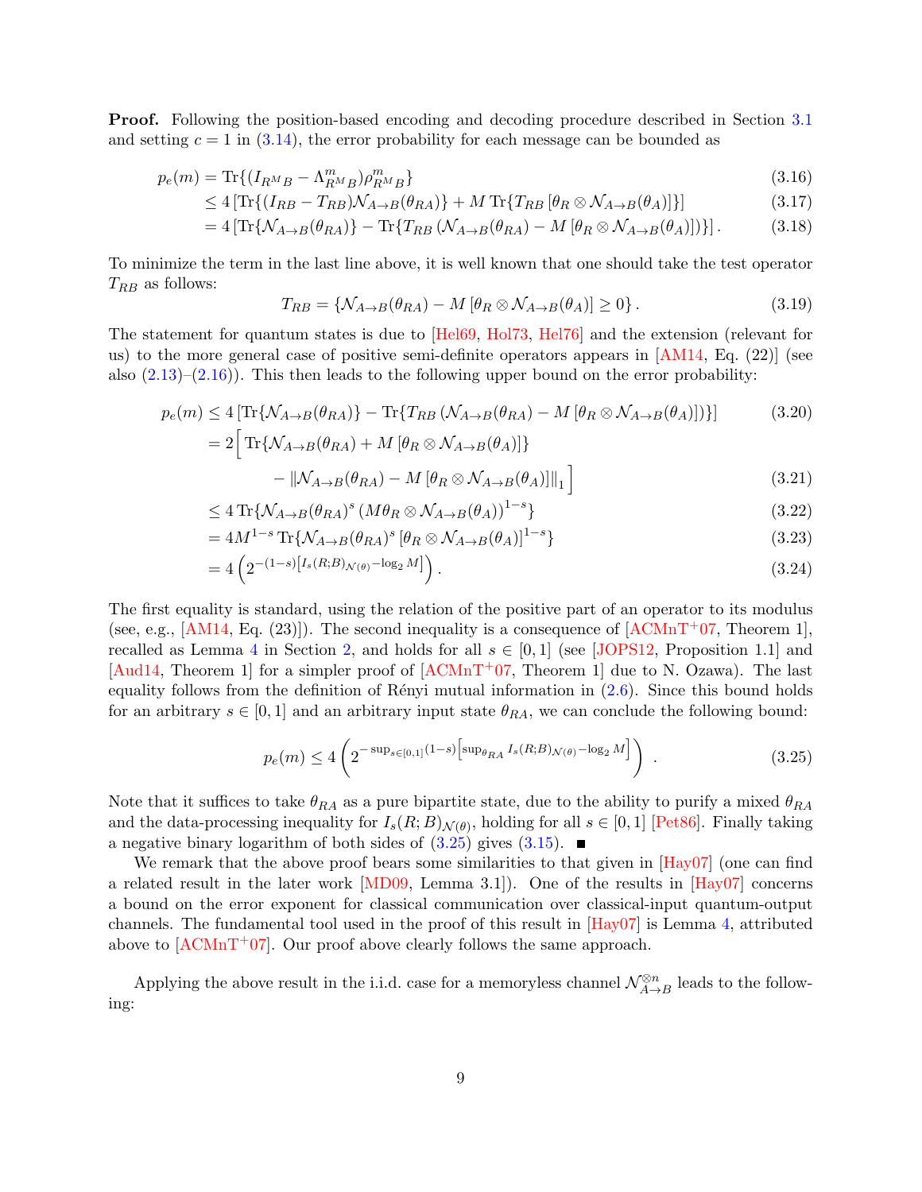**Proof.** Following the position-based encoding and decoding procedure described in Section 3.1 and setting $c = 1$ in (3.14), the error probability for each message can be bounded as

$$
\begin{aligned}
p_e(m) &= \operatorname{Tr}\{(I_{R^M B} - \Lambda^m_{R^M B})\rho^m_{R^M B}\} && (3.16)\\
&\leq 4\left[\operatorname{Tr}\{(I_{RB} - T_{RB})\mathcal{N}_{A\to B}(\theta_{RA})\} + M \operatorname{Tr}\{T_{RB}\left[\theta_R \otimes \mathcal{N}_{A\to B}(\theta_A)\right]\}\right] && (3.17)\\
&= 4\left[\operatorname{Tr}\{\mathcal{N}_{A\to B}(\theta_{RA})\} - \operatorname{Tr}\{T_{RB}\left(\mathcal{N}_{A\to B}(\theta_{RA}) - M\left[\theta_R \otimes \mathcal{N}_{A\to B}(\theta_A)\right]\right)\}\right]. && (3.18)
\end{aligned}
$$

To minimize the term in the last line above, it is well known that one should take the test operator $T_{RB}$ as follows:

$$
T_{RB} = \{\mathcal{N}_{A\to B}(\theta_{RA}) - M\left[\theta_R \otimes \mathcal{N}_{A\to B}(\theta_A)\right] \geq 0\}. \tag{3.19}
$$

The statement for quantum states is due to [Hel69, Hol73, Hel76] and the extension (relevant for us) to the more general case of positive semi-definite operators appears in [AM14, Eq. (22)] (see also (2.13)–(2.16)). This then leads to the following upper bound on the error probability:

$$
\begin{aligned}
p_e(m) &\leq 4\left[\operatorname{Tr}\{\mathcal{N}_{A\to B}(\theta_{RA})\} - \operatorname{Tr}\{T_{RB}\left(\mathcal{N}_{A\to B}(\theta_{RA}) - M\left[\theta_R \otimes \mathcal{N}_{A\to B}(\theta_A)\right]\right)\}\right] && (3.20)\\
&= 2\Big[\operatorname{Tr}\{\mathcal{N}_{A\to B}(\theta_{RA}) + M\left[\theta_R \otimes \mathcal{N}_{A\to B}(\theta_A)\right]\}\\
&\qquad - \left\|\mathcal{N}_{A\to B}(\theta_{RA}) - M\left[\theta_R \otimes \mathcal{N}_{A\to B}(\theta_A)\right]\right\|_1\Big] && (3.21)\\
&\leq 4\operatorname{Tr}\{\mathcal{N}_{A\to B}(\theta_{RA})^s\left(M\theta_R \otimes \mathcal{N}_{A\to B}(\theta_A)\right)^{1-s}\} && (3.22)\\
&= 4M^{1-s}\operatorname{Tr}\{\mathcal{N}_{A\to B}(\theta_{RA})^s\left[\theta_R \otimes \mathcal{N}_{A\to B}(\theta_A)\right]^{1-s}\} && (3.23)\\
&= 4\left(2^{-(1-s)\left[I_s(R;B)_{\mathcal{N}(\theta)} - \log_2 M\right]}\right). && (3.24)
\end{aligned}
$$

The first equality is standard, using the relation of the positive part of an operator to its modulus (see, e.g., [AM14, Eq. (23)]). The second inequality is a consequence of [ACMnT+07, Theorem 1], recalled as Lemma 4 in Section 2, and holds for all $s \in [0,1]$ (see [JOPS12, Proposition 1.1] and [Aud14, Theorem 1] for a simpler proof of [ACMnT+07, Theorem 1] due to N. Ozawa). The last equality follows from the definition of Rényi mutual information in (2.6). Since this bound holds for an arbitrary $s \in [0,1]$ and an arbitrary input state $\theta_{RA}$, we can conclude the following bound:

$$
p_e(m) \leq 4\left(2^{-\sup_{s\in[0,1]}(1-s)\left[\sup_{\theta_{RA}} I_s(R;B)_{\mathcal{N}(\theta)} - \log_2 M\right]}\right). \tag{3.25}
$$

Note that it suffices to take $\theta_{RA}$ as a pure bipartite state, due to the ability to purify a mixed $\theta_{RA}$ and the data-processing inequality for $I_s(R;B)_{\mathcal{N}(\theta)}$, holding for all $s \in [0,1]$ [Pet86]. Finally taking a negative binary logarithm of both sides of (3.25) gives (3.15). ∎

We remark that the above proof bears some similarities to that given in [Hay07] (one can find a related result in the later work [MD09, Lemma 3.1]). One of the results in [Hay07] concerns a bound on the error exponent for classical communication over classical-input quantum-output channels. The fundamental tool used in the proof of this result in [Hay07] is Lemma 4, attributed above to [ACMnT+07]. Our proof above clearly follows the same approach.

Applying the above result in the i.i.d. case for a memoryless channel $\mathcal{N}^{\otimes n}_{A\to B}$ leads to the following: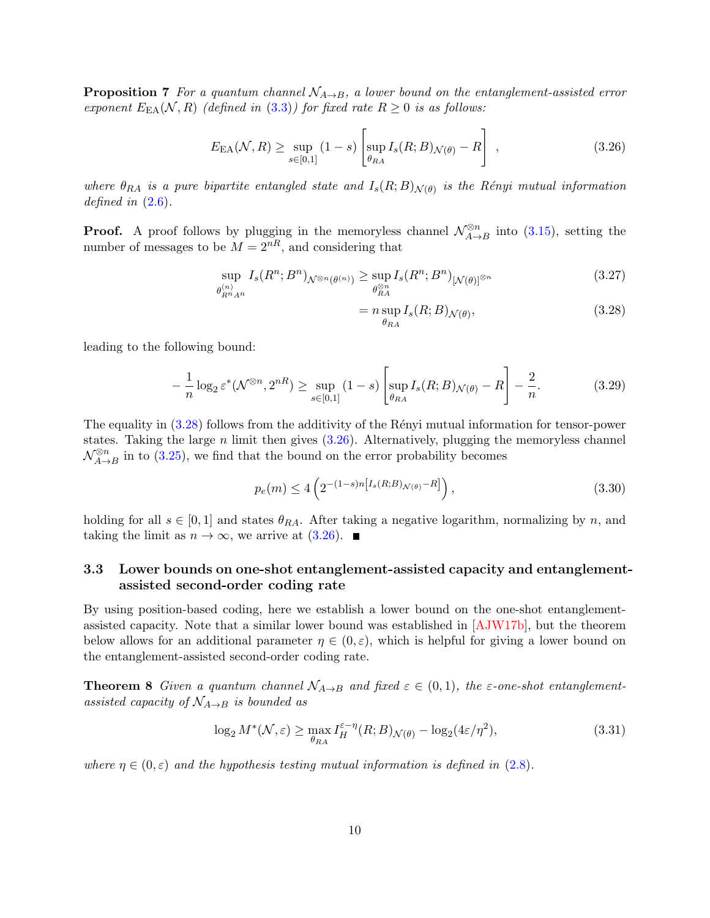**Proposition 7** *For a quantum channel $\mathcal{N}_{A\to B}$, a lower bound on the entanglement-assisted error exponent $E_{\text{EA}}(\mathcal{N}, R)$ (defined in (3.3)) for fixed rate $R \geq 0$ is as follows:*

$$E_{\text{EA}}(\mathcal{N}, R) \geq \sup_{s\in[0,1]} (1-s) \left[\sup_{\theta_{RA}} I_s(R;B)_{\mathcal{N}(\theta)} - R\right] , \tag{3.26}$$

*where $\theta_{RA}$ is a pure bipartite entangled state and $I_s(R;B)_{\mathcal{N}(\theta)}$ is the Rényi mutual information defined in (2.6).*

**Proof.** A proof follows by plugging in the memoryless channel $\mathcal{N}_{A\to B}^{\otimes n}$ into (3.15), setting the number of messages to be $M = 2^{nR}$, and considering that

$$\sup_{\theta^{(n)}_{R^nA^n}} I_s(R^n;B^n)_{\mathcal{N}^{\otimes n}(\theta^{(n)})} \geq \sup_{\theta^{\otimes n}_{RA}} I_s(R^n;B^n)_{[\mathcal{N}(\theta)]^{\otimes n}} \tag{3.27}$$

$$= n \sup_{\theta_{RA}} I_s(R;B)_{\mathcal{N}(\theta)}, \tag{3.28}$$

leading to the following bound:

$$-\frac{1}{n}\log_2 \varepsilon^*(\mathcal{N}^{\otimes n}, 2^{nR}) \geq \sup_{s\in[0,1]} (1-s) \left[\sup_{\theta_{RA}} I_s(R;B)_{\mathcal{N}(\theta)} - R\right] - \frac{2}{n}. \tag{3.29}$$

The equality in (3.28) follows from the additivity of the Rényi mutual information for tensor-power states. Taking the large $n$ limit then gives (3.26). Alternatively, plugging the memoryless channel $\mathcal{N}_{A\to B}^{\otimes n}$ in to (3.25), we find that the bound on the error probability becomes

$$p_e(m) \leq 4\left(2^{-(1-s)n\left[I_s(R;B)_{\mathcal{N}(\theta)}-R\right]}\right), \tag{3.30}$$

holding for all $s \in [0,1]$ and states $\theta_{RA}$. After taking a negative logarithm, normalizing by $n$, and taking the limit as $n \to \infty$, we arrive at (3.26). ■

## 3.3 Lower bounds on one-shot entanglement-assisted capacity and entanglement-assisted second-order coding rate

By using position-based coding, here we establish a lower bound on the one-shot entanglement-assisted capacity. Note that a similar lower bound was established in [AJW17b], but the theorem below allows for an additional parameter $\eta \in (0, \varepsilon)$, which is helpful for giving a lower bound on the entanglement-assisted second-order coding rate.

**Theorem 8** *Given a quantum channel $\mathcal{N}_{A\to B}$ and fixed $\varepsilon \in (0,1)$, the $\varepsilon$-one-shot entanglement-assisted capacity of $\mathcal{N}_{A\to B}$ is bounded as*

$$\log_2 M^*(\mathcal{N}, \varepsilon) \geq \max_{\theta_{RA}} I_H^{\varepsilon-\eta}(R;B)_{\mathcal{N}(\theta)} - \log_2(4\varepsilon/\eta^2), \tag{3.31}$$

*where $\eta \in (0, \varepsilon)$ and the hypothesis testing mutual information is defined in (2.8).*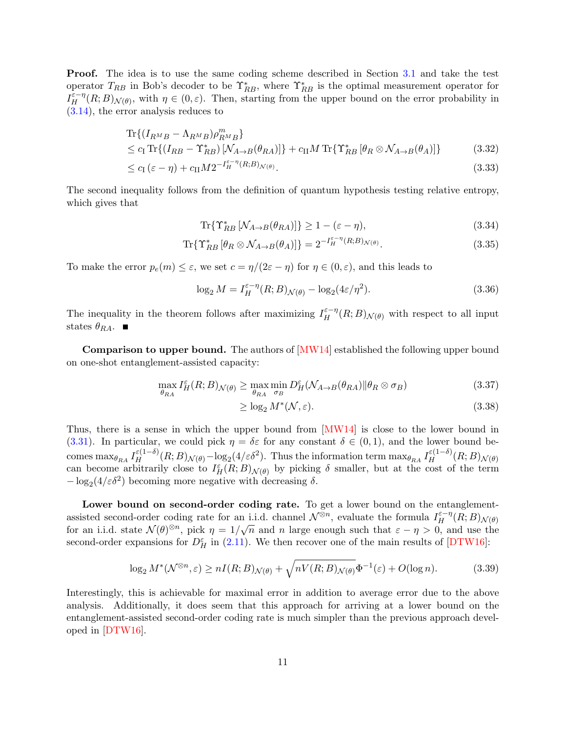**Proof.** The idea is to use the same coding scheme described in Section 3.1 and take the test operator $T_{RB}$ in Bob's decoder to be $\Upsilon^*_{RB}$, where $\Upsilon^*_{RB}$ is the optimal measurement operator for $I_H^{\varepsilon-\eta}(R;B)_{\mathcal{N}(\theta)}$, with $\eta \in (0,\varepsilon)$. Then, starting from the upper bound on the error probability in (3.14), the error analysis reduces to

$$\begin{aligned}
&\operatorname{Tr}\{(I_{R^M B} - \Lambda_{R^M B})\rho^m_{R^M B}\} \\
&\leq c_{\mathrm{I}} \operatorname{Tr}\{(I_{RB} - \Upsilon^*_{RB})\,[\mathcal{N}_{A\to B}(\theta_{RA})]\} + c_{\mathrm{II}} M \operatorname{Tr}\{\Upsilon^*_{RB}\,[\theta_R \otimes \mathcal{N}_{A\to B}(\theta_A)]\} && (3.32)\\
&\leq c_{\mathrm{I}}\,(\varepsilon - \eta) + c_{\mathrm{II}} M 2^{-I_H^{\varepsilon-\eta}(R;B)_{\mathcal{N}(\theta)}}. && (3.33)
\end{aligned}$$

The second inequality follows from the definition of quantum hypothesis testing relative entropy, which gives that

$$\operatorname{Tr}\{\Upsilon^*_{RB}\,[\mathcal{N}_{A\to B}(\theta_{RA})]\} \geq 1 - (\varepsilon - \eta), \tag{3.34}$$

$$\operatorname{Tr}\{\Upsilon^*_{RB}\,[\theta_R \otimes \mathcal{N}_{A\to B}(\theta_A)]\} = 2^{-I_H^{\varepsilon-\eta}(R;B)_{\mathcal{N}(\theta)}}. \tag{3.35}$$

To make the error $p_e(m) \leq \varepsilon$, we set $c = \eta/(2\varepsilon - \eta)$ for $\eta \in (0,\varepsilon)$, and this leads to

$$\log_2 M = I_H^{\varepsilon-\eta}(R;B)_{\mathcal{N}(\theta)} - \log_2(4\varepsilon/\eta^2). \tag{3.36}$$

The inequality in the theorem follows after maximizing $I_H^{\varepsilon-\eta}(R;B)_{\mathcal{N}(\theta)}$ with respect to all input states $\theta_{RA}$. ■

**Comparison to upper bound.** The authors of [MW14] established the following upper bound on one-shot entanglement-assisted capacity:

$$\begin{aligned}
\max_{\theta_{RA}} I_H^{\varepsilon}(R;B)_{\mathcal{N}(\theta)} &\geq \max_{\theta_{RA}} \min_{\sigma_B} D_H^{\varepsilon}(\mathcal{N}_{A\to B}(\theta_{RA}) \| \theta_R \otimes \sigma_B) && (3.37)\\
&\geq \log_2 M^*(\mathcal{N}, \varepsilon). && (3.38)
\end{aligned}$$

Thus, there is a sense in which the upper bound from [MW14] is close to the lower bound in (3.31). In particular, we could pick $\eta = \delta\varepsilon$ for any constant $\delta \in (0,1)$, and the lower bound becomes $\max_{\theta_{RA}} I_H^{\varepsilon(1-\delta)}(R;B)_{\mathcal{N}(\theta)} - \log_2(4/\varepsilon\delta^2)$. Thus the information term $\max_{\theta_{RA}} I_H^{\varepsilon(1-\delta)}(R;B)_{\mathcal{N}(\theta)}$ can become arbitrarily close to $I_H^{\varepsilon}(R;B)_{\mathcal{N}(\theta)}$ by picking $\delta$ smaller, but at the cost of the term $-\log_2(4/\varepsilon\delta^2)$ becoming more negative with decreasing $\delta$.

**Lower bound on second-order coding rate.** To get a lower bound on the entanglement-assisted second-order coding rate for an i.i.d. channel $\mathcal{N}^{\otimes n}$, evaluate the formula $I_H^{\varepsilon-\eta}(R;B)_{\mathcal{N}(\theta)}$ for an i.i.d. state $\mathcal{N}(\theta)^{\otimes n}$, pick $\eta = 1/\sqrt{n}$ and $n$ large enough such that $\varepsilon - \eta > 0$, and use the second-order expansions for $D_H^{\varepsilon}$ in (2.11). We then recover one of the main results of [DTW16]:

$$\log_2 M^*(\mathcal{N}^{\otimes n}, \varepsilon) \geq nI(R;B)_{\mathcal{N}(\theta)} + \sqrt{nV(R;B)_{\mathcal{N}(\theta)}}\,\Phi^{-1}(\varepsilon) + O(\log n). \tag{3.39}$$

Interestingly, this is achievable for maximal error in addition to average error due to the above analysis. Additionally, it does seem that this approach for arriving at a lower bound on the entanglement-assisted second-order coding rate is much simpler than the previous approach developed in [DTW16].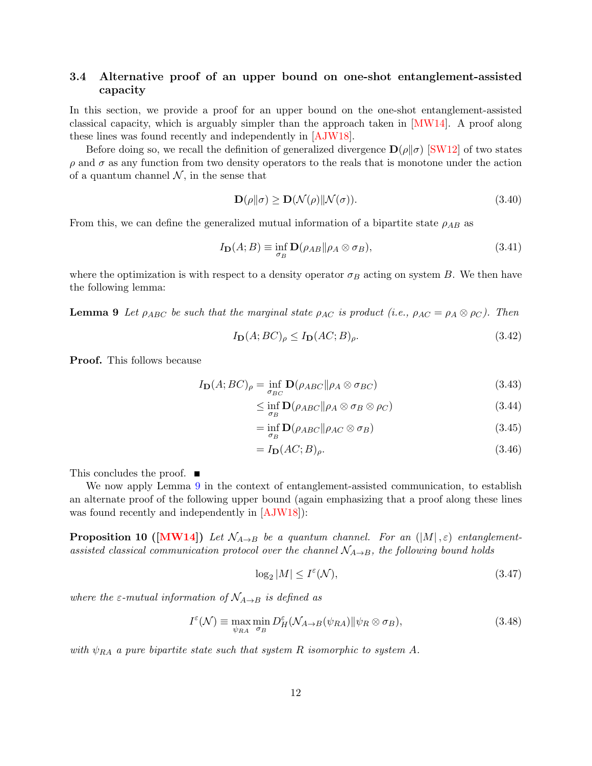### 3.4 Alternative proof of an upper bound on one-shot entanglement-assisted capacity

In this section, we provide a proof for an upper bound on the one-shot entanglement-assisted classical capacity, which is arguably simpler than the approach taken in [MW14]. A proof along these lines was found recently and independently in [AJW18].

Before doing so, we recall the definition of generalized divergence $\mathbf{D}(\rho\|\sigma)$ [SW12] of two states $\rho$ and $\sigma$ as any function from two density operators to the reals that is monotone under the action of a quantum channel $\mathcal{N}$, in the sense that

$$\mathbf{D}(\rho\|\sigma) \geq \mathbf{D}(\mathcal{N}(\rho)\|\mathcal{N}(\sigma)). \tag{3.40}$$

From this, we can define the generalized mutual information of a bipartite state $\rho_{AB}$ as

$$I_{\mathbf{D}}(A;B) \equiv \inf_{\sigma_B} \mathbf{D}(\rho_{AB}\|\rho_A \otimes \sigma_B), \tag{3.41}$$

where the optimization is with respect to a density operator $\sigma_B$ acting on system $B$. We then have the following lemma:

**Lemma 9** *Let $\rho_{ABC}$ be such that the marginal state $\rho_{AC}$ is product (i.e., $\rho_{AC} = \rho_A \otimes \rho_C$). Then*

$$I_{\mathbf{D}}(A;BC)_\rho \leq I_{\mathbf{D}}(AC;B)_\rho. \tag{3.42}$$

**Proof.** This follows because

$$\begin{aligned}
I_{\mathbf{D}}(A;BC)_\rho &= \inf_{\sigma_{BC}} \mathbf{D}(\rho_{ABC}\|\rho_A \otimes \sigma_{BC}) && (3.43)\\
&\leq \inf_{\sigma_B} \mathbf{D}(\rho_{ABC}\|\rho_A \otimes \sigma_B \otimes \rho_C) && (3.44)\\
&= \inf_{\sigma_B} \mathbf{D}(\rho_{ABC}\|\rho_{AC} \otimes \sigma_B) && (3.45)\\
&= I_{\mathbf{D}}(AC;B)_\rho. && (3.46)
\end{aligned}$$

This concludes the proof. ■

We now apply Lemma 9 in the context of entanglement-assisted communication, to establish an alternate proof of the following upper bound (again emphasizing that a proof along these lines was found recently and independently in [AJW18]):

**Proposition 10 ([MW14])** *Let $\mathcal{N}_{A\to B}$ be a quantum channel. For an $(|M|, \varepsilon)$ entanglement-assisted classical communication protocol over the channel $\mathcal{N}_{A\to B}$, the following bound holds*

$$\log_2 |M| \leq I^\varepsilon(\mathcal{N}), \tag{3.47}$$

*where the $\varepsilon$-mutual information of $\mathcal{N}_{A\to B}$ is defined as*

$$I^\varepsilon(\mathcal{N}) \equiv \max_{\psi_{RA}} \min_{\sigma_B} D_H^\varepsilon(\mathcal{N}_{A\to B}(\psi_{RA})\|\psi_R \otimes \sigma_B), \tag{3.48}$$

*with $\psi_{RA}$ a pure bipartite state such that system $R$ isomorphic to system $A$.*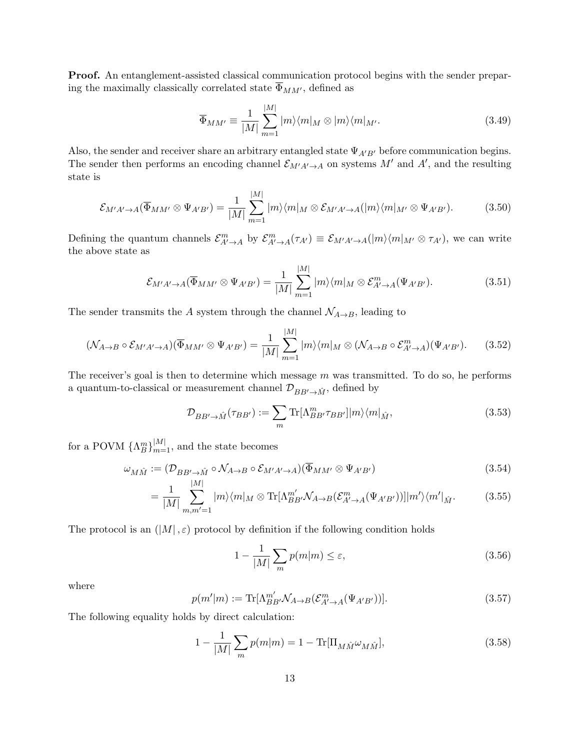**Proof.** An entanglement-assisted classical communication protocol begins with the sender preparing the maximally classically correlated state $\overline{\Phi}_{MM'}$, defined as

$$\overline{\Phi}_{MM'} \equiv \frac{1}{|M|} \sum_{m=1}^{|M|} |m\rangle\langle m|_M \otimes |m\rangle\langle m|_{M'}. \tag{3.49}$$

Also, the sender and receiver share an arbitrary entangled state $\Psi_{A'B'}$ before communication begins. The sender then performs an encoding channel $\mathcal{E}_{M'A' \to A}$ on systems $M'$ and $A'$, and the resulting state is

$$\mathcal{E}_{M'A' \to A}(\overline{\Phi}_{MM'} \otimes \Psi_{A'B'}) = \frac{1}{|M|} \sum_{m=1}^{|M|} |m\rangle\langle m|_M \otimes \mathcal{E}_{M'A' \to A}(|m\rangle\langle m|_{M'} \otimes \Psi_{A'B'}). \tag{3.50}$$

Defining the quantum channels $\mathcal{E}^m_{A' \to A}$ by $\mathcal{E}^m_{A' \to A}(\tau_{A'}) \equiv \mathcal{E}_{M'A' \to A}(|m\rangle\langle m|_{M'} \otimes \tau_{A'})$, we can write the above state as

$$\mathcal{E}_{M'A' \to A}(\overline{\Phi}_{MM'} \otimes \Psi_{A'B'}) = \frac{1}{|M|} \sum_{m=1}^{|M|} |m\rangle\langle m|_M \otimes \mathcal{E}^m_{A' \to A}(\Psi_{A'B'}). \tag{3.51}$$

The sender transmits the $A$ system through the channel $\mathcal{N}_{A \to B}$, leading to

$$(\mathcal{N}_{A \to B} \circ \mathcal{E}_{M'A' \to A})(\overline{\Phi}_{MM'} \otimes \Psi_{A'B'}) = \frac{1}{|M|} \sum_{m=1}^{|M|} |m\rangle\langle m|_M \otimes (\mathcal{N}_{A \to B} \circ \mathcal{E}^m_{A' \to A})(\Psi_{A'B'}). \tag{3.52}$$

The receiver's goal is then to determine which message $m$ was transmitted. To do so, he performs a quantum-to-classical or measurement channel $\mathcal{D}_{BB' \to \hat{M}}$, defined by

$$\mathcal{D}_{BB' \to \hat{M}}(\tau_{BB'}) := \sum_m \mathrm{Tr}[\Lambda^m_{BB'} \tau_{BB'}] |m\rangle\langle m|_{\hat{M}}, \tag{3.53}$$

for a POVM $\{\Lambda^m_B\}_{m=1}^{|M|}$, and the state becomes

$$\omega_{M\hat{M}} := (\mathcal{D}_{BB' \to \hat{M}} \circ \mathcal{N}_{A \to B} \circ \mathcal{E}_{M'A' \to A})(\overline{\Phi}_{MM'} \otimes \Psi_{A'B'}) \tag{3.54}$$

$$= \frac{1}{|M|} \sum_{m,m'=1}^{|M|} |m\rangle\langle m|_M \otimes \mathrm{Tr}[\Lambda^{m'}_{BB'} \mathcal{N}_{A \to B}(\mathcal{E}^m_{A' \to A}(\Psi_{A'B'}))] |m'\rangle\langle m'|_{\hat{M}}. \tag{3.55}$$

The protocol is an $(|M|, \varepsilon)$ protocol by definition if the following condition holds

$$1 - \frac{1}{|M|} \sum_m p(m|m) \leq \varepsilon, \tag{3.56}$$

where

$$p(m'|m) := \mathrm{Tr}[\Lambda^{m'}_{BB'} \mathcal{N}_{A \to B}(\mathcal{E}^m_{A' \to A}(\Psi_{A'B'}))]. \tag{3.57}$$

The following equality holds by direct calculation:

$$1 - \frac{1}{|M|} \sum_m p(m|m) = 1 - \mathrm{Tr}[\Pi_{M\hat{M}} \omega_{M\hat{M}}], \tag{3.58}$$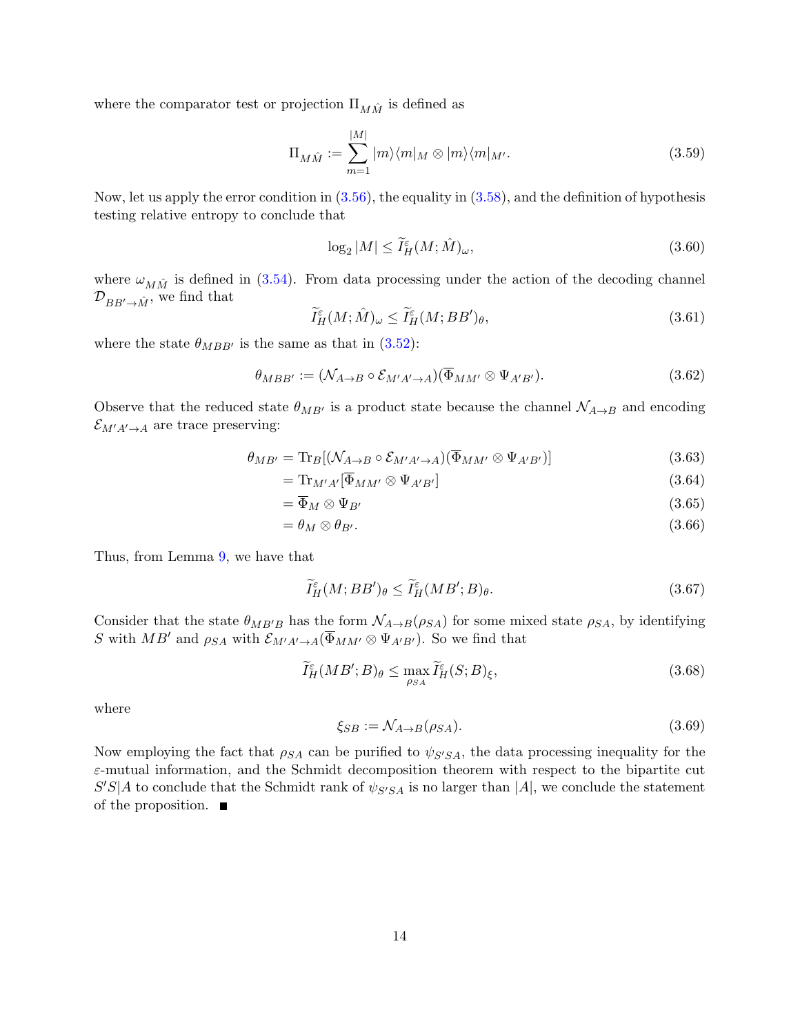where the comparator test or projection $\Pi_{M\hat{M}}$ is defined as

$$\Pi_{M\hat{M}} := \sum_{m=1}^{|M|} |m\rangle\langle m|_M \otimes |m\rangle\langle m|_{M'}. \tag{3.59}$$

Now, let us apply the error condition in (3.56), the equality in (3.58), and the definition of hypothesis testing relative entropy to conclude that

$$\log_2 |M| \leq \widetilde{I}_H^{\varepsilon}(M;\hat{M})_\omega, \tag{3.60}$$

where $\omega_{M\hat{M}}$ is defined in (3.54). From data processing under the action of the decoding channel $\mathcal{D}_{BB'\to\hat{M}}$, we find that

$$\widetilde{I}_H^{\varepsilon}(M;\hat{M})_\omega \leq \widetilde{I}_H^{\varepsilon}(M;BB')_\theta, \tag{3.61}$$

where the state $\theta_{MBB'}$ is the same as that in (3.52):

$$\theta_{MBB'} := (\mathcal{N}_{A\to B} \circ \mathcal{E}_{M'A'\to A})(\overline{\Phi}_{MM'} \otimes \Psi_{A'B'}). \tag{3.62}$$

Observe that the reduced state $\theta_{MB'}$ is a product state because the channel $\mathcal{N}_{A\to B}$ and encoding $\mathcal{E}_{M'A'\to A}$ are trace preserving:

$$\theta_{MB'} = \mathrm{Tr}_B[(\mathcal{N}_{A\to B} \circ \mathcal{E}_{M'A'\to A})(\overline{\Phi}_{MM'} \otimes \Psi_{A'B'})] \tag{3.63}$$

$$= \mathrm{Tr}_{M'A'}[\overline{\Phi}_{MM'} \otimes \Psi_{A'B'}] \tag{3.64}$$

$$= \overline{\Phi}_M \otimes \Psi_{B'} \tag{3.65}$$

$$= \theta_M \otimes \theta_{B'}. \tag{3.66}$$

Thus, from Lemma 9, we have that

$$\widetilde{I}_H^{\varepsilon}(M;BB')_\theta \leq \widetilde{I}_H^{\varepsilon}(MB';B)_\theta. \tag{3.67}$$

Consider that the state $\theta_{MB'B}$ has the form $\mathcal{N}_{A\to B}(\rho_{SA})$ for some mixed state $\rho_{SA}$, by identifying $S$ with $MB'$ and $\rho_{SA}$ with $\mathcal{E}_{M'A'\to A}(\overline{\Phi}_{MM'} \otimes \Psi_{A'B'})$. So we find that

$$\widetilde{I}_H^{\varepsilon}(MB';B)_\theta \leq \max_{\rho_{SA}} \widetilde{I}_H^{\varepsilon}(S;B)_\xi, \tag{3.68}$$

where

$$\xi_{SB} := \mathcal{N}_{A\to B}(\rho_{SA}). \tag{3.69}$$

Now employing the fact that $\rho_{SA}$ can be purified to $\psi_{S'SA}$, the data processing inequality for the $\varepsilon$-mutual information, and the Schmidt decomposition theorem with respect to the bipartite cut $S'S|A$ to conclude that the Schmidt rank of $\psi_{S'SA}$ is no larger than $|A|$, we conclude the statement of the proposition. ∎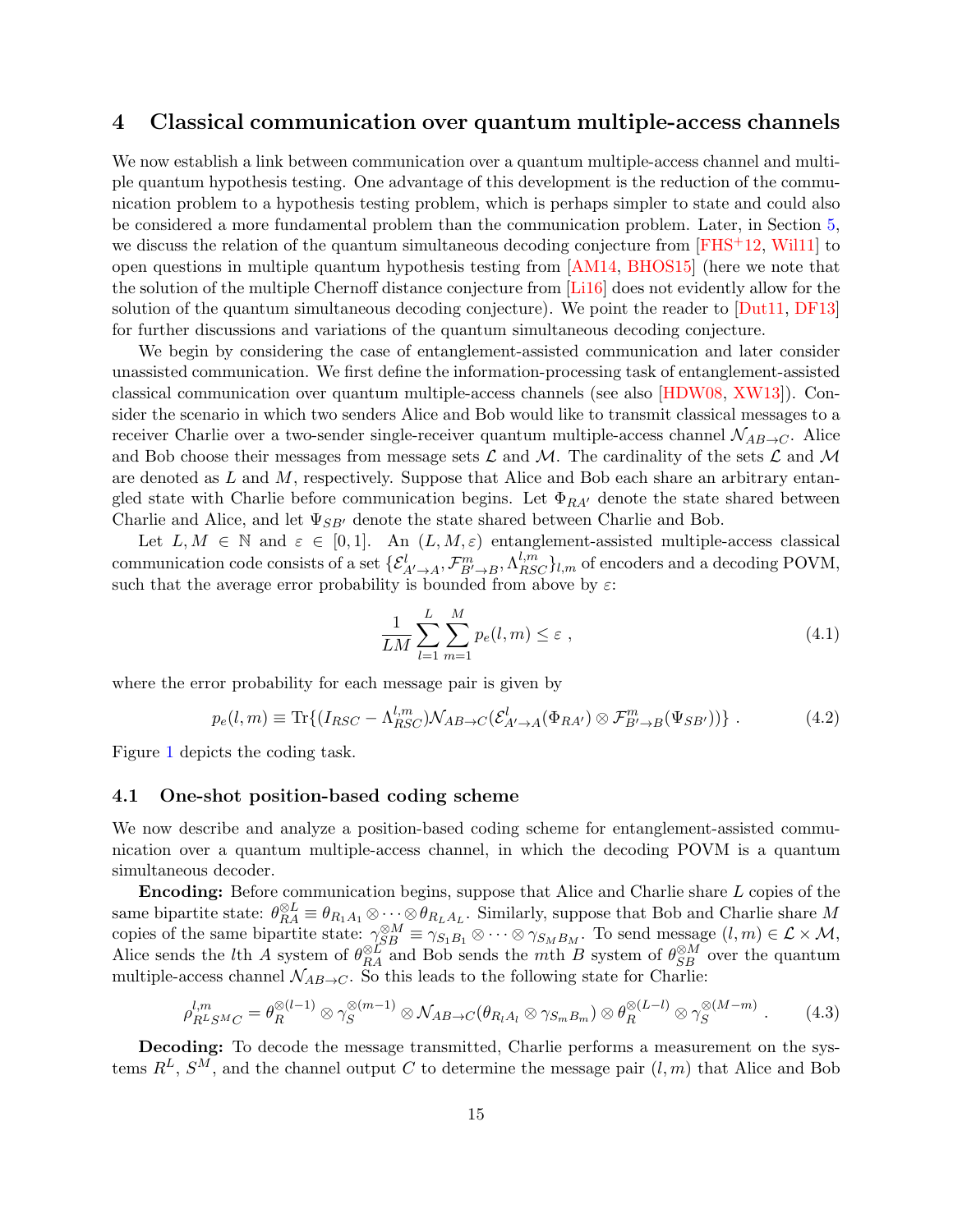# 4 Classical communication over quantum multiple-access channels

We now establish a link between communication over a quantum multiple-access channel and multiple quantum hypothesis testing. One advantage of this development is the reduction of the communication problem to a hypothesis testing problem, which is perhaps simpler to state and could also be considered a more fundamental problem than the communication problem. Later, in Section 5, we discuss the relation of the quantum simultaneous decoding conjecture from [FHS+12, Wil11] to open questions in multiple quantum hypothesis testing from [AM14, BHOS15] (here we note that the solution of the multiple Chernoff distance conjecture from [Li16] does not evidently allow for the solution of the quantum simultaneous decoding conjecture). We point the reader to [Dut11, DF13] for further discussions and variations of the quantum simultaneous decoding conjecture.

We begin by considering the case of entanglement-assisted communication and later consider unassisted communication. We first define the information-processing task of entanglement-assisted classical communication over quantum multiple-access channels (see also [HDW08, XW13]). Consider the scenario in which two senders Alice and Bob would like to transmit classical messages to a receiver Charlie over a two-sender single-receiver quantum multiple-access channel $\mathcal{N}_{AB\to C}$. Alice and Bob choose their messages from message sets $\mathcal{L}$ and $\mathcal{M}$. The cardinality of the sets $\mathcal{L}$ and $\mathcal{M}$ are denoted as $L$ and $M$, respectively. Suppose that Alice and Bob each share an arbitrary entangled state with Charlie before communication begins. Let $\Phi_{RA'}$ denote the state shared between Charlie and Alice, and let $\Psi_{SB'}$ denote the state shared between Charlie and Bob.

Let $L, M \in \mathbb{N}$ and $\varepsilon \in [0,1]$. An $(L, M, \varepsilon)$ entanglement-assisted multiple-access classical communication code consists of a set $\{\mathcal{E}^l_{A'\to A}, \mathcal{F}^m_{B'\to B}, \Lambda^{l,m}_{RSC}\}_{l,m}$ of encoders and a decoding POVM, such that the average error probability is bounded from above by $\varepsilon$:

$$\frac{1}{LM}\sum_{l=1}^{L}\sum_{m=1}^{M} p_e(l,m) \leq \varepsilon \ , \tag{4.1}$$

where the error probability for each message pair is given by

$$p_e(l,m) \equiv \operatorname{Tr}\{(I_{RSC} - \Lambda^{l,m}_{RSC})\mathcal{N}_{AB\to C}(\mathcal{E}^l_{A'\to A}(\Phi_{RA'}) \otimes \mathcal{F}^m_{B'\to B}(\Psi_{SB'}))\} \ . \tag{4.2}$$

Figure 1 depicts the coding task.

## 4.1 One-shot position-based coding scheme

We now describe and analyze a position-based coding scheme for entanglement-assisted communication over a quantum multiple-access channel, in which the decoding POVM is a quantum simultaneous decoder.

**Encoding:** Before communication begins, suppose that Alice and Charlie share $L$ copies of the same bipartite state: $\theta_{RA}^{\otimes L} \equiv \theta_{R_1A_1} \otimes \cdots \otimes \theta_{R_LA_L}$. Similarly, suppose that Bob and Charlie share $M$ copies of the same bipartite state: $\gamma_{SB}^{\otimes M} \equiv \gamma_{S_1B_1} \otimes \cdots \otimes \gamma_{S_MB_M}$. To send message $(l,m) \in \mathcal{L} \times \mathcal{M}$, Alice sends the $l$th $A$ system of $\theta_{RA}^{\otimes L}$ and Bob sends the $m$th $B$ system of $\theta_{SB}^{\otimes M}$ over the quantum multiple-access channel $\mathcal{N}_{AB\to C}$. So this leads to the following state for Charlie:

$$\rho^{l,m}_{R^LS^MC} = \theta_R^{\otimes(l-1)} \otimes \gamma_S^{\otimes(m-1)} \otimes \mathcal{N}_{AB\to C}(\theta_{R_lA_l} \otimes \gamma_{S_mB_m}) \otimes \theta_R^{\otimes(L-l)} \otimes \gamma_S^{\otimes(M-m)} \ . \tag{4.3}$$

**Decoding:** To decode the message transmitted, Charlie performs a measurement on the systems $R^L$, $S^M$, and the channel output $C$ to determine the message pair $(l,m)$ that Alice and Bob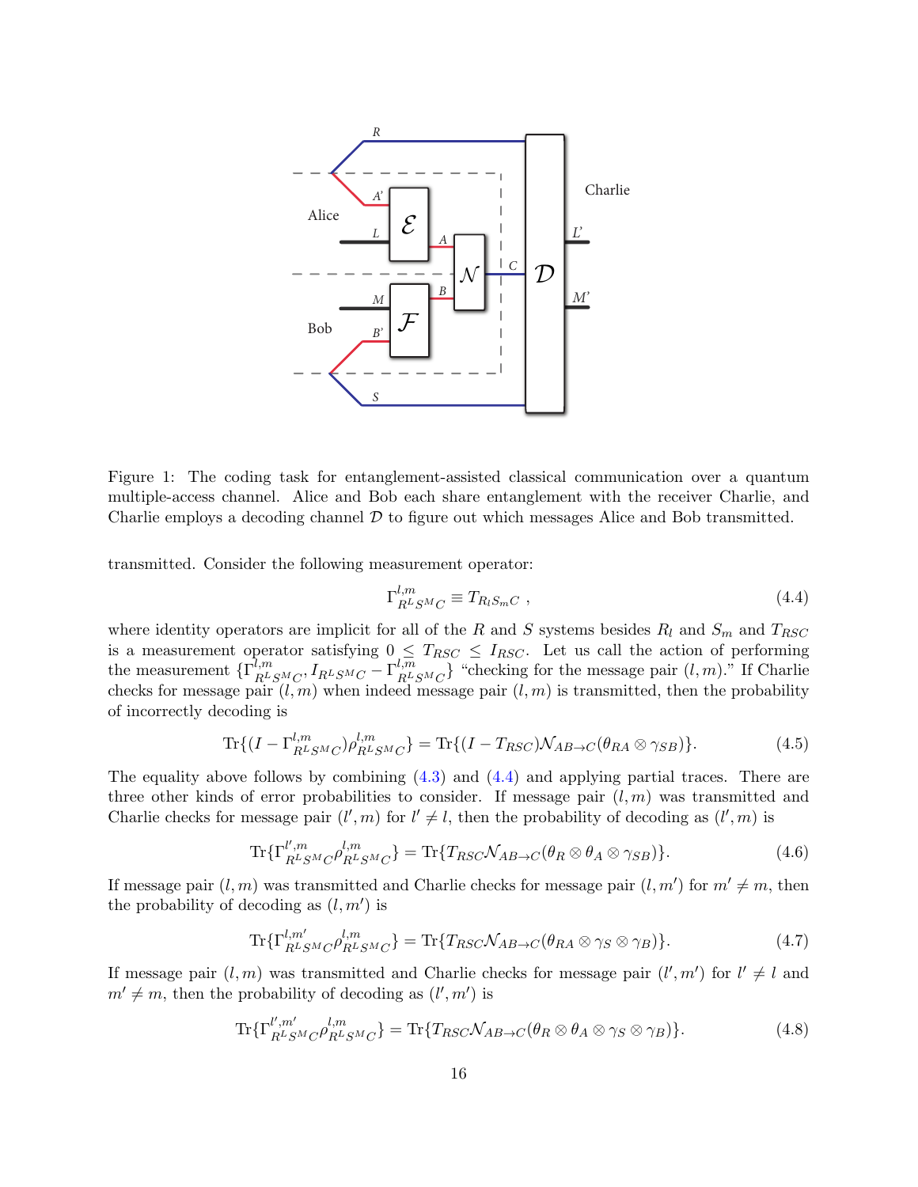Figure 1: The coding task for entanglement-assisted classical communication over a quantum multiple-access channel. Alice and Bob each share entanglement with the receiver Charlie, and Charlie employs a decoding channel $\mathcal{D}$ to figure out which messages Alice and Bob transmitted.

transmitted. Consider the following measurement operator:

$$\Gamma^{l,m}_{R^L S^M C} \equiv T_{R_l S_m C} \ , \tag{4.4}$$

where identity operators are implicit for all of the $R$ and $S$ systems besides $R_l$ and $S_m$ and $T_{RSC}$ is a measurement operator satisfying $0 \leq T_{RSC} \leq I_{RSC}$. Let us call the action of performing the measurement $\{\Gamma^{l,m}_{R^L S^M C}, I_{R^L S^M C} - \Gamma^{l,m}_{R^L S^M C}\}$ "checking for the message pair $(l, m)$." If Charlie checks for message pair $(l, m)$ when indeed message pair $(l, m)$ is transmitted, then the probability of incorrectly decoding is

$$\text{Tr}\{(I - \Gamma^{l,m}_{R^L S^M C})\rho^{l,m}_{R^L S^M C}\} = \text{Tr}\{(I - T_{RSC})\mathcal{N}_{AB\to C}(\theta_{RA} \otimes \gamma_{SB})\}. \tag{4.5}$$

The equality above follows by combining (4.3) and (4.4) and applying partial traces. There are three other kinds of error probabilities to consider. If message pair $(l, m)$ was transmitted and Charlie checks for message pair $(l', m)$ for $l' \neq l$, then the probability of decoding as $(l', m)$ is

$$\text{Tr}\{\Gamma^{l',m}_{R^L S^M C}\rho^{l,m}_{R^L S^M C}\} = \text{Tr}\{T_{RSC}\mathcal{N}_{AB\to C}(\theta_R \otimes \theta_A \otimes \gamma_{SB})\}. \tag{4.6}$$

If message pair $(l, m)$ was transmitted and Charlie checks for message pair $(l, m')$ for $m' \neq m$, then the probability of decoding as $(l, m')$ is

$$\text{Tr}\{\Gamma^{l,m'}_{R^L S^M C}\rho^{l,m}_{R^L S^M C}\} = \text{Tr}\{T_{RSC}\mathcal{N}_{AB\to C}(\theta_{RA} \otimes \gamma_S \otimes \gamma_B)\}. \tag{4.7}$$

If message pair $(l, m)$ was transmitted and Charlie checks for message pair $(l', m')$ for $l' \neq l$ and $m' \neq m$, then the probability of decoding as $(l', m')$ is

$$\text{Tr}\{\Gamma^{l',m'}_{R^L S^M C}\rho^{l,m}_{R^L S^M C}\} = \text{Tr}\{T_{RSC}\mathcal{N}_{AB\to C}(\theta_R \otimes \theta_A \otimes \gamma_S \otimes \gamma_B)\}. \tag{4.8}$$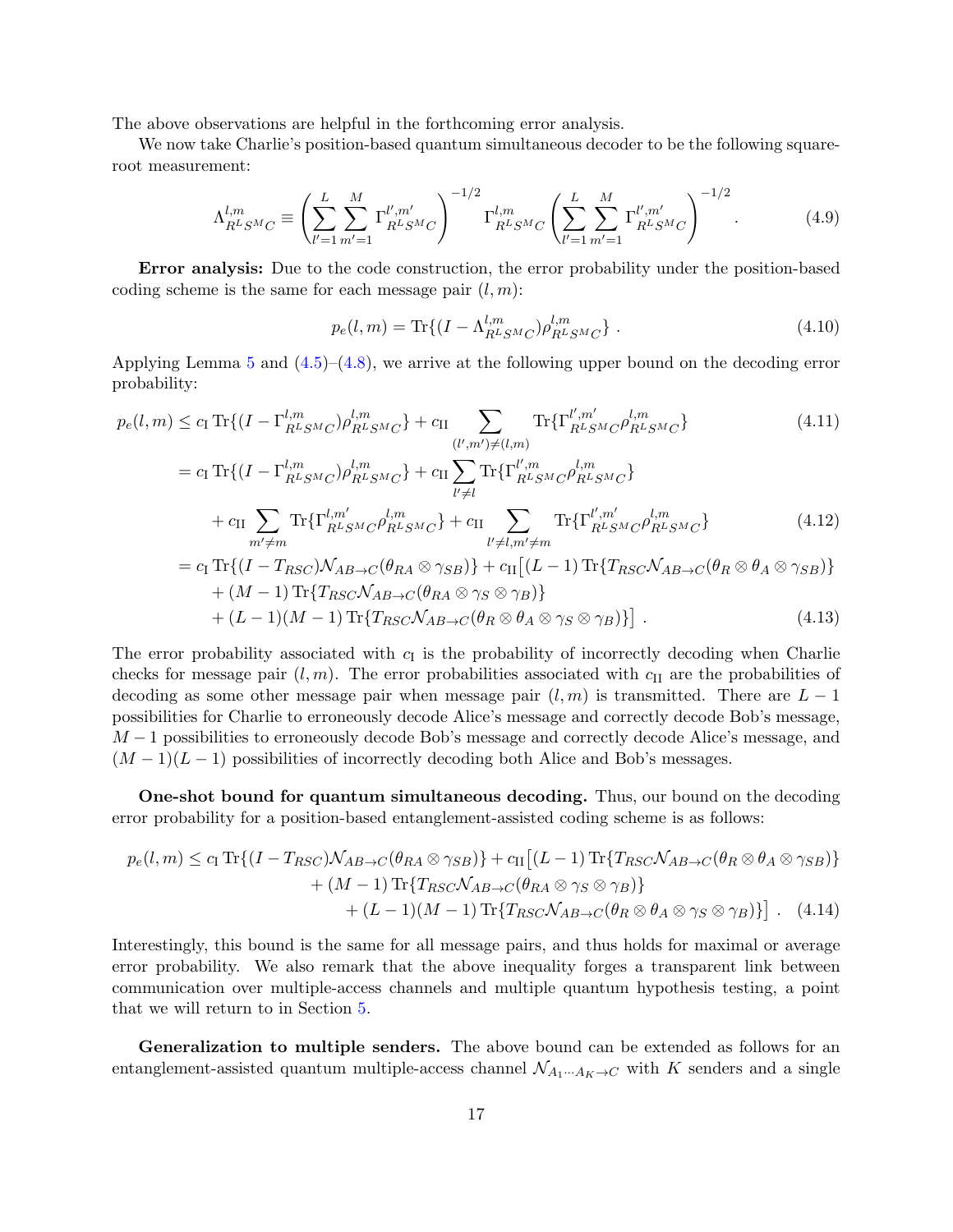The above observations are helpful in the forthcoming error analysis.

We now take Charlie's position-based quantum simultaneous decoder to be the following square-root measurement:

$$\Lambda^{l,m}_{R^L S^M C} \equiv \left( \sum_{l'=1}^{L} \sum_{m'=1}^{M} \Gamma^{l',m'}_{R^L S^M C} \right)^{-1/2} \Gamma^{l,m}_{R^L S^M C} \left( \sum_{l'=1}^{L} \sum_{m'=1}^{M} \Gamma^{l',m'}_{R^L S^M C} \right)^{-1/2} . \tag{4.9}$$

**Error analysis:** Due to the code construction, the error probability under the position-based coding scheme is the same for each message pair $(l, m)$:

$$p_e(l,m) = \operatorname{Tr}\{(I - \Lambda^{l,m}_{R^L S^M C})\rho^{l,m}_{R^L S^M C}\} . \tag{4.10}$$

Applying Lemma 5 and (4.5)–(4.8), we arrive at the following upper bound on the decoding error probability:

$$\begin{aligned}
p_e(l,m) &\leq c_{\mathrm{I}} \operatorname{Tr}\{(I - \Gamma^{l,m}_{R^L S^M C})\rho^{l,m}_{R^L S^M C}\} + c_{\mathrm{II}} \sum_{(l',m') \neq (l,m)} \operatorname{Tr}\{\Gamma^{l',m'}_{R^L S^M C} \rho^{l,m}_{R^L S^M C}\} \qquad (4.11)\\
&= c_{\mathrm{I}} \operatorname{Tr}\{(I - \Gamma^{l,m}_{R^L S^M C})\rho^{l,m}_{R^L S^M C}\} + c_{\mathrm{II}} \sum_{l' \neq l} \operatorname{Tr}\{\Gamma^{l',m}_{R^L S^M C} \rho^{l,m}_{R^L S^M C}\} \\
&\quad + c_{\mathrm{II}} \sum_{m' \neq m} \operatorname{Tr}\{\Gamma^{l,m'}_{R^L S^M C} \rho^{l,m}_{R^L S^M C}\} + c_{\mathrm{II}} \sum_{l' \neq l, m' \neq m} \operatorname{Tr}\{\Gamma^{l',m'}_{R^L S^M C} \rho^{l,m}_{R^L S^M C}\} \qquad (4.12)\\
&= c_{\mathrm{I}} \operatorname{Tr}\{(I - T_{RSC})\mathcal{N}_{AB\to C}(\theta_{RA} \otimes \gamma_{SB})\} + c_{\mathrm{II}}\big[(L-1) \operatorname{Tr}\{T_{RSC}\mathcal{N}_{AB\to C}(\theta_R \otimes \theta_A \otimes \gamma_{SB})\} \\
&\quad + (M-1) \operatorname{Tr}\{T_{RSC}\mathcal{N}_{AB\to C}(\theta_{RA} \otimes \gamma_S \otimes \gamma_B)\} \\
&\quad + (L-1)(M-1) \operatorname{Tr}\{T_{RSC}\mathcal{N}_{AB\to C}(\theta_R \otimes \theta_A \otimes \gamma_S \otimes \gamma_B)\}\big] . \qquad (4.13)
\end{aligned}$$

The error probability associated with $c_{\mathrm{I}}$ is the probability of incorrectly decoding when Charlie checks for message pair $(l, m)$. The error probabilities associated with $c_{\mathrm{II}}$ are the probabilities of decoding as some other message pair when message pair $(l, m)$ is transmitted. There are $L - 1$ possibilities for Charlie to erroneously decode Alice's message and correctly decode Bob's message, $M - 1$ possibilities to erroneously decode Bob's message and correctly decode Alice's message, and $(M - 1)(L - 1)$ possibilities of incorrectly decoding both Alice and Bob's messages.

**One-shot bound for quantum simultaneous decoding.** Thus, our bound on the decoding error probability for a position-based entanglement-assisted coding scheme is as follows:

$$\begin{aligned}
p_e(l,m) \leq c_{\mathrm{I}} \operatorname{Tr}\{(I - T_{RSC})\mathcal{N}_{AB\to C}(\theta_{RA} \otimes \gamma_{SB})\} &+ c_{\mathrm{II}}\big[(L-1) \operatorname{Tr}\{T_{RSC}\mathcal{N}_{AB\to C}(\theta_R \otimes \theta_A \otimes \gamma_{SB})\} \\
&+ (M-1) \operatorname{Tr}\{T_{RSC}\mathcal{N}_{AB\to C}(\theta_{RA} \otimes \gamma_S \otimes \gamma_B)\} \\
&+ (L-1)(M-1) \operatorname{Tr}\{T_{RSC}\mathcal{N}_{AB\to C}(\theta_R \otimes \theta_A \otimes \gamma_S \otimes \gamma_B)\}\big] . \qquad (4.14)
\end{aligned}$$

Interestingly, this bound is the same for all message pairs, and thus holds for maximal or average error probability. We also remark that the above inequality forges a transparent link between communication over multiple-access channels and multiple quantum hypothesis testing, a point that we will return to in Section 5.

**Generalization to multiple senders.** The above bound can be extended as follows for an entanglement-assisted quantum multiple-access channel $\mathcal{N}_{A_1\cdots A_K\to C}$ with $K$ senders and a single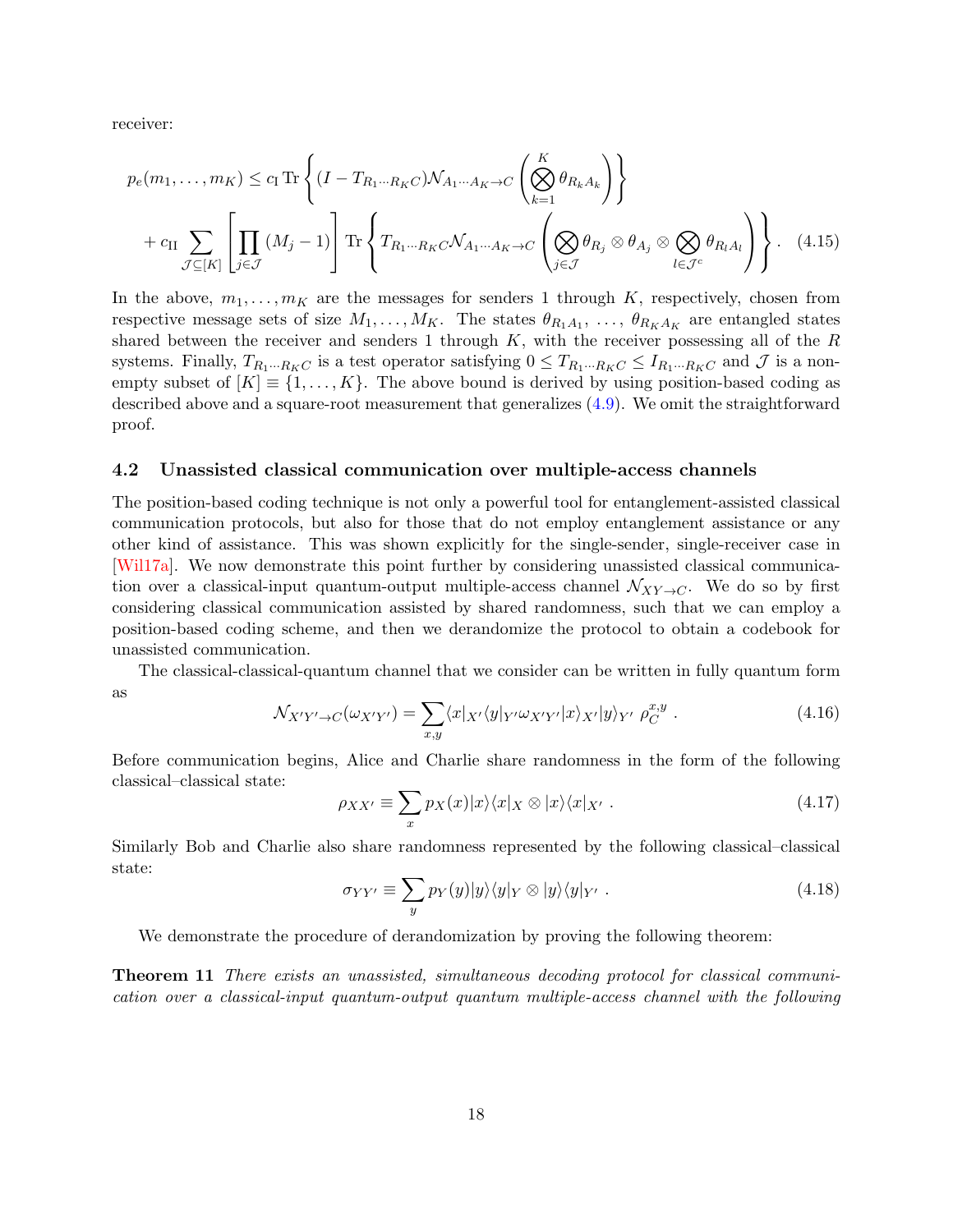receiver:

$$p_e(m_1, \ldots, m_K) \leq c_{\mathrm{I}} \operatorname{Tr}\left\{ (I - T_{R_1 \cdots R_K C}) \mathcal{N}_{A_1 \cdots A_K \to C}\left( \bigotimes_{k=1}^{K} \theta_{R_k A_k} \right) \right\}$$
$$+ c_{\mathrm{II}} \sum_{\mathcal{J} \subseteq [K]} \left[ \prod_{j \in \mathcal{J}} (M_j - 1) \right] \operatorname{Tr}\left\{ T_{R_1 \cdots R_K C} \mathcal{N}_{A_1 \cdots A_K \to C}\left( \bigotimes_{j \in \mathcal{J}} \theta_{R_j} \otimes \theta_{A_j} \otimes \bigotimes_{l \in \mathcal{J}^c} \theta_{R_l A_l} \right) \right\}. \quad (4.15)$$

In the above, $m_1, \ldots, m_K$ are the messages for senders 1 through $K$, respectively, chosen from respective message sets of size $M_1, \ldots, M_K$. The states $\theta_{R_1 A_1}, \ldots, \theta_{R_K A_K}$ are entangled states shared between the receiver and senders 1 through $K$, with the receiver possessing all of the $R$ systems. Finally, $T_{R_1 \cdots R_K C}$ is a test operator satisfying $0 \leq T_{R_1 \cdots R_K C} \leq I_{R_1 \cdots R_K C}$ and $\mathcal{J}$ is a non-empty subset of $[K] \equiv \{1, \ldots, K\}$. The above bound is derived by using position-based coding as described above and a square-root measurement that generalizes (4.9). We omit the straightforward proof.

### 4.2 Unassisted classical communication over multiple-access channels

The position-based coding technique is not only a powerful tool for entanglement-assisted classical communication protocols, but also for those that do not employ entanglement assistance or any other kind of assistance. This was shown explicitly for the single-sender, single-receiver case in [Wil17a]. We now demonstrate this point further by considering unassisted classical communication over a classical-input quantum-output multiple-access channel $\mathcal{N}_{XY \to C}$. We do so by first considering classical communication assisted by shared randomness, such that we can employ a position-based coding scheme, and then we derandomize the protocol to obtain a codebook for unassisted communication.

The classical-classical-quantum channel that we consider can be written in fully quantum form as

$$\mathcal{N}_{X'Y' \to C}(\omega_{X'Y'}) = \sum_{x,y} \langle x|_{X'} \langle y|_{Y'} \omega_{X'Y'} |x\rangle_{X'} |y\rangle_{Y'} \; \rho_C^{x,y} \,. \quad (4.16)$$

Before communication begins, Alice and Charlie share randomness in the form of the following classical–classical state:

$$\rho_{XX'} \equiv \sum_x p_X(x) |x\rangle\langle x|_X \otimes |x\rangle\langle x|_{X'} \,. \quad (4.17)$$

Similarly Bob and Charlie also share randomness represented by the following classical–classical state:

$$\sigma_{YY'} \equiv \sum_y p_Y(y) |y\rangle\langle y|_Y \otimes |y\rangle\langle y|_{Y'} \,. \quad (4.18)$$

We demonstrate the procedure of derandomization by proving the following theorem:

**Theorem 11** *There exists an unassisted, simultaneous decoding protocol for classical communication over a classical-input quantum-output quantum multiple-access channel with the following*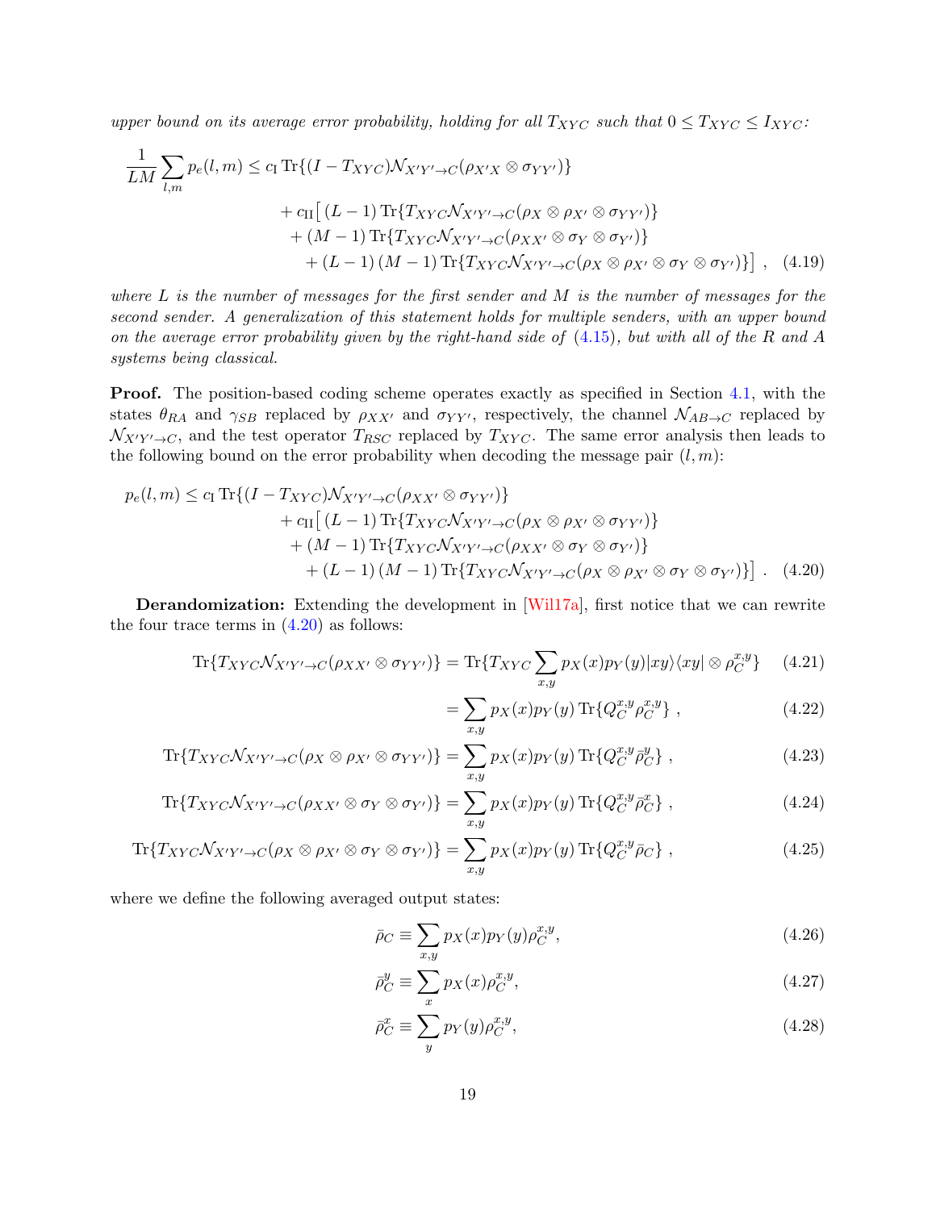*upper bound on its average error probability, holding for all $T_{XYC}$ such that $0 \leq T_{XYC} \leq I_{XYC}$:*

$$
\begin{aligned}
\frac{1}{LM}\sum_{l,m} p_e(l,m) \leq c_{\mathrm{I}} \operatorname{Tr}\{(I - T_{XYC})\mathcal{N}_{X'Y'\to C}(\rho_{X'X} \otimes \sigma_{YY'})\} \\
+ c_{\mathrm{II}}\big[ (L-1)\operatorname{Tr}\{T_{XYC}\mathcal{N}_{X'Y'\to C}(\rho_X \otimes \rho_{X'} \otimes \sigma_{YY'})\} \\
+ (M-1)\operatorname{Tr}\{T_{XYC}\mathcal{N}_{X'Y'\to C}(\rho_{XX'} \otimes \sigma_Y \otimes \sigma_{Y'})\} \\
+ (L-1)(M-1)\operatorname{Tr}\{T_{XYC}\mathcal{N}_{X'Y'\to C}(\rho_X \otimes \rho_{X'} \otimes \sigma_Y \otimes \sigma_{Y'})\}\big] ,
\end{aligned}
\tag{4.19}
$$

*where $L$ is the number of messages for the first sender and $M$ is the number of messages for the second sender. A generalization of this statement holds for multiple senders, with an upper bound on the average error probability given by the right-hand side of (4.15), but with all of the $R$ and $A$ systems being classical.*

**Proof.** The position-based coding scheme operates exactly as specified in Section 4.1, with the states $\theta_{RA}$ and $\gamma_{SB}$ replaced by $\rho_{XX'}$ and $\sigma_{YY'}$, respectively, the channel $\mathcal{N}_{AB\to C}$ replaced by $\mathcal{N}_{X'Y'\to C}$, and the test operator $T_{RSC}$ replaced by $T_{XYC}$. The same error analysis then leads to the following bound on the error probability when decoding the message pair $(l,m)$:

$$
\begin{aligned}
p_e(l,m) \leq c_{\mathrm{I}} \operatorname{Tr}\{(I - T_{XYC})\mathcal{N}_{X'Y'\to C}(\rho_{XX'} \otimes \sigma_{YY'})\} \\
+ c_{\mathrm{II}}\big[ (L-1)\operatorname{Tr}\{T_{XYC}\mathcal{N}_{X'Y'\to C}(\rho_X \otimes \rho_{X'} \otimes \sigma_{YY'})\} \\
+ (M-1)\operatorname{Tr}\{T_{XYC}\mathcal{N}_{X'Y'\to C}(\rho_{XX'} \otimes \sigma_Y \otimes \sigma_{Y'})\} \\
+ (L-1)(M-1)\operatorname{Tr}\{T_{XYC}\mathcal{N}_{X'Y'\to C}(\rho_X \otimes \rho_{X'} \otimes \sigma_Y \otimes \sigma_{Y'})\}\big] .
\end{aligned}
\tag{4.20}
$$

**Derandomization:** Extending the development in [Wil17a], first notice that we can rewrite the four trace terms in (4.20) as follows:

$$
\operatorname{Tr}\{T_{XYC}\mathcal{N}_{X'Y'\to C}(\rho_{XX'} \otimes \sigma_{YY'})\} = \operatorname{Tr}\{T_{XYC}\sum_{x,y} p_X(x)p_Y(y)|xy\rangle\langle xy| \otimes \rho_C^{x,y}\} \tag{4.21}
$$

$$
= \sum_{x,y} p_X(x)p_Y(y)\operatorname{Tr}\{Q_C^{x,y}\rho_C^{x,y}\} , \tag{4.22}
$$

$$
\operatorname{Tr}\{T_{XYC}\mathcal{N}_{X'Y'\to C}(\rho_X \otimes \rho_{X'} \otimes \sigma_{YY'})\} = \sum_{x,y} p_X(x)p_Y(y)\operatorname{Tr}\{Q_C^{x,y}\bar{\rho}_C^{y}\} , \tag{4.23}
$$

$$
\operatorname{Tr}\{T_{XYC}\mathcal{N}_{X'Y'\to C}(\rho_{XX'} \otimes \sigma_Y \otimes \sigma_{Y'})\} = \sum_{x,y} p_X(x)p_Y(y)\operatorname{Tr}\{Q_C^{x,y}\bar{\rho}_C^{x}\} , \tag{4.24}
$$

$$
\operatorname{Tr}\{T_{XYC}\mathcal{N}_{X'Y'\to C}(\rho_X \otimes \rho_{X'} \otimes \sigma_Y \otimes \sigma_{Y'})\} = \sum_{x,y} p_X(x)p_Y(y)\operatorname{Tr}\{Q_C^{x,y}\bar{\rho}_C\} , \tag{4.25}
$$

where we define the following averaged output states:

$$
\bar{\rho}_C \equiv \sum_{x,y} p_X(x)p_Y(y)\rho_C^{x,y}, \tag{4.26}
$$

$$
\bar{\rho}_C^{y} \equiv \sum_{x} p_X(x)\rho_C^{x,y}, \tag{4.27}
$$

$$
\bar{\rho}_C^{x} \equiv \sum_{y} p_Y(y)\rho_C^{x,y}, \tag{4.28}
$$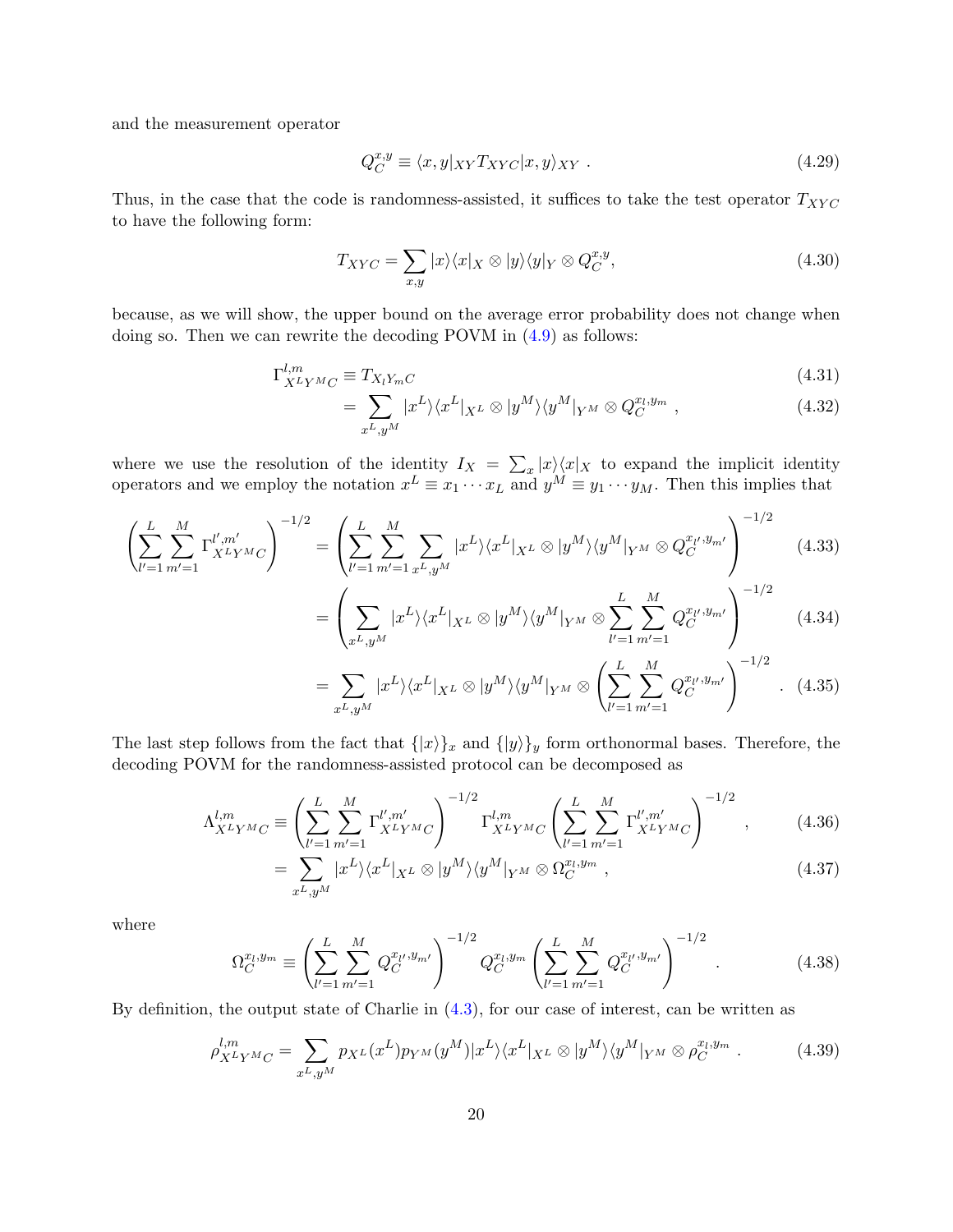and the measurement operator

$$Q_C^{x,y} \equiv \langle x, y|_{XY} T_{XYC} |x, y\rangle_{XY} \ . \tag{4.29}$$

Thus, in the case that the code is randomness-assisted, it suffices to take the test operator $T_{XYC}$ to have the following form:

$$T_{XYC} = \sum_{x,y} |x\rangle\langle x|_X \otimes |y\rangle\langle y|_Y \otimes Q_C^{x,y}, \tag{4.30}$$

because, as we will show, the upper bound on the average error probability does not change when doing so. Then we can rewrite the decoding POVM in (4.9) as follows:

$$\Gamma^{l,m}_{X^L Y^M C} \equiv T_{X_l Y_m C} \tag{4.31}$$

$$= \sum_{x^L, y^M} |x^L\rangle\langle x^L|_{X^L} \otimes |y^M\rangle\langle y^M|_{Y^M} \otimes Q_C^{x_l, y_m} \ , \tag{4.32}$$

where we use the resolution of the identity $I_X = \sum_x |x\rangle\langle x|_X$ to expand the implicit identity operators and we employ the notation $x^L \equiv x_1 \cdots x_L$ and $y^M \equiv y_1 \cdots y_M$. Then this implies that

$$\left(\sum_{l'=1}^{L}\sum_{m'=1}^{M} \Gamma^{l',m'}_{X^L Y^M C}\right)^{-1/2} = \left(\sum_{l'=1}^{L}\sum_{m'=1}^{M}\sum_{x^L, y^M} |x^L\rangle\langle x^L|_{X^L} \otimes |y^M\rangle\langle y^M|_{Y^M} \otimes Q_C^{x_{l'}, y_{m'}}\right)^{-1/2} \tag{4.33}$$

$$= \left(\sum_{x^L, y^M} |x^L\rangle\langle x^L|_{X^L} \otimes |y^M\rangle\langle y^M|_{Y^M} \otimes \sum_{l'=1}^{L}\sum_{m'=1}^{M} Q_C^{x_{l'}, y_{m'}}\right)^{-1/2} \tag{4.34}$$

$$= \sum_{x^L, y^M} |x^L\rangle\langle x^L|_{X^L} \otimes |y^M\rangle\langle y^M|_{Y^M} \otimes \left(\sum_{l'=1}^{L}\sum_{m'=1}^{M} Q_C^{x_{l'}, y_{m'}}\right)^{-1/2} \ . \tag{4.35}$$

The last step follows from the fact that $\{|x\rangle\}_x$ and $\{|y\rangle\}_y$ form orthonormal bases. Therefore, the decoding POVM for the randomness-assisted protocol can be decomposed as

$$\Lambda^{l,m}_{X^L Y^M C} \equiv \left(\sum_{l'=1}^{L}\sum_{m'=1}^{M} \Gamma^{l',m'}_{X^L Y^M C}\right)^{-1/2} \Gamma^{l,m}_{X^L Y^M C} \left(\sum_{l'=1}^{L}\sum_{m'=1}^{M} \Gamma^{l',m'}_{X^L Y^M C}\right)^{-1/2} , \tag{4.36}$$

$$= \sum_{x^L, y^M} |x^L\rangle\langle x^L|_{X^L} \otimes |y^M\rangle\langle y^M|_{Y^M} \otimes \Omega_C^{x_l, y_m} \ , \tag{4.37}$$

where

$$\Omega_C^{x_l, y_m} \equiv \left(\sum_{l'=1}^{L}\sum_{m'=1}^{M} Q_C^{x_{l'}, y_{m'}}\right)^{-1/2} Q_C^{x_l, y_m} \left(\sum_{l'=1}^{L}\sum_{m'=1}^{M} Q_C^{x_{l'}, y_{m'}}\right)^{-1/2} . \tag{4.38}$$

By definition, the output state of Charlie in (4.3), for our case of interest, can be written as

$$\rho^{l,m}_{X^L Y^M C} = \sum_{x^L, y^M} p_{X^L}(x^L) p_{Y^M}(y^M) |x^L\rangle\langle x^L|_{X^L} \otimes |y^M\rangle\langle y^M|_{Y^M} \otimes \rho_C^{x_l, y_m} \ . \tag{4.39}$$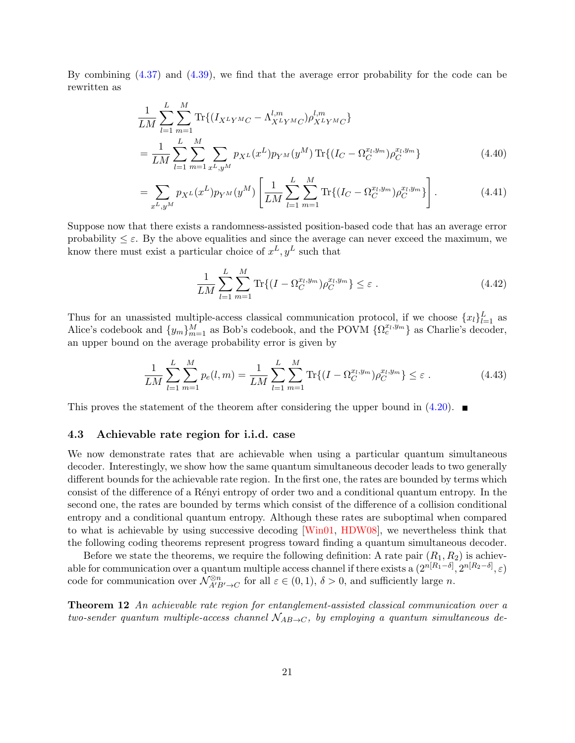By combining (4.37) and (4.39), we find that the average error probability for the code can be rewritten as

$$
\begin{aligned}
&\frac{1}{LM}\sum_{l=1}^{L}\sum_{m=1}^{M}\operatorname{Tr}\{(I_{X^LY^MC}-\Lambda^{l,m}_{X^LY^MC})\rho^{l,m}_{X^LY^MC}\} \\
&=\frac{1}{LM}\sum_{l=1}^{L}\sum_{m=1}^{M}\sum_{x^L,y^M}p_{X^L}(x^L)p_{Y^M}(y^M)\operatorname{Tr}\{(I_C-\Omega_C^{x_l,y_m})\rho_C^{x_l,y_m}\} &(4.40)\\
&=\sum_{x^L,y^M}p_{X^L}(x^L)p_{Y^M}(y^M)\left[\frac{1}{LM}\sum_{l=1}^{L}\sum_{m=1}^{M}\operatorname{Tr}\{(I_C-\Omega_C^{x_l,y_m})\rho_C^{x_l,y_m}\}\right]. &(4.41)
\end{aligned}
$$

Suppose now that there exists a randomness-assisted position-based code that has an average error probability $\leq \varepsilon$. By the above equalities and since the average can never exceed the maximum, we know there must exist a particular choice of $x^L, y^L$ such that

$$
\frac{1}{LM}\sum_{l=1}^{L}\sum_{m=1}^{M}\operatorname{Tr}\{(I-\Omega_C^{x_l,y_m})\rho_C^{x_l,y_m}\}\leq\varepsilon\ . \tag{4.42}
$$

Thus for an unassisted multiple-access classical communication protocol, if we choose $\{x_l\}_{l=1}^L$ as Alice's codebook and $\{y_m\}_{m=1}^M$ as Bob's codebook, and the POVM $\{\Omega_c^{x_l,y_m}\}$ as Charlie's decoder, an upper bound on the average probability error is given by

$$
\frac{1}{LM}\sum_{l=1}^{L}\sum_{m=1}^{M}p_e(l,m)=\frac{1}{LM}\sum_{l=1}^{L}\sum_{m=1}^{M}\operatorname{Tr}\{(I-\Omega_C^{x_l,y_m})\rho_C^{x_l,y_m}\}\leq\varepsilon\ . \tag{4.43}
$$

This proves the statement of the theorem after considering the upper bound in (4.20). ■

### 4.3 Achievable rate region for i.i.d. case

We now demonstrate rates that are achievable when using a particular quantum simultaneous decoder. Interestingly, we show how the same quantum simultaneous decoder leads to two generally different bounds for the achievable rate region. In the first one, the rates are bounded by terms which consist of the difference of a Rényi entropy of order two and a conditional quantum entropy. In the second one, the rates are bounded by terms which consist of the difference of a collision conditional entropy and a conditional quantum entropy. Although these rates are suboptimal when compared to what is achievable by using successive decoding [Win01, HDW08], we nevertheless think that the following coding theorems represent progress toward finding a quantum simultaneous decoder.

Before we state the theorems, we require the following definition: A rate pair $(R_1, R_2)$ is achievable for communication over a quantum multiple access channel if there exists a $(2^{n[R_1-\delta]}, 2^{n[R_2-\delta]}, \varepsilon)$ code for communication over $\mathcal{N}^{\otimes n}_{A'B'\to C}$ for all $\varepsilon \in (0,1)$, $\delta > 0$, and sufficiently large $n$.

**Theorem 12** *An achievable rate region for entanglement-assisted classical communication over a two-sender quantum multiple-access channel $\mathcal{N}_{AB\to C}$, by employing a quantum simultaneous de-*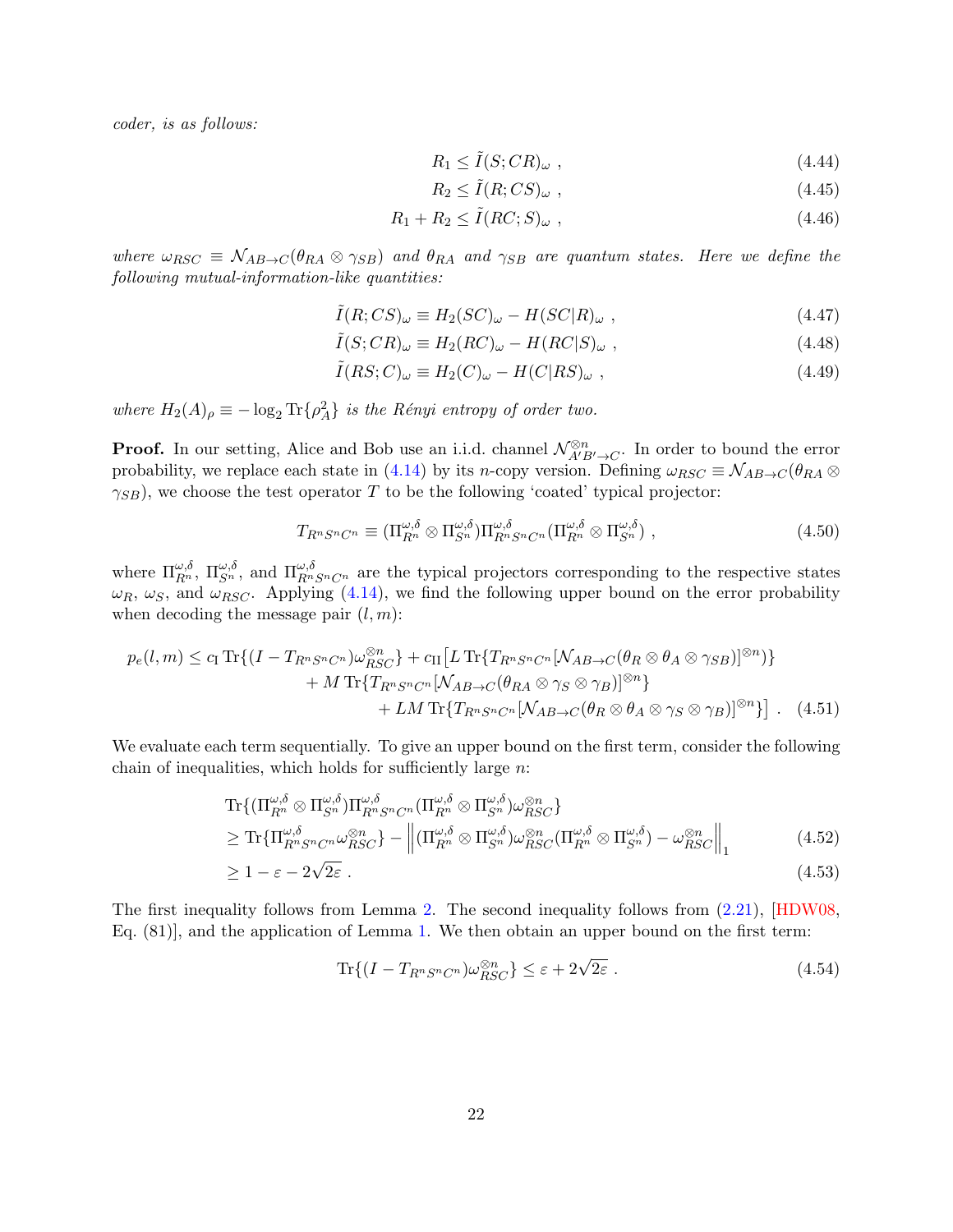*coder, is as follows:*

$$R_1 \leq \tilde{I}(S;CR)_\omega \ , \tag{4.44}$$

$$R_2 \leq \tilde{I}(R;CS)_\omega \ , \tag{4.45}$$

$$R_1 + R_2 \leq \tilde{I}(RC;S)_\omega \ , \tag{4.46}$$

*where* $\omega_{RSC} \equiv \mathcal{N}_{AB\to C}(\theta_{RA} \otimes \gamma_{SB})$ *and* $\theta_{RA}$ *and* $\gamma_{SB}$ *are quantum states. Here we define the following mutual-information-like quantities:*

$$\tilde{I}(R;CS)_\omega \equiv H_2(SC)_\omega - H(SC|R)_\omega \ , \tag{4.47}$$

$$\tilde{I}(S;CR)_\omega \equiv H_2(RC)_\omega - H(RC|S)_\omega \ , \tag{4.48}$$

$$\tilde{I}(RS;C)_\omega \equiv H_2(C)_\omega - H(C|RS)_\omega \ , \tag{4.49}$$

*where* $H_2(A)_\rho \equiv -\log_2 \mathrm{Tr}\{\rho_A^2\}$ *is the Rényi entropy of order two.*

**Proof.** In our setting, Alice and Bob use an i.i.d. channel $\mathcal{N}^{\otimes n}_{A'B'\to C}$. In order to bound the error probability, we replace each state in (4.14) by its $n$-copy version. Defining $\omega_{RSC} \equiv \mathcal{N}_{AB\to C}(\theta_{RA} \otimes \gamma_{SB})$, we choose the test operator $T$ to be the following 'coated' typical projector:

$$T_{R^nS^nC^n} \equiv (\Pi^{\omega,\delta}_{R^n} \otimes \Pi^{\omega,\delta}_{S^n})\Pi^{\omega,\delta}_{R^nS^nC^n}(\Pi^{\omega,\delta}_{R^n} \otimes \Pi^{\omega,\delta}_{S^n}) \ , \tag{4.50}$$

where $\Pi^{\omega,\delta}_{R^n}$, $\Pi^{\omega,\delta}_{S^n}$, and $\Pi^{\omega,\delta}_{R^nS^nC^n}$ are the typical projectors corresponding to the respective states $\omega_R$, $\omega_S$, and $\omega_{RSC}$. Applying (4.14), we find the following upper bound on the error probability when decoding the message pair $(l,m)$:

$$\begin{aligned} p_e(l,m) \leq c_{\mathrm{I}} \, \mathrm{Tr}\{(I - T_{R^nS^nC^n})\omega^{\otimes n}_{RSC}\} + c_{\mathrm{II}}\big[L \, \mathrm{Tr}\{T_{R^nS^nC^n}[\mathcal{N}_{AB\to C}(\theta_R \otimes \theta_A \otimes \gamma_{SB})]^{\otimes n})\} \\ + M \, \mathrm{Tr}\{T_{R^nS^nC^n}[\mathcal{N}_{AB\to C}(\theta_{RA} \otimes \gamma_S \otimes \gamma_B)]^{\otimes n}\} \\ + LM \, \mathrm{Tr}\{T_{R^nS^nC^n}[\mathcal{N}_{AB\to C}(\theta_R \otimes \theta_A \otimes \gamma_S \otimes \gamma_B)]^{\otimes n}\}\big] \ . \end{aligned} \tag{4.51}$$

We evaluate each term sequentially. To give an upper bound on the first term, consider the following chain of inequalities, which holds for sufficiently large $n$:

$$\begin{aligned} &\mathrm{Tr}\{(\Pi^{\omega,\delta}_{R^n} \otimes \Pi^{\omega,\delta}_{S^n})\Pi^{\omega,\delta}_{R^nS^nC^n}(\Pi^{\omega,\delta}_{R^n} \otimes \Pi^{\omega,\delta}_{S^n})\omega^{\otimes n}_{RSC}\} \\ &\geq \mathrm{Tr}\{\Pi^{\omega,\delta}_{R^nS^nC^n}\omega^{\otimes n}_{RSC}\} - \left\|(\Pi^{\omega,\delta}_{R^n} \otimes \Pi^{\omega,\delta}_{S^n})\omega^{\otimes n}_{RSC}(\Pi^{\omega,\delta}_{R^n} \otimes \Pi^{\omega,\delta}_{S^n}) - \omega^{\otimes n}_{RSC}\right\|_1 \quad (4.52) \\ &\geq 1 - \varepsilon - 2\sqrt{2\varepsilon} \ . \quad (4.53) \end{aligned}$$

The first inequality follows from Lemma 2. The second inequality follows from (2.21), [HDW08, Eq. (81)], and the application of Lemma 1. We then obtain an upper bound on the first term:

$$\mathrm{Tr}\{(I - T_{R^nS^nC^n})\omega^{\otimes n}_{RSC}\} \leq \varepsilon + 2\sqrt{2\varepsilon} \ . \tag{4.54}$$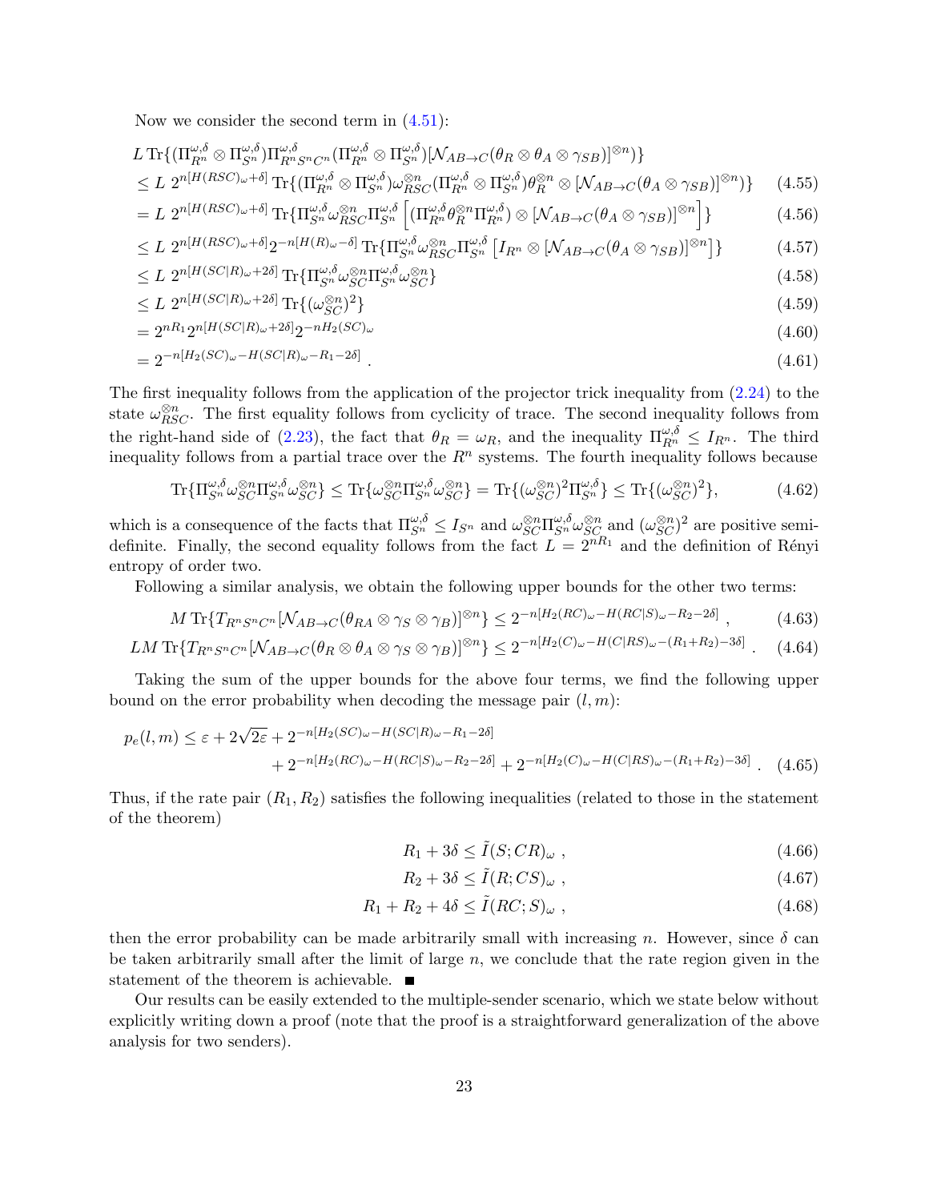Now we consider the second term in (4.51):

$$
\begin{aligned}
& L \operatorname{Tr}\{(\Pi_{R^n}^{\omega,\delta} \otimes \Pi_{S^n}^{\omega,\delta})\Pi_{R^nS^nC^n}^{\omega,\delta}(\Pi_{R^n}^{\omega,\delta} \otimes \Pi_{S^n}^{\omega,\delta})[\mathcal{N}_{AB\to C}(\theta_R \otimes \theta_A \otimes \gamma_{SB})]^{\otimes n})\} \\
& \leq L\ 2^{n[H(RSC)_\omega+\delta]} \operatorname{Tr}\{(\Pi_{R^n}^{\omega,\delta} \otimes \Pi_{S^n}^{\omega,\delta})\omega_{RSC}^{\otimes n}(\Pi_{R^n}^{\omega,\delta} \otimes \Pi_{S^n}^{\omega,\delta})\theta_R^{\otimes n} \otimes [\mathcal{N}_{AB\to C}(\theta_A \otimes \gamma_{SB})]^{\otimes n})\} && (4.55) \\
& = L\ 2^{n[H(RSC)_\omega+\delta]} \operatorname{Tr}\{\Pi_{S^n}^{\omega,\delta}\omega_{RSC}^{\otimes n}\Pi_{S^n}^{\omega,\delta}\left[(\Pi_{R^n}^{\omega,\delta}\theta_R^{\otimes n}\Pi_{R^n}^{\omega,\delta}) \otimes [\mathcal{N}_{AB\to C}(\theta_A \otimes \gamma_{SB})]^{\otimes n}\right]\} && (4.56) \\
& \leq L\ 2^{n[H(RSC)_\omega+\delta]}2^{-n[H(R)_\omega-\delta]} \operatorname{Tr}\{\Pi_{S^n}^{\omega,\delta}\omega_{RSC}^{\otimes n}\Pi_{S^n}^{\omega,\delta}\left[I_{R^n} \otimes [\mathcal{N}_{AB\to C}(\theta_A \otimes \gamma_{SB})]^{\otimes n}\right]\} && (4.57) \\
& \leq L\ 2^{n[H(SC|R)_\omega+2\delta]} \operatorname{Tr}\{\Pi_{S^n}^{\omega,\delta}\omega_{SC}^{\otimes n}\Pi_{S^n}^{\omega,\delta}\omega_{SC}^{\otimes n}\} && (4.58) \\
& \leq L\ 2^{n[H(SC|R)_\omega+2\delta]} \operatorname{Tr}\{(\omega_{SC}^{\otimes n})^2\} && (4.59) \\
& = 2^{nR_1}2^{n[H(SC|R)_\omega+2\delta]}2^{-nH_2(SC)_\omega} && (4.60) \\
& = 2^{-n[H_2(SC)_\omega-H(SC|R)_\omega-R_1-2\delta]} . && (4.61)
\end{aligned}
$$

The first inequality follows from the application of the projector trick inequality from (2.24) to the state $\omega_{RSC}^{\otimes n}$. The first equality follows from cyclicity of trace. The second inequality follows from the right-hand side of (2.23), the fact that $\theta_R = \omega_R$, and the inequality $\Pi_{R^n}^{\omega,\delta} \leq I_{R^n}$. The third inequality follows from a partial trace over the $R^n$ systems. The fourth inequality follows because

$$
\operatorname{Tr}\{\Pi_{S^n}^{\omega,\delta}\omega_{SC}^{\otimes n}\Pi_{S^n}^{\omega,\delta}\omega_{SC}^{\otimes n}\} \leq \operatorname{Tr}\{\omega_{SC}^{\otimes n}\Pi_{S^n}^{\omega,\delta}\omega_{SC}^{\otimes n}\} = \operatorname{Tr}\{(\omega_{SC}^{\otimes n})^2\Pi_{S^n}^{\omega,\delta}\} \leq \operatorname{Tr}\{(\omega_{SC}^{\otimes n})^2\}, \tag{4.62}
$$

which is a consequence of the facts that $\Pi_{S^n}^{\omega,\delta} \leq I_{S^n}$ and $\omega_{SC}^{\otimes n}\Pi_{S^n}^{\omega,\delta}\omega_{SC}^{\otimes n}$ and $(\omega_{SC}^{\otimes n})^2$ are positive semi-definite. Finally, the second equality follows from the fact $L = 2^{nR_1}$ and the definition of Rényi entropy of order two.

Following a similar analysis, we obtain the following upper bounds for the other two terms:

$$
M \operatorname{Tr}\{T_{R^nS^nC^n}[\mathcal{N}_{AB\to C}(\theta_{RA} \otimes \gamma_S \otimes \gamma_B)]^{\otimes n}\} \leq 2^{-n[H_2(RC)_\omega-H(RC|S)_\omega-R_2-2\delta]} , \tag{4.63}
$$

$$
LM \operatorname{Tr}\{T_{R^nS^nC^n}[\mathcal{N}_{AB\to C}(\theta_R \otimes \theta_A \otimes \gamma_S \otimes \gamma_B)]^{\otimes n}\} \leq 2^{-n[H_2(C)_\omega-H(C|RS)_\omega-(R_1+R_2)-3\delta]} . \tag{4.64}
$$

Taking the sum of the upper bounds for the above four terms, we find the following upper bound on the error probability when decoding the message pair $(l, m)$:

$$
\begin{aligned}
p_e(l,m) \leq \varepsilon + 2\sqrt{2\varepsilon} &+ 2^{-n[H_2(SC)_\omega-H(SC|R)_\omega-R_1-2\delta]} \\
&+ 2^{-n[H_2(RC)_\omega-H(RC|S)_\omega-R_2-2\delta]} + 2^{-n[H_2(C)_\omega-H(C|RS)_\omega-(R_1+R_2)-3\delta]} . && (4.65)
\end{aligned}
$$

Thus, if the rate pair $(R_1, R_2)$ satisfies the following inequalities (related to those in the statement of the theorem)

$$
R_1 + 3\delta \leq \tilde{I}(S;CR)_\omega , \tag{4.66}
$$

$$
R_2 + 3\delta \leq \tilde{I}(R;CS)_\omega , \tag{4.67}
$$

$$
R_1 + R_2 + 4\delta \leq \tilde{I}(RC;S)_\omega , \tag{4.68}
$$

then the error probability can be made arbitrarily small with increasing $n$. However, since $\delta$ can be taken arbitrarily small after the limit of large $n$, we conclude that the rate region given in the statement of the theorem is achievable. ■

Our results can be easily extended to the multiple-sender scenario, which we state below without explicitly writing down a proof (note that the proof is a straightforward generalization of the above analysis for two senders).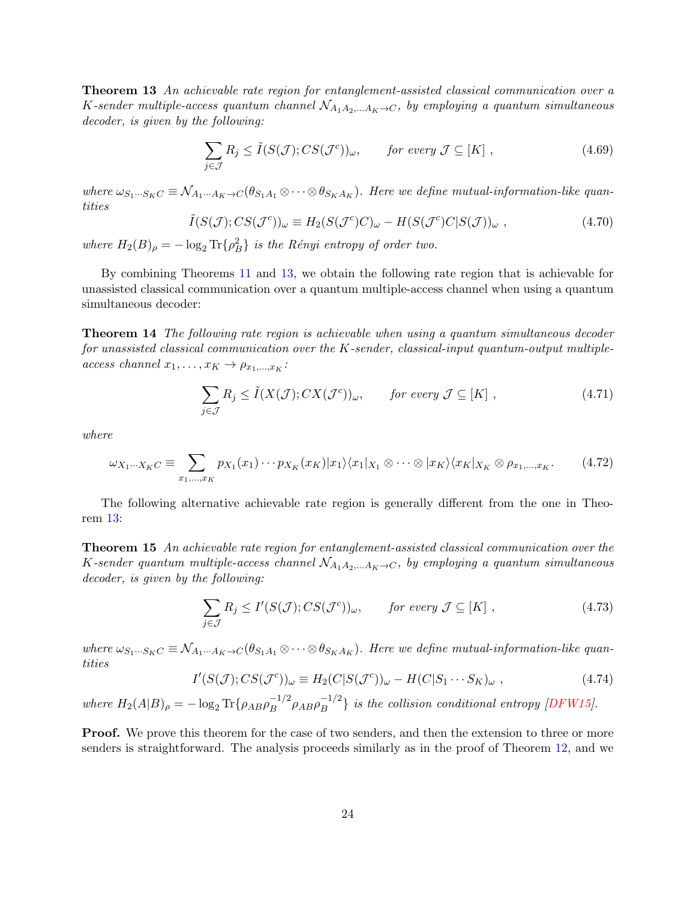**Theorem 13** *An achievable rate region for entanglement-assisted classical communication over a $K$-sender multiple-access quantum channel $\mathcal{N}_{A_1A_2,\ldots A_K\to C}$, by employing a quantum simultaneous decoder, is given by the following:*

$$\sum_{j\in\mathcal{J}} R_j \leq \tilde{I}(S(\mathcal{J});CS(\mathcal{J}^c))_\omega, \qquad \text{for every } \mathcal{J}\subseteq[K]\ , \tag{4.69}$$

*where $\omega_{S_1\cdots S_KC}\equiv\mathcal{N}_{A_1\cdots A_K\to C}(\theta_{S_1A_1}\otimes\cdots\otimes\theta_{S_KA_K})$. Here we define mutual-information-like quantities*

$$\tilde{I}(S(\mathcal{J});CS(\mathcal{J}^c))_\omega \equiv H_2(S(\mathcal{J}^c)C)_\omega - H(S(\mathcal{J}^c)C|S(\mathcal{J}))_\omega\ , \tag{4.70}$$

*where $H_2(B)_\rho = -\log_2 \operatorname{Tr}\{\rho_B^2\}$ is the Rényi entropy of order two.*

By combining Theorems 11 and 13, we obtain the following rate region that is achievable for unassisted classical communication over a quantum multiple-access channel when using a quantum simultaneous decoder:

**Theorem 14** *The following rate region is achievable when using a quantum simultaneous decoder for unassisted classical communication over the $K$-sender, classical-input quantum-output multiple-access channel $x_1,\ldots,x_K\to\rho_{x_1,\ldots,x_K}$:*

$$\sum_{j\in\mathcal{J}} R_j \leq \tilde{I}(X(\mathcal{J});CX(\mathcal{J}^c))_\omega, \qquad \text{for every } \mathcal{J}\subseteq[K]\ , \tag{4.71}$$

*where*

$$\omega_{X_1\cdots X_KC}\equiv\sum_{x_1,\ldots,x_K} p_{X_1}(x_1)\cdots p_{X_K}(x_K)|x_1\rangle\langle x_1|_{X_1}\otimes\cdots\otimes|x_K\rangle\langle x_K|_{X_K}\otimes\rho_{x_1,\ldots,x_K}. \tag{4.72}$$

The following alternative achievable rate region is generally different from the one in Theorem 13:

**Theorem 15** *An achievable rate region for entanglement-assisted classical communication over the $K$-sender quantum multiple-access channel $\mathcal{N}_{A_1A_2,\ldots A_K\to C}$, by employing a quantum simultaneous decoder, is given by the following:*

$$\sum_{j\in\mathcal{J}} R_j \leq I'(S(\mathcal{J});CS(\mathcal{J}^c))_\omega, \qquad \text{for every } \mathcal{J}\subseteq[K]\ , \tag{4.73}$$

*where $\omega_{S_1\cdots S_KC}\equiv\mathcal{N}_{A_1\cdots A_K\to C}(\theta_{S_1A_1}\otimes\cdots\otimes\theta_{S_KA_K})$. Here we define mutual-information-like quantities*

$$I'(S(\mathcal{J});CS(\mathcal{J}^c))_\omega \equiv H_2(C|S(\mathcal{J}^c))_\omega - H(C|S_1\cdots S_K)_\omega\ , \tag{4.74}$$

*where $H_2(A|B)_\rho = -\log_2\operatorname{Tr}\{\rho_{AB}\rho_B^{-1/2}\rho_{AB}\rho_B^{-1/2}\}$ is the collision conditional entropy [DFW15].*

**Proof.** We prove this theorem for the case of two senders, and then the extension to three or more senders is straightforward. The analysis proceeds similarly as in the proof of Theorem 12, and we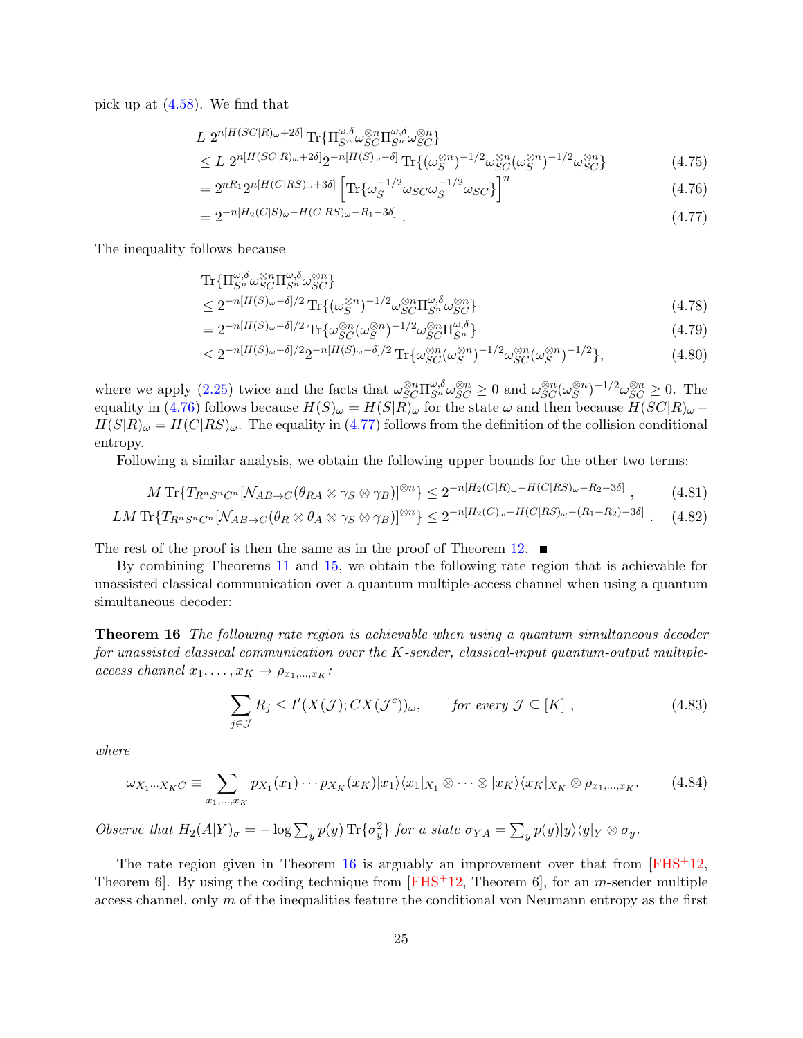pick up at (4.58). We find that

$$
\begin{aligned}
&L\ 2^{n[H(SC|R)_\omega+2\delta]} \operatorname{Tr}\{\Pi^{\omega,\delta}_{S^n}\omega^{\otimes n}_{SC}\Pi^{\omega,\delta}_{S^n}\omega^{\otimes n}_{SC}\} \\
&\le L\ 2^{n[H(SC|R)_\omega+2\delta]}2^{-n[H(S)_\omega-\delta]} \operatorname{Tr}\{(\omega^{\otimes n}_{S})^{-1/2}\omega^{\otimes n}_{SC}(\omega^{\otimes n}_{S})^{-1/2}\omega^{\otimes n}_{SC}\} &(4.75)\\
&= 2^{nR_1}2^{n[H(C|RS)_\omega+3\delta]}\left[\operatorname{Tr}\{\omega_S^{-1/2}\omega_{SC}\omega_S^{-1/2}\omega_{SC}\}\right]^n &(4.76)\\
&= 2^{-n[H_2(C|S)_\omega-H(C|RS)_\omega-R_1-3\delta]}\ . &(4.77)
\end{aligned}
$$

The inequality follows because

$$
\begin{aligned}
&\operatorname{Tr}\{\Pi^{\omega,\delta}_{S^n}\omega^{\otimes n}_{SC}\Pi^{\omega,\delta}_{S^n}\omega^{\otimes n}_{SC}\} \\
&\le 2^{-n[H(S)_\omega-\delta]/2}\operatorname{Tr}\{(\omega^{\otimes n}_{S})^{-1/2}\omega^{\otimes n}_{SC}\Pi^{\omega,\delta}_{S^n}\omega^{\otimes n}_{SC}\} &(4.78)\\
&= 2^{-n[H(S)_\omega-\delta]/2}\operatorname{Tr}\{\omega^{\otimes n}_{SC}(\omega^{\otimes n}_{S})^{-1/2}\omega^{\otimes n}_{SC}\Pi^{\omega,\delta}_{S^n}\} &(4.79)\\
&\le 2^{-n[H(S)_\omega-\delta]/2}2^{-n[H(S)_\omega-\delta]/2}\operatorname{Tr}\{\omega^{\otimes n}_{SC}(\omega^{\otimes n}_{S})^{-1/2}\omega^{\otimes n}_{SC}(\omega^{\otimes n}_{S})^{-1/2}\}, &(4.80)
\end{aligned}
$$

where we apply (2.25) twice and the facts that $\omega^{\otimes n}_{SC}\Pi^{\omega,\delta}_{S^n}\omega^{\otimes n}_{SC}\ge 0$ and $\omega^{\otimes n}_{SC}(\omega^{\otimes n}_{S})^{-1/2}\omega^{\otimes n}_{SC}\ge 0$. The equality in (4.76) follows because $H(S)_\omega = H(S|R)_\omega$ for the state $\omega$ and then because $H(SC|R)_\omega - H(S|R)_\omega = H(C|RS)_\omega$. The equality in (4.77) follows from the definition of the collision conditional entropy.

Following a similar analysis, we obtain the following upper bounds for the other two terms:

$$
M\operatorname{Tr}\{T_{R^nS^nC^n}[\mathcal{N}_{AB\to C}(\theta_{RA}\otimes\gamma_S\otimes\gamma_B)]^{\otimes n}\}\le 2^{-n[H_2(C|R)_\omega-H(C|RS)_\omega-R_2-3\delta]}\ , \tag{4.81}
$$

$$
LM\operatorname{Tr}\{T_{R^nS^nC^n}[\mathcal{N}_{AB\to C}(\theta_{R}\otimes\theta_A\otimes\gamma_S\otimes\gamma_B)]^{\otimes n}\}\le 2^{-n[H_2(C)_\omega-H(C|RS)_\omega-(R_1+R_2)-3\delta]}\ . \tag{4.82}
$$

The rest of the proof is then the same as in the proof of Theorem 12. ■

By combining Theorems 11 and 15, we obtain the following rate region that is achievable for unassisted classical communication over a quantum multiple-access channel when using a quantum simultaneous decoder:

**Theorem 16** *The following rate region is achievable when using a quantum simultaneous decoder for unassisted classical communication over the $K$-sender, classical-input quantum-output multiple-access channel $x_1,\ldots,x_K\to\rho_{x_1,\ldots,x_K}$:*

$$
\sum_{j\in\mathcal{J}} R_j \le I'(X(\mathcal{J});CX(\mathcal{J}^c))_\omega, \qquad \text{for every } \mathcal{J}\subseteq[K]\ , \tag{4.83}
$$

*where*

$$
\omega_{X_1\cdots X_KC}\equiv\sum_{x_1,\ldots,x_K} p_{X_1}(x_1)\cdots p_{X_K}(x_K)|x_1\rangle\langle x_1|_{X_1}\otimes\cdots\otimes|x_K\rangle\langle x_K|_{X_K}\otimes\rho_{x_1,\ldots,x_K}. \tag{4.84}
$$

*Observe that $H_2(A|Y)_\sigma = -\log\sum_y p(y)\operatorname{Tr}\{\sigma_y^2\}$ for a state $\sigma_{YA}=\sum_y p(y)|y\rangle\langle y|_Y\otimes\sigma_y$.*

The rate region given in Theorem 16 is arguably an improvement over that from [FHS+12, Theorem 6]. By using the coding technique from [FHS+12, Theorem 6], for an $m$-sender multiple access channel, only $m$ of the inequalities feature the conditional von Neumann entropy as the first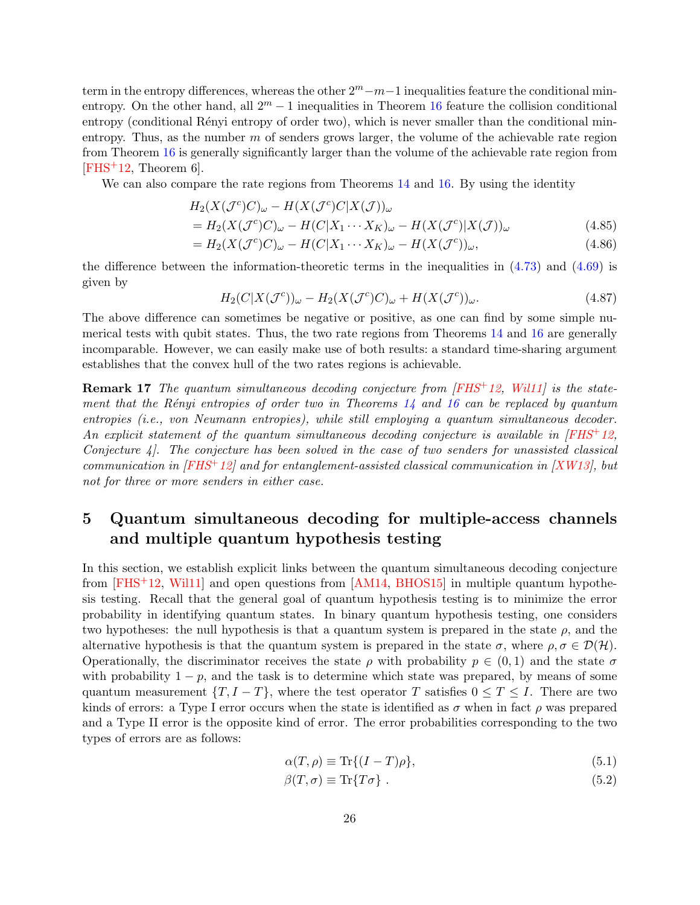term in the entropy differences, whereas the other $2^m - m - 1$ inequalities feature the conditional min-entropy. On the other hand, all $2^m - 1$ inequalities in Theorem 16 feature the collision conditional entropy (conditional Rényi entropy of order two), which is never smaller than the conditional min-entropy. Thus, as the number $m$ of senders grows larger, the volume of the achievable rate region from Theorem 16 is generally significantly larger than the volume of the achievable rate region from [FHS+12, Theorem 6].

We can also compare the rate regions from Theorems 14 and 16. By using the identity

$$
\begin{aligned}
&H_2(X(\mathcal{J}^c)C)_\omega - H(X(\mathcal{J}^c)C|X(\mathcal{J}))_\omega \\
&= H_2(X(\mathcal{J}^c)C)_\omega - H(C|X_1 \cdots X_K)_\omega - H(X(\mathcal{J}^c)|X(\mathcal{J}))_\omega && (4.85)\\
&= H_2(X(\mathcal{J}^c)C)_\omega - H(C|X_1 \cdots X_K)_\omega - H(X(\mathcal{J}^c))_\omega, && (4.86)
\end{aligned}
$$

the difference between the information-theoretic terms in the inequalities in (4.73) and (4.69) is given by

$$
H_2(C|X(\mathcal{J}^c))_\omega - H_2(X(\mathcal{J}^c)C)_\omega + H(X(\mathcal{J}^c))_\omega. \tag{4.87}
$$

The above difference can sometimes be negative or positive, as one can find by some simple numerical tests with qubit states. Thus, the two rate regions from Theorems 14 and 16 are generally incomparable. However, we can easily make use of both results: a standard time-sharing argument establishes that the convex hull of the two rates regions is achievable.

**Remark 17** *The quantum simultaneous decoding conjecture from [FHS+12, Wil11] is the statement that the Rényi entropies of order two in Theorems 14 and 16 can be replaced by quantum entropies (i.e., von Neumann entropies), while still employing a quantum simultaneous decoder. An explicit statement of the quantum simultaneous decoding conjecture is available in [FHS+12, Conjecture 4]. The conjecture has been solved in the case of two senders for unassisted classical communication in [FHS+12] and for entanglement-assisted classical communication in [XW13], but not for three or more senders in either case.*

## 5 Quantum simultaneous decoding for multiple-access channels and multiple quantum hypothesis testing

In this section, we establish explicit links between the quantum simultaneous decoding conjecture from [FHS+12, Wil11] and open questions from [AM14, BHOS15] in multiple quantum hypothesis testing. Recall that the general goal of quantum hypothesis testing is to minimize the error probability in identifying quantum states. In binary quantum hypothesis testing, one considers two hypotheses: the null hypothesis is that a quantum system is prepared in the state $\rho$, and the alternative hypothesis is that the quantum system is prepared in the state $\sigma$, where $\rho, \sigma \in \mathcal{D}(\mathcal{H})$. Operationally, the discriminator receives the state $\rho$ with probability $p \in (0, 1)$ and the state $\sigma$ with probability $1 - p$, and the task is to determine which state was prepared, by means of some quantum measurement $\{T, I - T\}$, where the test operator $T$ satisfies $0 \leq T \leq I$. There are two kinds of errors: a Type I error occurs when the state is identified as $\sigma$ when in fact $\rho$ was prepared and a Type II error is the opposite kind of error. The error probabilities corresponding to the two types of errors are as follows:

$$
\alpha(T, \rho) \equiv \mathrm{Tr}\{(I - T)\rho\}, \tag{5.1}
$$

$$
\beta(T, \sigma) \equiv \mathrm{Tr}\{T\sigma\} \ . \tag{5.2}
$$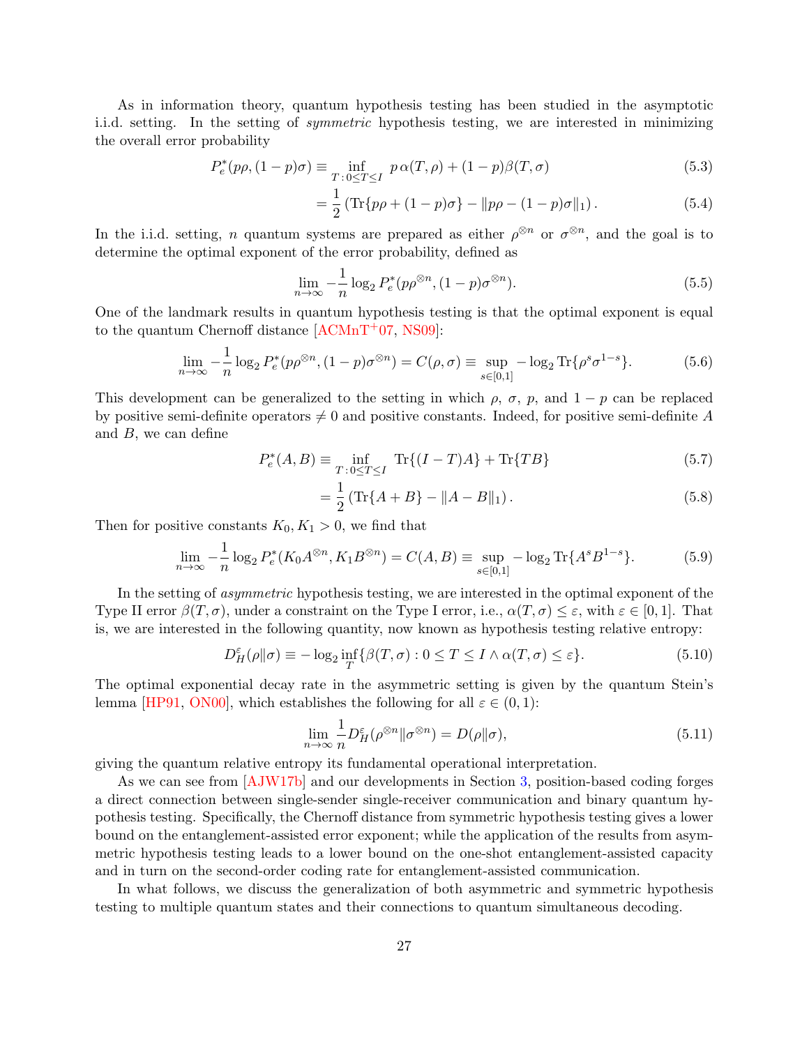As in information theory, quantum hypothesis testing has been studied in the asymptotic i.i.d. setting. In the setting of *symmetric* hypothesis testing, we are interested in minimizing the overall error probability

$$P_e^*(p\rho,(1-p)\sigma) \equiv \inf_{T\,:\,0\leq T\leq I}\ p\,\alpha(T,\rho)+(1-p)\beta(T,\sigma) \tag{5.3}$$

$$= \frac{1}{2}\left(\operatorname{Tr}\{p\rho+(1-p)\sigma\} - \|p\rho-(1-p)\sigma\|_1\right). \tag{5.4}$$

In the i.i.d. setting, $n$ quantum systems are prepared as either $\rho^{\otimes n}$ or $\sigma^{\otimes n}$, and the goal is to determine the optimal exponent of the error probability, defined as

$$\lim_{n\to\infty} -\frac{1}{n}\log_2 P_e^*(p\rho^{\otimes n},(1-p)\sigma^{\otimes n}). \tag{5.5}$$

One of the landmark results in quantum hypothesis testing is that the optimal exponent is equal to the quantum Chernoff distance [ACMnT+07, NS09]:

$$\lim_{n\to\infty} -\frac{1}{n}\log_2 P_e^*(p\rho^{\otimes n},(1-p)\sigma^{\otimes n}) = C(\rho,\sigma) \equiv \sup_{s\in[0,1]} -\log_2 \operatorname{Tr}\{\rho^s\sigma^{1-s}\}. \tag{5.6}$$

This development can be generalized to the setting in which $\rho$, $\sigma$, $p$, and $1-p$ can be replaced by positive semi-definite operators $\neq 0$ and positive constants. Indeed, for positive semi-definite $A$ and $B$, we can define

$$P_e^*(A,B) \equiv \inf_{T\,:\,0\leq T\leq I}\ \operatorname{Tr}\{(I-T)A\}+\operatorname{Tr}\{TB\} \tag{5.7}$$

$$= \frac{1}{2}\left(\operatorname{Tr}\{A+B\} - \|A-B\|_1\right). \tag{5.8}$$

Then for positive constants $K_0, K_1 > 0$, we find that

$$\lim_{n\to\infty} -\frac{1}{n}\log_2 P_e^*(K_0A^{\otimes n},K_1B^{\otimes n}) = C(A,B) \equiv \sup_{s\in[0,1]} -\log_2 \operatorname{Tr}\{A^sB^{1-s}\}. \tag{5.9}$$

In the setting of *asymmetric* hypothesis testing, we are interested in the optimal exponent of the Type II error $\beta(T,\sigma)$, under a constraint on the Type I error, i.e., $\alpha(T,\sigma)\leq\varepsilon$, with $\varepsilon\in[0,1]$. That is, we are interested in the following quantity, now known as hypothesis testing relative entropy:

$$D_H^\varepsilon(\rho\|\sigma) \equiv -\log_2 \inf_T\{\beta(T,\sigma) : 0\leq T\leq I \wedge \alpha(T,\sigma)\leq\varepsilon\}. \tag{5.10}$$

The optimal exponential decay rate in the asymmetric setting is given by the quantum Stein's lemma [HP91, ON00], which establishes the following for all $\varepsilon\in(0,1)$:

$$\lim_{n\to\infty}\frac{1}{n}D_H^\varepsilon(\rho^{\otimes n}\|\sigma^{\otimes n}) = D(\rho\|\sigma), \tag{5.11}$$

giving the quantum relative entropy its fundamental operational interpretation.

As we can see from [AJW17b] and our developments in Section 3, position-based coding forges a direct connection between single-sender single-receiver communication and binary quantum hypothesis testing. Specifically, the Chernoff distance from symmetric hypothesis testing gives a lower bound on the entanglement-assisted error exponent; while the application of the results from asymmetric hypothesis testing leads to a lower bound on the one-shot entanglement-assisted capacity and in turn on the second-order coding rate for entanglement-assisted communication.

In what follows, we discuss the generalization of both asymmetric and symmetric hypothesis testing to multiple quantum states and their connections to quantum simultaneous decoding.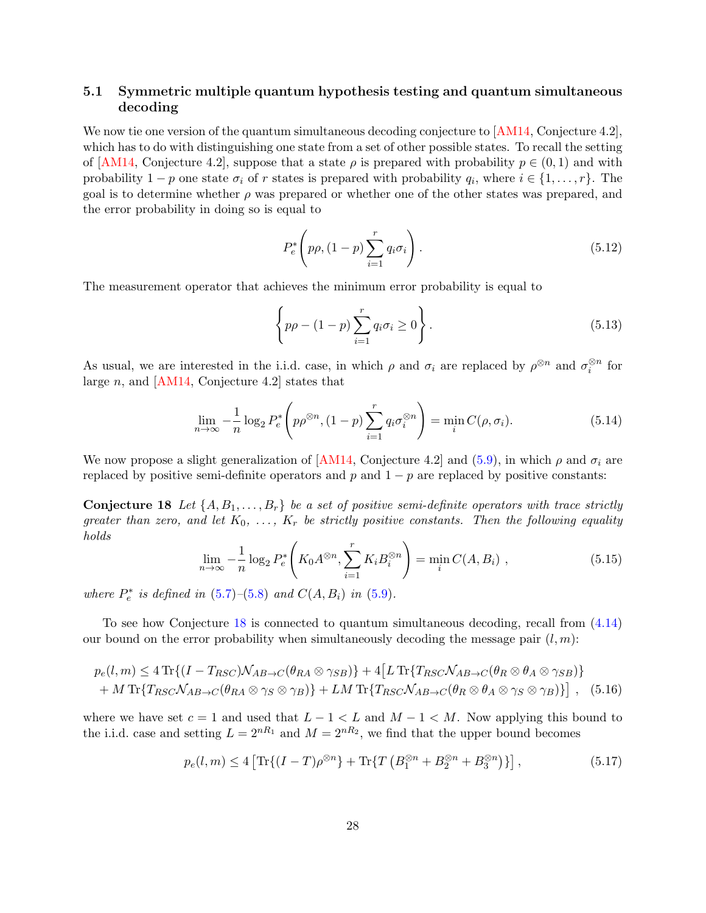### 5.1 Symmetric multiple quantum hypothesis testing and quantum simultaneous decoding

We now tie one version of the quantum simultaneous decoding conjecture to [AM14, Conjecture 4.2], which has to do with distinguishing one state from a set of other possible states. To recall the setting of [AM14, Conjecture 4.2], suppose that a state $\rho$ is prepared with probability $p \in (0,1)$ and with probability $1-p$ one state $\sigma_i$ of $r$ states is prepared with probability $q_i$, where $i \in \{1, \ldots, r\}$. The goal is to determine whether $\rho$ was prepared or whether one of the other states was prepared, and the error probability in doing so is equal to

$$P_e^*\left(p\rho, (1-p)\sum_{i=1}^{r} q_i \sigma_i\right). \tag{5.12}$$

The measurement operator that achieves the minimum error probability is equal to

$$\left\{p\rho - (1-p)\sum_{i=1}^{r} q_i \sigma_i \geq 0\right\}. \tag{5.13}$$

As usual, we are interested in the i.i.d. case, in which $\rho$ and $\sigma_i$ are replaced by $\rho^{\otimes n}$ and $\sigma_i^{\otimes n}$ for large $n$, and [AM14, Conjecture 4.2] states that

$$\lim_{n\to\infty} -\frac{1}{n}\log_2 P_e^*\left(p\rho^{\otimes n}, (1-p)\sum_{i=1}^{r} q_i \sigma_i^{\otimes n}\right) = \min_i C(\rho, \sigma_i). \tag{5.14}$$

We now propose a slight generalization of [AM14, Conjecture 4.2] and (5.9), in which $\rho$ and $\sigma_i$ are replaced by positive semi-definite operators and $p$ and $1-p$ are replaced by positive constants:

**Conjecture 18** *Let $\{A, B_1, \ldots, B_r\}$ be a set of positive semi-definite operators with trace strictly greater than zero, and let $K_0, \ldots, K_r$ be strictly positive constants. Then the following equality holds*

$$\lim_{n\to\infty} -\frac{1}{n}\log_2 P_e^*\left(K_0 A^{\otimes n}, \sum_{i=1}^{r} K_i B_i^{\otimes n}\right) = \min_i C(A, B_i)\ , \tag{5.15}$$

*where $P_e^*$ is defined in (5.7)–(5.8) and $C(A, B_i)$ in (5.9).*

To see how Conjecture 18 is connected to quantum simultaneous decoding, recall from (4.14) our bound on the error probability when simultaneously decoding the message pair $(l, m)$:

$$\begin{aligned} p_e(l,m) \leq\ & 4\,\mathrm{Tr}\{(I - T_{RSC})\mathcal{N}_{AB\to C}(\theta_{RA}\otimes\gamma_{SB})\} + 4\big[L\,\mathrm{Tr}\{T_{RSC}\mathcal{N}_{AB\to C}(\theta_R\otimes\theta_A\otimes\gamma_{SB})\} \\ & + M\,\mathrm{Tr}\{T_{RSC}\mathcal{N}_{AB\to C}(\theta_{RA}\otimes\gamma_S\otimes\gamma_B)\} + LM\,\mathrm{Tr}\{T_{RSC}\mathcal{N}_{AB\to C}(\theta_R\otimes\theta_A\otimes\gamma_S\otimes\gamma_B)\}\big]\ , \end{aligned} \tag{5.16}$$

where we have set $c = 1$ and used that $L - 1 < L$ and $M - 1 < M$. Now applying this bound to the i.i.d. case and setting $L = 2^{nR_1}$ and $M = 2^{nR_2}$, we find that the upper bound becomes

$$p_e(l,m) \leq 4\left[\mathrm{Tr}\{(I-T)\rho^{\otimes n}\} + \mathrm{Tr}\{T\left(B_1^{\otimes n} + B_2^{\otimes n} + B_3^{\otimes n}\right)\}\right], \tag{5.17}$$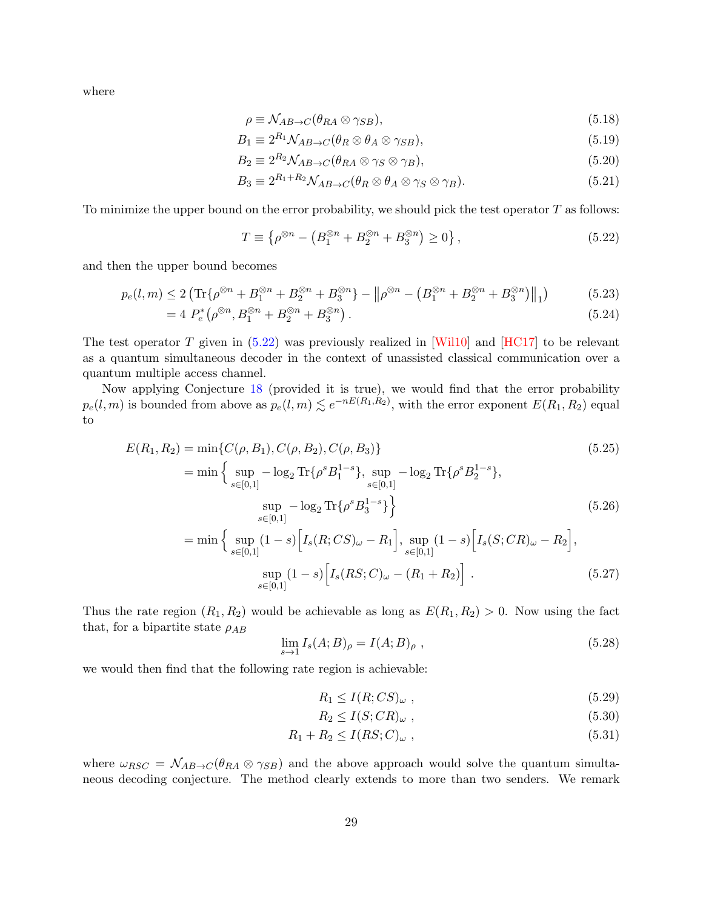where

$$\rho \equiv \mathcal{N}_{AB\to C}(\theta_{RA} \otimes \gamma_{SB}), \tag{5.18}$$

$$B_1 \equiv 2^{R_1}\mathcal{N}_{AB\to C}(\theta_R \otimes \theta_A \otimes \gamma_{SB}), \tag{5.19}$$

$$B_2 \equiv 2^{R_2}\mathcal{N}_{AB\to C}(\theta_{RA} \otimes \gamma_S \otimes \gamma_B), \tag{5.20}$$

$$B_3 \equiv 2^{R_1+R_2}\mathcal{N}_{AB\to C}(\theta_R \otimes \theta_A \otimes \gamma_S \otimes \gamma_B). \tag{5.21}$$

To minimize the upper bound on the error probability, we should pick the test operator $T$ as follows:

$$T \equiv \left\{\rho^{\otimes n} - \left(B_1^{\otimes n} + B_2^{\otimes n} + B_3^{\otimes n}\right) \geq 0\right\}, \tag{5.22}$$

and then the upper bound becomes

$$p_e(l,m) \leq 2\left(\mathrm{Tr}\{\rho^{\otimes n} + B_1^{\otimes n} + B_2^{\otimes n} + B_3^{\otimes n}\} - \left\|\rho^{\otimes n} - \left(B_1^{\otimes n} + B_2^{\otimes n} + B_3^{\otimes n}\right)\right\|_1\right) \tag{5.23}$$

$$= 4\ P_e^*\left(\rho^{\otimes n}, B_1^{\otimes n} + B_2^{\otimes n} + B_3^{\otimes n}\right). \tag{5.24}$$

The test operator $T$ given in (5.22) was previously realized in [Wil10] and [HC17] to be relevant as a quantum simultaneous decoder in the context of unassisted classical communication over a quantum multiple access channel.

Now applying Conjecture 18 (provided it is true), we would find that the error probability $p_e(l,m)$ is bounded from above as $p_e(l,m) \lesssim e^{-nE(R_1,R_2)}$, with the error exponent $E(R_1,R_2)$ equal to

$$E(R_1,R_2) = \min\{C(\rho,B_1), C(\rho,B_2), C(\rho,B_3)\} \tag{5.25}$$

$$= \min\Big\{\sup_{s\in[0,1]} -\log_2 \mathrm{Tr}\{\rho^s B_1^{1-s}\}, \sup_{s\in[0,1]} -\log_2 \mathrm{Tr}\{\rho^s B_2^{1-s}\}, \sup_{s\in[0,1]} -\log_2 \mathrm{Tr}\{\rho^s B_3^{1-s}\}\Big\} \tag{5.26}$$

$$= \min\Big\{\sup_{s\in[0,1]}(1-s)\Big[I_s(R;CS)_\omega - R_1\Big], \sup_{s\in[0,1]}(1-s)\Big[I_s(S;CR)_\omega - R_2\Big], \sup_{s\in[0,1]}(1-s)\Big[I_s(RS;C)_\omega - (R_1+R_2)\Big]\ . \tag{5.27}$$

Thus the rate region $(R_1,R_2)$ would be achievable as long as $E(R_1,R_2) > 0$. Now using the fact that, for a bipartite state $\rho_{AB}$

$$\lim_{s\to 1} I_s(A;B)_\rho = I(A;B)_\rho\ , \tag{5.28}$$

we would then find that the following rate region is achievable:

$$R_1 \leq I(R;CS)_\omega\ , \tag{5.29}$$

$$R_2 \leq I(S;CR)_\omega\ , \tag{5.30}$$

$$R_1 + R_2 \leq I(RS;C)_\omega\ , \tag{5.31}$$

where $\omega_{RSC} = \mathcal{N}_{AB\to C}(\theta_{RA} \otimes \gamma_{SB})$ and the above approach would solve the quantum simultaneous decoding conjecture. The method clearly extends to more than two senders. We remark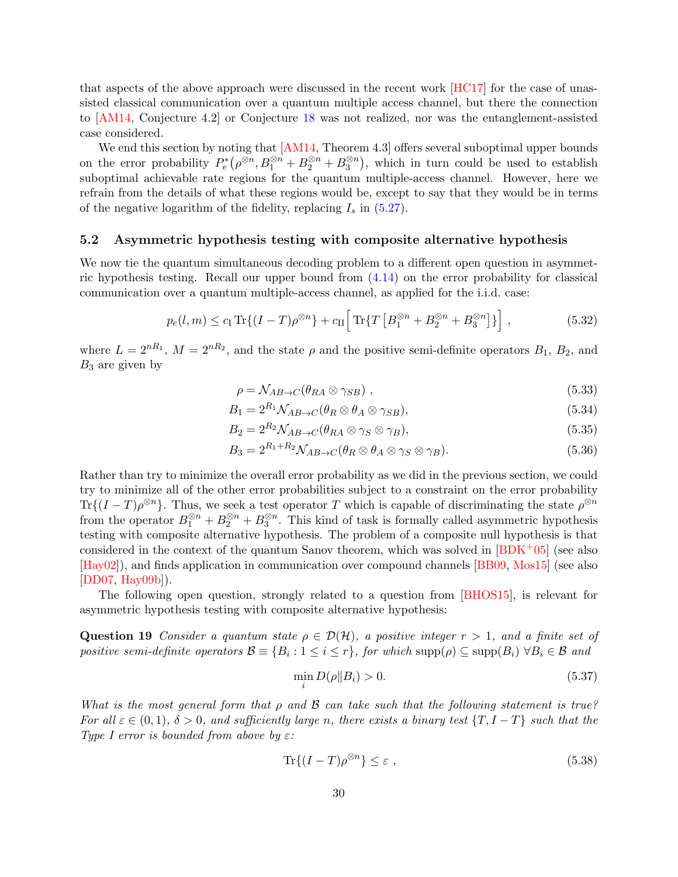that aspects of the above approach were discussed in the recent work [HC17] for the case of unassisted classical communication over a quantum multiple access channel, but there the connection to [AM14, Conjecture 4.2] or Conjecture 18 was not realized, nor was the entanglement-assisted case considered.

We end this section by noting that [AM14, Theorem 4.3] offers several suboptimal upper bounds on the error probability $P_e^*\big(\rho^{\otimes n}, B_1^{\otimes n} + B_2^{\otimes n} + B_3^{\otimes n}\big)$, which in turn could be used to establish suboptimal achievable rate regions for the quantum multiple-access channel. However, here we refrain from the details of what these regions would be, except to say that they would be in terms of the negative logarithm of the fidelity, replacing $I_s$ in (5.27).

### 5.2 Asymmetric hypothesis testing with composite alternative hypothesis

We now tie the quantum simultaneous decoding problem to a different open question in asymmetric hypothesis testing. Recall our upper bound from (4.14) on the error probability for classical communication over a quantum multiple-access channel, as applied for the i.i.d. case:

$$p_e(l,m) \leq c_{\mathrm{I}} \operatorname{Tr}\{(I-T)\rho^{\otimes n}\} + c_{\mathrm{II}} \Big[ \operatorname{Tr}\{T \left[B_1^{\otimes n} + B_2^{\otimes n} + B_3^{\otimes n}\right]\}\Big] \, , \tag{5.32}$$

where $L = 2^{nR_1}$, $M = 2^{nR_2}$, and the state $\rho$ and the positive semi-definite operators $B_1$, $B_2$, and $B_3$ are given by

$$\rho = \mathcal{N}_{AB\to C}(\theta_{RA} \otimes \gamma_{SB}) \, , \tag{5.33}$$

$$B_1 = 2^{R_1} \mathcal{N}_{AB\to C}(\theta_R \otimes \theta_A \otimes \gamma_{SB}), \tag{5.34}$$

$$B_2 = 2^{R_2} \mathcal{N}_{AB\to C}(\theta_{RA} \otimes \gamma_S \otimes \gamma_B), \tag{5.35}$$

$$B_3 = 2^{R_1+R_2} \mathcal{N}_{AB\to C}(\theta_R \otimes \theta_A \otimes \gamma_S \otimes \gamma_B). \tag{5.36}$$

Rather than try to minimize the overall error probability as we did in the previous section, we could try to minimize all of the other error probabilities subject to a constraint on the error probability $\operatorname{Tr}\{(I-T)\rho^{\otimes n}\}$. Thus, we seek a test operator $T$ which is capable of discriminating the state $\rho^{\otimes n}$ from the operator $B_1^{\otimes n} + B_2^{\otimes n} + B_3^{\otimes n}$. This kind of task is formally called asymmetric hypothesis testing with composite alternative hypothesis. The problem of a composite null hypothesis is that considered in the context of the quantum Sanov theorem, which was solved in [BDK+05] (see also [Hay02]), and finds application in communication over compound channels [BB09, Mos15] (see also [DD07, Hay09b]).

The following open question, strongly related to a question from [BHOS15], is relevant for asymmetric hypothesis testing with composite alternative hypothesis:

**Question 19** *Consider a quantum state $\rho \in \mathcal{D}(\mathcal{H})$, a positive integer $r > 1$, and a finite set of positive semi-definite operators $\mathcal{B} \equiv \{B_i : 1 \leq i \leq r\}$, for which $\operatorname{supp}(\rho) \subseteq \operatorname{supp}(B_i)$ $\forall B_i \in \mathcal{B}$ and*

$$\min_i D(\rho \| B_i) > 0. \tag{5.37}$$

*What is the most general form that $\rho$ and $\mathcal{B}$ can take such that the following statement is true? For all $\varepsilon \in (0,1)$, $\delta > 0$, and sufficiently large $n$, there exists a binary test $\{T, I-T\}$ such that the Type I error is bounded from above by $\varepsilon$:*

$$\operatorname{Tr}\{(I-T)\rho^{\otimes n}\} \leq \varepsilon \, , \tag{5.38}$$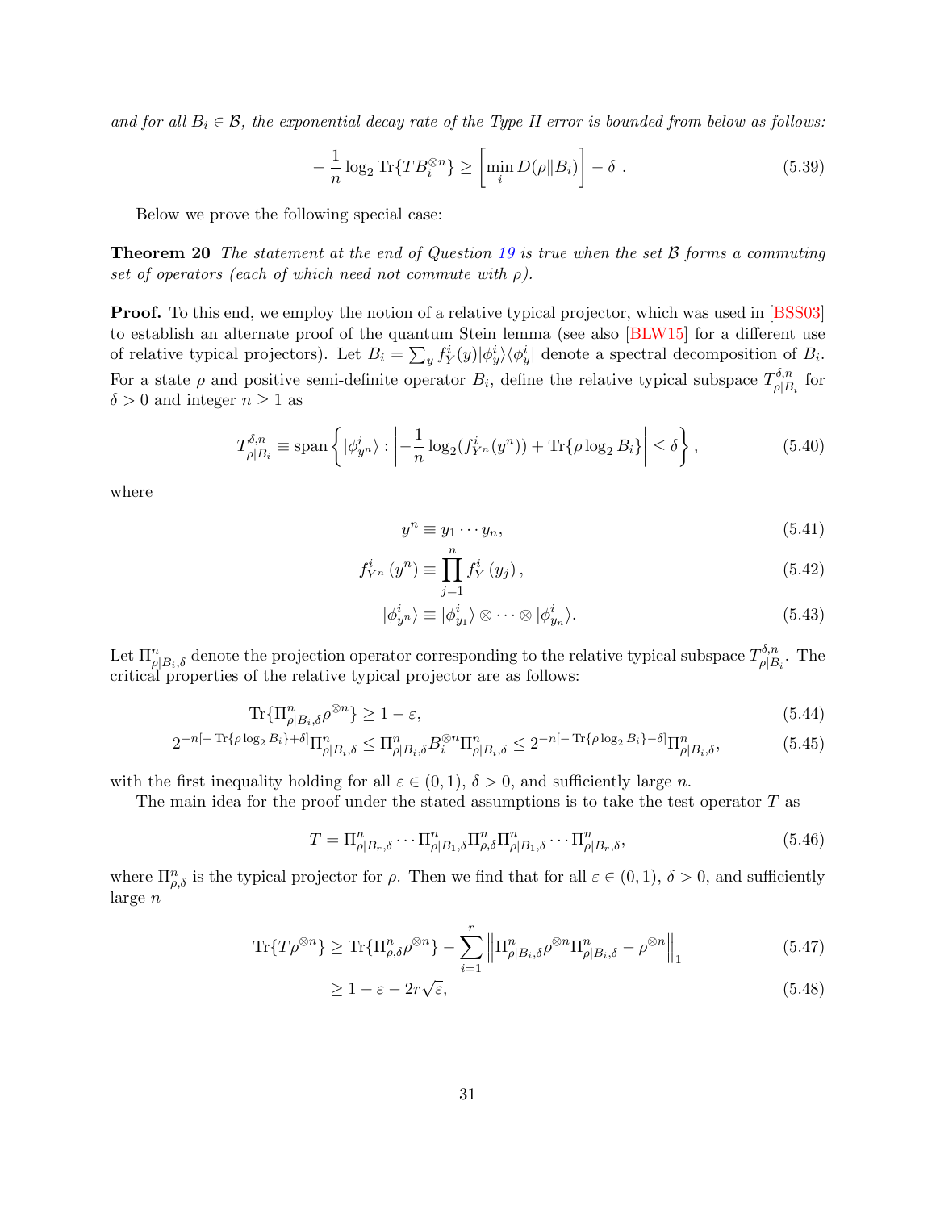*and for all $B_i \in \mathcal{B}$, the exponential decay rate of the Type II error is bounded from below as follows:*

$$-\frac{1}{n}\log_2 \operatorname{Tr}\{T B_i^{\otimes n}\} \geq \left[\min_i D(\rho\|B_i)\right] - \delta \ . \tag{5.39}$$

Below we prove the following special case:

**Theorem 20** *The statement at the end of Question 19 is true when the set $\mathcal{B}$ forms a commuting set of operators (each of which need not commute with $\rho$).*

**Proof.** To this end, we employ the notion of a relative typical projector, which was used in [BSS03] to establish an alternate proof of the quantum Stein lemma (see also [BLW15] for a different use of relative typical projectors). Let $B_i = \sum_y f_Y^i(y)|\phi_y^i\rangle\langle\phi_y^i|$ denote a spectral decomposition of $B_i$. For a state $\rho$ and positive semi-definite operator $B_i$, define the relative typical subspace $T^{\delta,n}_{\rho|B_i}$ for $\delta > 0$ and integer $n \geq 1$ as

$$T^{\delta,n}_{\rho|B_i} \equiv \operatorname{span}\left\{|\phi^i_{y^n}\rangle : \left|-\frac{1}{n}\log_2(f^i_{Y^n}(y^n)) + \operatorname{Tr}\{\rho\log_2 B_i\}\right| \leq \delta\right\}, \tag{5.40}$$

where

$$y^n \equiv y_1 \cdots y_n, \tag{5.41}$$

$$f^i_{Y^n}(y^n) \equiv \prod_{j=1}^n f^i_Y(y_j), \tag{5.42}$$

$$|\phi^i_{y^n}\rangle \equiv |\phi^i_{y_1}\rangle \otimes \cdots \otimes |\phi^i_{y_n}\rangle. \tag{5.43}$$

Let $\Pi^n_{\rho|B_i,\delta}$ denote the projection operator corresponding to the relative typical subspace $T^{\delta,n}_{\rho|B_i}$. The critical properties of the relative typical projector are as follows:

$$\operatorname{Tr}\{\Pi^n_{\rho|B_i,\delta}\rho^{\otimes n}\} \geq 1 - \varepsilon, \tag{5.44}$$

$$2^{-n[-\operatorname{Tr}\{\rho\log_2 B_i\}+\delta]}\Pi^n_{\rho|B_i,\delta} \leq \Pi^n_{\rho|B_i,\delta}B_i^{\otimes n}\Pi^n_{\rho|B_i,\delta} \leq 2^{-n[-\operatorname{Tr}\{\rho\log_2 B_i\}-\delta]}\Pi^n_{\rho|B_i,\delta}, \tag{5.45}$$

with the first inequality holding for all $\varepsilon \in (0,1)$, $\delta > 0$, and sufficiently large $n$.

The main idea for the proof under the stated assumptions is to take the test operator $T$ as

$$T = \Pi^n_{\rho|B_r,\delta}\cdots\Pi^n_{\rho|B_1,\delta}\Pi^n_{\rho,\delta}\Pi^n_{\rho|B_1,\delta}\cdots\Pi^n_{\rho|B_r,\delta}, \tag{5.46}$$

where $\Pi^n_{\rho,\delta}$ is the typical projector for $\rho$. Then we find that for all $\varepsilon \in (0,1)$, $\delta > 0$, and sufficiently large $n$

$$\operatorname{Tr}\{T\rho^{\otimes n}\} \geq \operatorname{Tr}\{\Pi^n_{\rho,\delta}\rho^{\otimes n}\} - \sum_{i=1}^r \left\|\Pi^n_{\rho|B_i,\delta}\rho^{\otimes n}\Pi^n_{\rho|B_i,\delta} - \rho^{\otimes n}\right\|_1 \tag{5.47}$$

$$\geq 1 - \varepsilon - 2r\sqrt{\varepsilon}, \tag{5.48}$$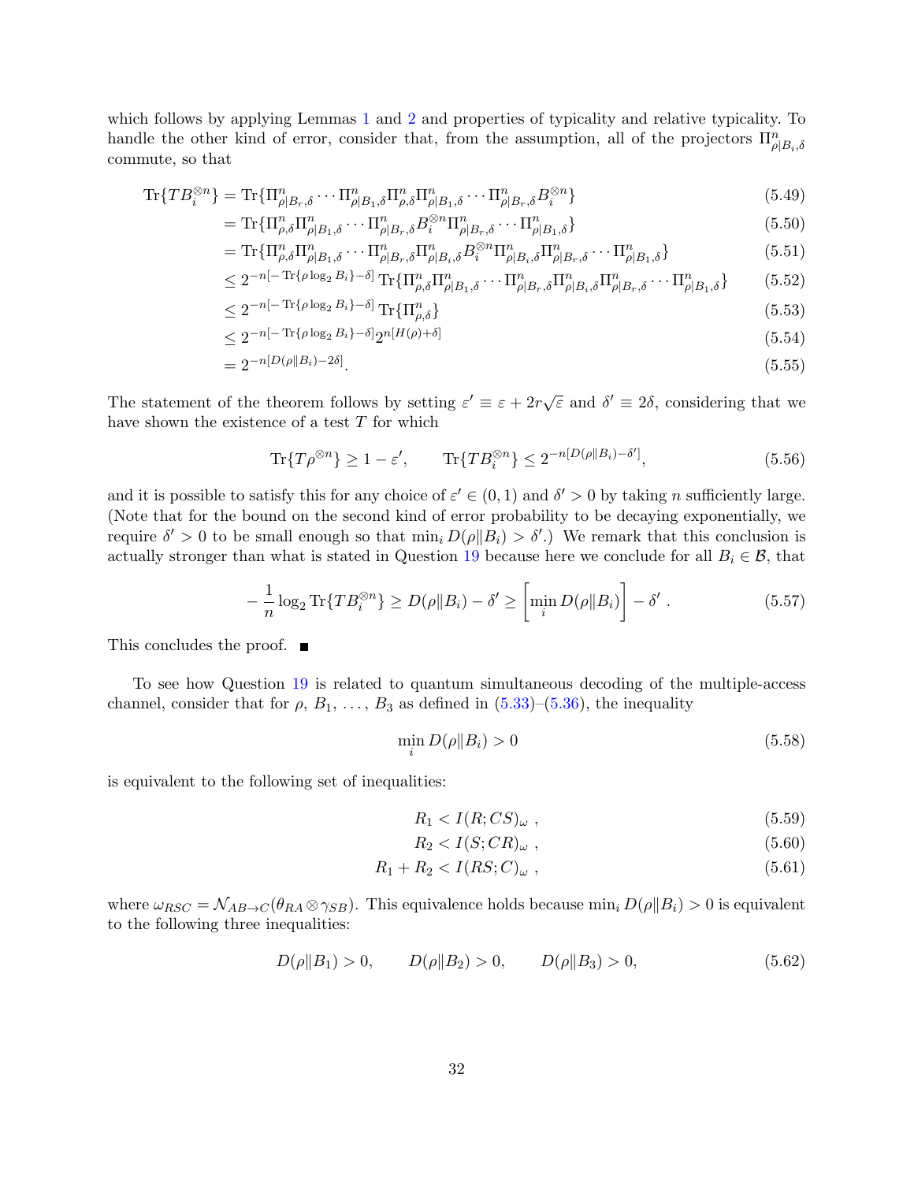which follows by applying Lemmas 1 and 2 and properties of typicality and relative typicality. To handle the other kind of error, consider that, from the assumption, all of the projectors $\Pi^n_{\rho|B_i,\delta}$ commute, so that

$$
\begin{aligned}
\operatorname{Tr}\{TB_i^{\otimes n}\} &= \operatorname{Tr}\{\Pi^n_{\rho|B_r,\delta}\cdots\Pi^n_{\rho|B_1,\delta}\Pi^n_{\rho,\delta}\Pi^n_{\rho|B_1,\delta}\cdots\Pi^n_{\rho|B_r,\delta}B_i^{\otimes n}\} &(5.49)\\
&= \operatorname{Tr}\{\Pi^n_{\rho,\delta}\Pi^n_{\rho|B_1,\delta}\cdots\Pi^n_{\rho|B_r,\delta}B_i^{\otimes n}\Pi^n_{\rho|B_r,\delta}\cdots\Pi^n_{\rho|B_1,\delta}\} &(5.50)\\
&= \operatorname{Tr}\{\Pi^n_{\rho,\delta}\Pi^n_{\rho|B_1,\delta}\cdots\Pi^n_{\rho|B_r,\delta}\Pi^n_{\rho|B_i,\delta}B_i^{\otimes n}\Pi^n_{\rho|B_i,\delta}\Pi^n_{\rho|B_r,\delta}\cdots\Pi^n_{\rho|B_1,\delta}\} &(5.51)\\
&\leq 2^{-n[-\operatorname{Tr}\{\rho\log_2 B_i\}-\delta]}\operatorname{Tr}\{\Pi^n_{\rho,\delta}\Pi^n_{\rho|B_1,\delta}\cdots\Pi^n_{\rho|B_r,\delta}\Pi^n_{\rho|B_i,\delta}\Pi^n_{\rho|B_r,\delta}\cdots\Pi^n_{\rho|B_1,\delta}\} &(5.52)\\
&\leq 2^{-n[-\operatorname{Tr}\{\rho\log_2 B_i\}-\delta]}\operatorname{Tr}\{\Pi^n_{\rho,\delta}\} &(5.53)\\
&\leq 2^{-n[-\operatorname{Tr}\{\rho\log_2 B_i\}-\delta]}2^{n[H(\rho)+\delta]} &(5.54)\\
&= 2^{-n[D(\rho\|B_i)-2\delta]}. &(5.55)
\end{aligned}
$$

The statement of the theorem follows by setting $\varepsilon' \equiv \varepsilon + 2r\sqrt{\varepsilon}$ and $\delta' \equiv 2\delta$, considering that we have shown the existence of a test $T$ for which

$$
\operatorname{Tr}\{T\rho^{\otimes n}\} \geq 1-\varepsilon', \qquad \operatorname{Tr}\{TB_i^{\otimes n}\} \leq 2^{-n[D(\rho\|B_i)-\delta']}, \tag{5.56}
$$

and it is possible to satisfy this for any choice of $\varepsilon' \in (0,1)$ and $\delta' > 0$ by taking $n$ sufficiently large. (Note that for the bound on the second kind of error probability to be decaying exponentially, we require $\delta' > 0$ to be small enough so that $\min_i D(\rho\|B_i) > \delta'$.) We remark that this conclusion is actually stronger than what is stated in Question 19 because here we conclude for all $B_i \in \mathcal{B}$, that

$$
-\frac{1}{n}\log_2 \operatorname{Tr}\{TB_i^{\otimes n}\} \geq D(\rho\|B_i) - \delta' \geq \left[\min_i D(\rho\|B_i)\right] - \delta' \ . \tag{5.57}
$$

This concludes the proof. ■

To see how Question 19 is related to quantum simultaneous decoding of the multiple-access channel, consider that for $\rho$, $B_1$, ..., $B_3$ as defined in (5.33)–(5.36), the inequality

$$
\min_i D(\rho\|B_i) > 0 \tag{5.58}
$$

is equivalent to the following set of inequalities:

$$
\begin{aligned}
R_1 &< I(R;CS)_\omega \ , &(5.59)\\
R_2 &< I(S;CR)_\omega \ , &(5.60)\\
R_1 + R_2 &< I(RS;C)_\omega \ , &(5.61)
\end{aligned}
$$

where $\omega_{RSC} = \mathcal{N}_{AB\to C}(\theta_{RA}\otimes\gamma_{SB})$. This equivalence holds because $\min_i D(\rho\|B_i) > 0$ is equivalent to the following three inequalities:

$$
D(\rho\|B_1) > 0, \qquad D(\rho\|B_2) > 0, \qquad D(\rho\|B_3) > 0, \tag{5.62}
$$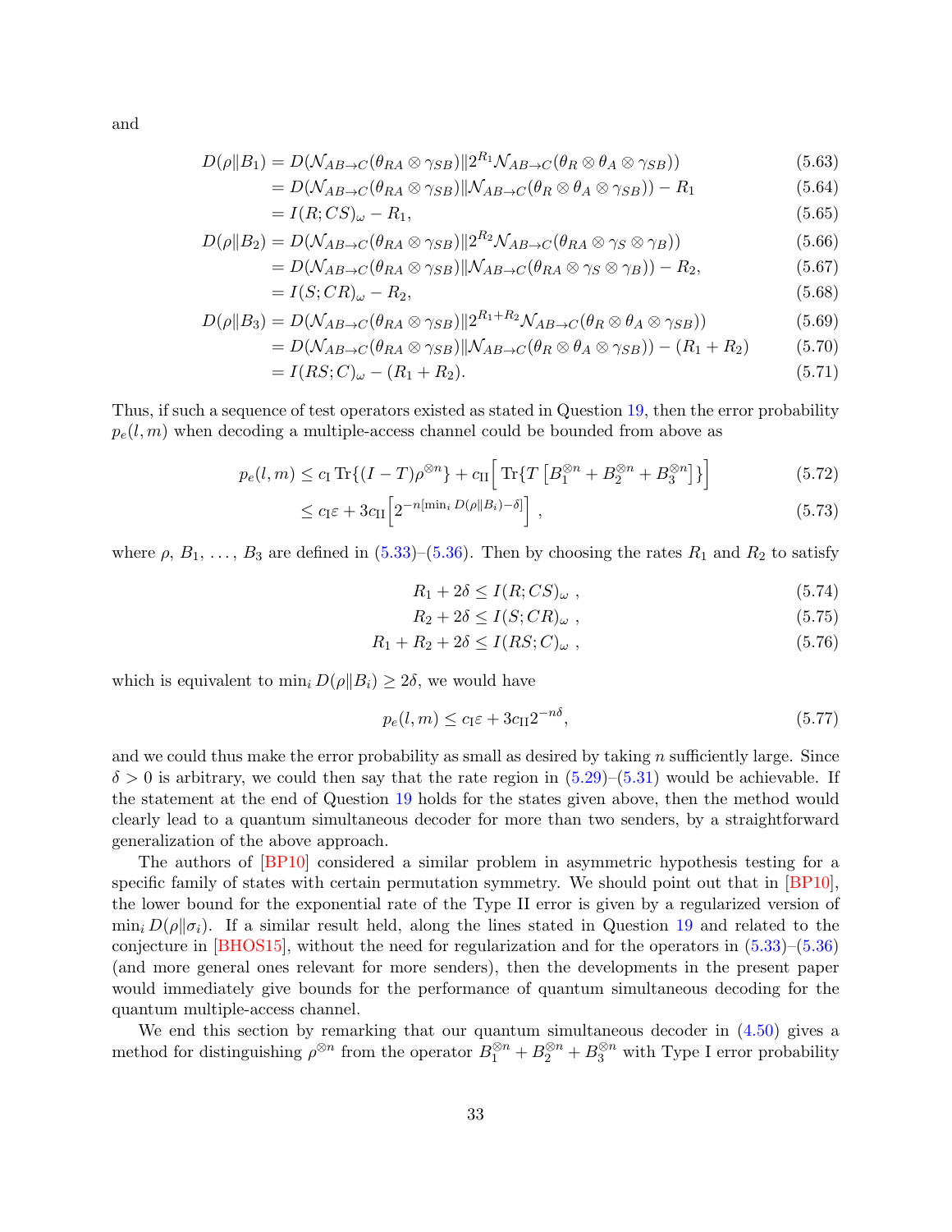and

$$
\begin{aligned}
D(\rho\|B_1) &= D(\mathcal{N}_{AB\to C}(\theta_{RA}\otimes\gamma_{SB})\|2^{R_1}\mathcal{N}_{AB\to C}(\theta_R\otimes\theta_A\otimes\gamma_{SB})) && (5.63)\\
&= D(\mathcal{N}_{AB\to C}(\theta_{RA}\otimes\gamma_{SB})\|\mathcal{N}_{AB\to C}(\theta_R\otimes\theta_A\otimes\gamma_{SB})) - R_1 && (5.64)\\
&= I(R;CS)_\omega - R_1, && (5.65)\\
D(\rho\|B_2) &= D(\mathcal{N}_{AB\to C}(\theta_{RA}\otimes\gamma_{SB})\|2^{R_2}\mathcal{N}_{AB\to C}(\theta_{RA}\otimes\gamma_S\otimes\gamma_B)) && (5.66)\\
&= D(\mathcal{N}_{AB\to C}(\theta_{RA}\otimes\gamma_{SB})\|\mathcal{N}_{AB\to C}(\theta_{RA}\otimes\gamma_S\otimes\gamma_B)) - R_2, && (5.67)\\
&= I(S;CR)_\omega - R_2, && (5.68)\\
D(\rho\|B_3) &= D(\mathcal{N}_{AB\to C}(\theta_{RA}\otimes\gamma_{SB})\|2^{R_1+R_2}\mathcal{N}_{AB\to C}(\theta_R\otimes\theta_A\otimes\gamma_{SB})) && (5.69)\\
&= D(\mathcal{N}_{AB\to C}(\theta_{RA}\otimes\gamma_{SB})\|\mathcal{N}_{AB\to C}(\theta_R\otimes\theta_A\otimes\gamma_{SB})) - (R_1+R_2) && (5.70)\\
&= I(RS;C)_\omega - (R_1+R_2). && (5.71)
\end{aligned}
$$

Thus, if such a sequence of test operators existed as stated in Question 19, then the error probability $p_e(l,m)$ when decoding a multiple-access channel could be bounded from above as

$$
\begin{aligned}
p_e(l,m) &\le c_{\mathrm{I}}\operatorname{Tr}\{(I-T)\rho^{\otimes n}\} + c_{\mathrm{II}}\Big[\operatorname{Tr}\{T\left[B_1^{\otimes n}+B_2^{\otimes n}+B_3^{\otimes n}\right]\}\Big] && (5.72)\\
&\le c_{\mathrm{I}}\varepsilon + 3c_{\mathrm{II}}\Big[2^{-n[\min_i D(\rho\|B_i)-\delta]}\Big]\ , && (5.73)
\end{aligned}
$$

where $\rho$, $B_1$, ..., $B_3$ are defined in (5.33)–(5.36). Then by choosing the rates $R_1$ and $R_2$ to satisfy

$$
\begin{aligned}
R_1 + 2\delta &\le I(R;CS)_\omega\ , && (5.74)\\
R_2 + 2\delta &\le I(S;CR)_\omega\ , && (5.75)\\
R_1 + R_2 + 2\delta &\le I(RS;C)_\omega\ , && (5.76)
\end{aligned}
$$

which is equivalent to $\min_i D(\rho\|B_i) \ge 2\delta$, we would have

$$
p_e(l,m) \le c_{\mathrm{I}}\varepsilon + 3c_{\mathrm{II}}2^{-n\delta}, \tag{5.77}
$$

and we could thus make the error probability as small as desired by taking $n$ sufficiently large. Since $\delta > 0$ is arbitrary, we could then say that the rate region in (5.29)–(5.31) would be achievable. If the statement at the end of Question 19 holds for the states given above, then the method would clearly lead to a quantum simultaneous decoder for more than two senders, by a straightforward generalization of the above approach.

The authors of [BP10] considered a similar problem in asymmetric hypothesis testing for a specific family of states with certain permutation symmetry. We should point out that in [BP10], the lower bound for the exponential rate of the Type II error is given by a regularized version of $\min_i D(\rho\|\sigma_i)$. If a similar result held, along the lines stated in Question 19 and related to the conjecture in [BHOS15], without the need for regularization and for the operators in (5.33)–(5.36) (and more general ones relevant for more senders), then the developments in the present paper would immediately give bounds for the performance of quantum simultaneous decoding for the quantum multiple-access channel.

We end this section by remarking that our quantum simultaneous decoder in (4.50) gives a method for distinguishing $\rho^{\otimes n}$ from the operator $B_1^{\otimes n} + B_2^{\otimes n} + B_3^{\otimes n}$ with Type I error probability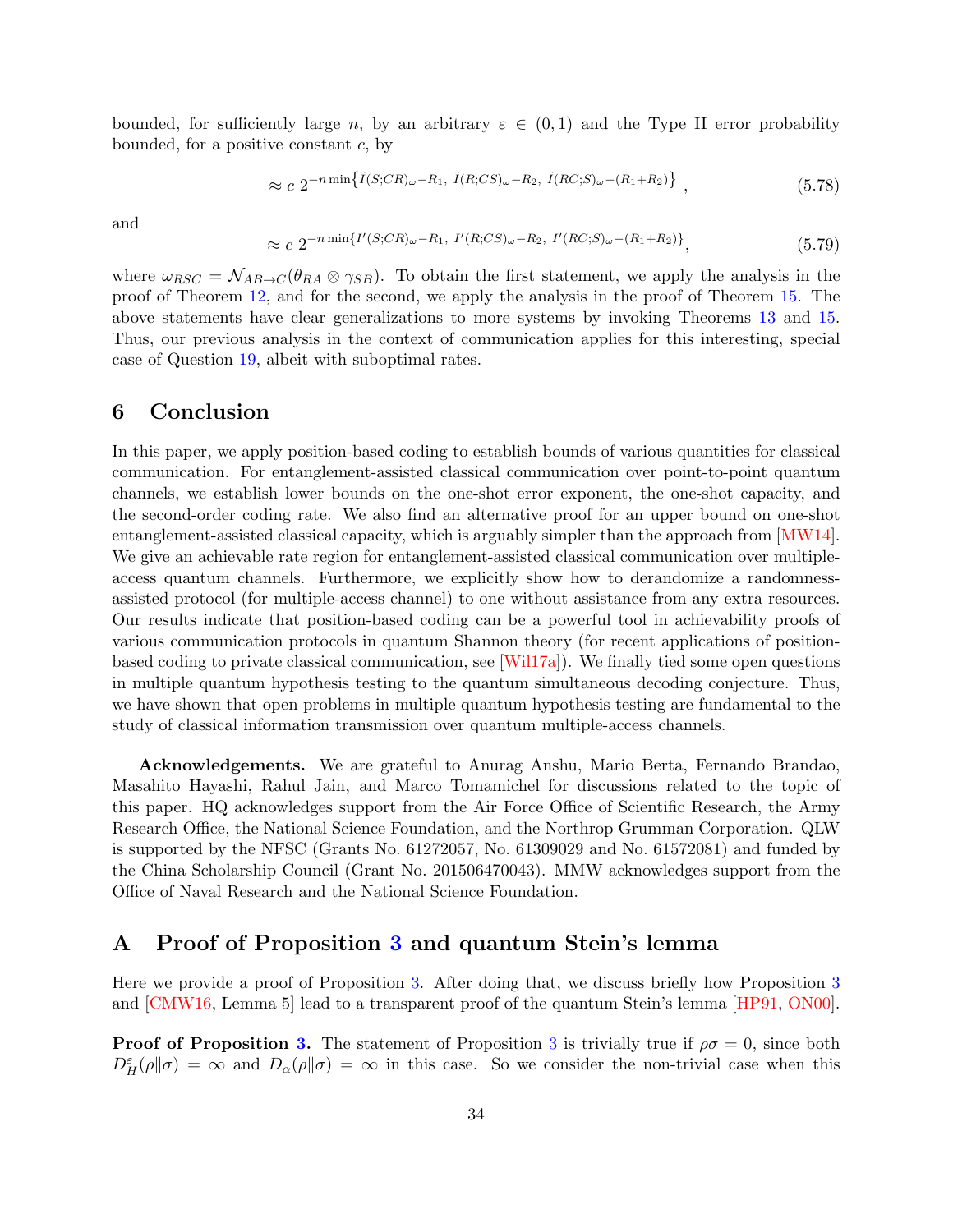bounded, for sufficiently large $n$, by an arbitrary $\varepsilon \in (0,1)$ and the Type II error probability bounded, for a positive constant $c$, by

$$\approx c\; 2^{-n \min\left\{\tilde{I}(S;CR)_{\omega}-R_1,\; \tilde{I}(R;CS)_{\omega}-R_2,\; \tilde{I}(RC;S)_{\omega}-(R_1+R_2)\right\}}, \tag{5.78}$$

and

$$\approx c\; 2^{-n \min\{I'(S;CR)_{\omega}-R_1,\; I'(R;CS)_{\omega}-R_2,\; I'(RC;S)_{\omega}-(R_1+R_2)\}}, \tag{5.79}$$

where $\omega_{RSC} = \mathcal{N}_{AB\to C}(\theta_{RA} \otimes \gamma_{SB})$. To obtain the first statement, we apply the analysis in the proof of Theorem 12, and for the second, we apply the analysis in the proof of Theorem 15. The above statements have clear generalizations to more systems by invoking Theorems 13 and 15. Thus, our previous analysis in the context of communication applies for this interesting, special case of Question 19, albeit with suboptimal rates.

## 6 Conclusion

In this paper, we apply position-based coding to establish bounds of various quantities for classical communication. For entanglement-assisted classical communication over point-to-point quantum channels, we establish lower bounds on the one-shot error exponent, the one-shot capacity, and the second-order coding rate. We also find an alternative proof for an upper bound on one-shot entanglement-assisted classical capacity, which is arguably simpler than the approach from [MW14]. We give an achievable rate region for entanglement-assisted classical communication over multiple-access quantum channels. Furthermore, we explicitly show how to derandomize a randomness-assisted protocol (for multiple-access channel) to one without assistance from any extra resources. Our results indicate that position-based coding can be a powerful tool in achievability proofs of various communication protocols in quantum Shannon theory (for recent applications of position-based coding to private classical communication, see [Wil17a]). We finally tied some open questions in multiple quantum hypothesis testing to the quantum simultaneous decoding conjecture. Thus, we have shown that open problems in multiple quantum hypothesis testing are fundamental to the study of classical information transmission over quantum multiple-access channels.

**Acknowledgements.** We are grateful to Anurag Anshu, Mario Berta, Fernando Brandao, Masahito Hayashi, Rahul Jain, and Marco Tomamichel for discussions related to the topic of this paper. HQ acknowledges support from the Air Force Office of Scientific Research, the Army Research Office, the National Science Foundation, and the Northrop Grumman Corporation. QLW is supported by the NFSC (Grants No. 61272057, No. 61309029 and No. 61572081) and funded by the China Scholarship Council (Grant No. 201506470043). MMW acknowledges support from the Office of Naval Research and the National Science Foundation.

## A Proof of Proposition 3 and quantum Stein's lemma

Here we provide a proof of Proposition 3. After doing that, we discuss briefly how Proposition 3 and [CMW16, Lemma 5] lead to a transparent proof of the quantum Stein's lemma [HP91, ON00].

**Proof of Proposition 3.** The statement of Proposition 3 is trivially true if $\rho\sigma = 0$, since both $D_H^{\varepsilon}(\rho\|\sigma) = \infty$ and $D_{\alpha}(\rho\|\sigma) = \infty$ in this case. So we consider the non-trivial case when this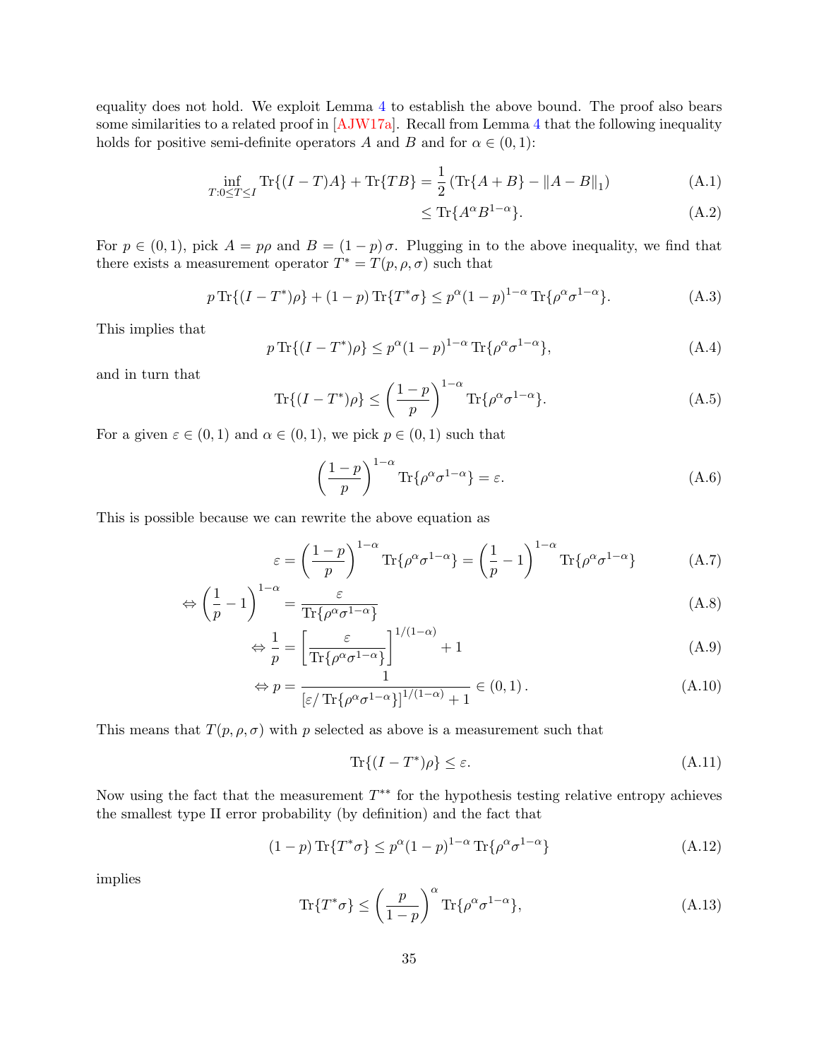equality does not hold. We exploit Lemma 4 to establish the above bound. The proof also bears some similarities to a related proof in [AJW17a]. Recall from Lemma 4 that the following inequality holds for positive semi-definite operators $A$ and $B$ and for $\alpha \in (0,1)$:

$$\inf_{T:0\leq T\leq I} \operatorname{Tr}\{(I-T)A\} + \operatorname{Tr}\{TB\} = \frac{1}{2}\left(\operatorname{Tr}\{A+B\} - \|A-B\|_1\right) \tag{A.1}$$

$$\leq \operatorname{Tr}\{A^{\alpha}B^{1-\alpha}\}. \tag{A.2}$$

For $p \in (0,1)$, pick $A = p\rho$ and $B = (1-p)\sigma$. Plugging in to the above inequality, we find that there exists a measurement operator $T^* = T(p,\rho,\sigma)$ such that

$$p\operatorname{Tr}\{(I-T^*)\rho\} + (1-p)\operatorname{Tr}\{T^*\sigma\} \leq p^{\alpha}(1-p)^{1-\alpha}\operatorname{Tr}\{\rho^{\alpha}\sigma^{1-\alpha}\}. \tag{A.3}$$

This implies that

$$p\operatorname{Tr}\{(I-T^*)\rho\} \leq p^{\alpha}(1-p)^{1-\alpha}\operatorname{Tr}\{\rho^{\alpha}\sigma^{1-\alpha}\}, \tag{A.4}$$

and in turn that

$$\operatorname{Tr}\{(I-T^*)\rho\} \leq \left(\frac{1-p}{p}\right)^{1-\alpha}\operatorname{Tr}\{\rho^{\alpha}\sigma^{1-\alpha}\}. \tag{A.5}$$

For a given $\varepsilon \in (0,1)$ and $\alpha \in (0,1)$, we pick $p \in (0,1)$ such that

$$\left(\frac{1-p}{p}\right)^{1-\alpha}\operatorname{Tr}\{\rho^{\alpha}\sigma^{1-\alpha}\} = \varepsilon. \tag{A.6}$$

This is possible because we can rewrite the above equation as

$$\varepsilon = \left(\frac{1-p}{p}\right)^{1-\alpha}\operatorname{Tr}\{\rho^{\alpha}\sigma^{1-\alpha}\} = \left(\frac{1}{p}-1\right)^{1-\alpha}\operatorname{Tr}\{\rho^{\alpha}\sigma^{1-\alpha}\} \tag{A.7}$$

$$\Leftrightarrow \left(\frac{1}{p}-1\right)^{1-\alpha} = \frac{\varepsilon}{\operatorname{Tr}\{\rho^{\alpha}\sigma^{1-\alpha}\}} \tag{A.8}$$

$$\Leftrightarrow \frac{1}{p} = \left[\frac{\varepsilon}{\operatorname{Tr}\{\rho^{\alpha}\sigma^{1-\alpha}\}}\right]^{1/(1-\alpha)} + 1 \tag{A.9}$$

$$\Leftrightarrow p = \frac{1}{\left[\varepsilon/\operatorname{Tr}\{\rho^{\alpha}\sigma^{1-\alpha}\}\right]^{1/(1-\alpha)} + 1} \in (0,1)\,. \tag{A.10}$$

This means that $T(p,\rho,\sigma)$ with $p$ selected as above is a measurement such that

$$\operatorname{Tr}\{(I-T^*)\rho\} \leq \varepsilon. \tag{A.11}$$

Now using the fact that the measurement $T^{**}$ for the hypothesis testing relative entropy achieves the smallest type II error probability (by definition) and the fact that

$$(1-p)\operatorname{Tr}\{T^*\sigma\} \leq p^{\alpha}(1-p)^{1-\alpha}\operatorname{Tr}\{\rho^{\alpha}\sigma^{1-\alpha}\} \tag{A.12}$$

implies

$$\operatorname{Tr}\{T^*\sigma\} \leq \left(\frac{p}{1-p}\right)^{\alpha}\operatorname{Tr}\{\rho^{\alpha}\sigma^{1-\alpha}\}, \tag{A.13}$$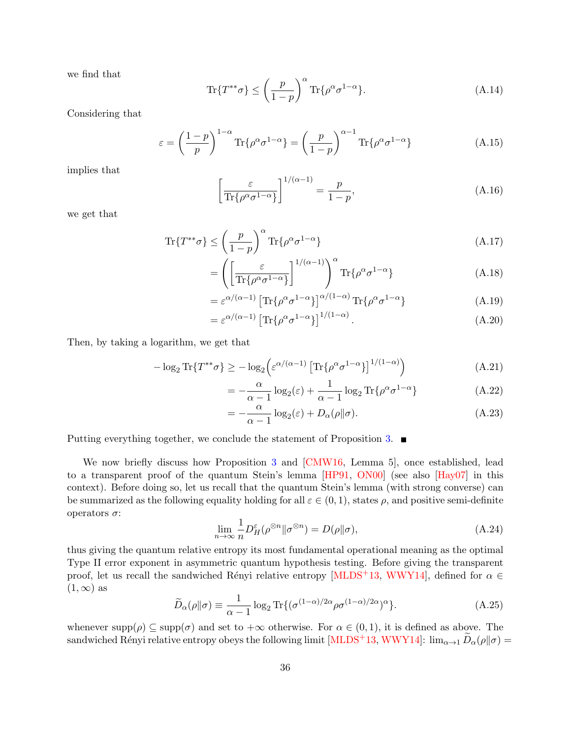we find that

$$\operatorname{Tr}\{T^{**}\sigma\} \leq \left(\frac{p}{1-p}\right)^{\alpha} \operatorname{Tr}\{\rho^{\alpha}\sigma^{1-\alpha}\}. \tag{A.14}$$

Considering that

$$\varepsilon = \left(\frac{1-p}{p}\right)^{1-\alpha} \operatorname{Tr}\{\rho^{\alpha}\sigma^{1-\alpha}\} = \left(\frac{p}{1-p}\right)^{\alpha-1} \operatorname{Tr}\{\rho^{\alpha}\sigma^{1-\alpha}\} \tag{A.15}$$

implies that

$$\left[\frac{\varepsilon}{\operatorname{Tr}\{\rho^{\alpha}\sigma^{1-\alpha}\}}\right]^{1/(\alpha-1)} = \frac{p}{1-p}, \tag{A.16}$$

we get that

$$\begin{aligned}
\operatorname{Tr}\{T^{**}\sigma\} &\leq \left(\frac{p}{1-p}\right)^{\alpha} \operatorname{Tr}\{\rho^{\alpha}\sigma^{1-\alpha}\} && \text{(A.17)}\\
&= \left(\left[\frac{\varepsilon}{\operatorname{Tr}\{\rho^{\alpha}\sigma^{1-\alpha}\}}\right]^{1/(\alpha-1)}\right)^{\alpha} \operatorname{Tr}\{\rho^{\alpha}\sigma^{1-\alpha}\} && \text{(A.18)}\\
&= \varepsilon^{\alpha/(\alpha-1)} \left[\operatorname{Tr}\{\rho^{\alpha}\sigma^{1-\alpha}\}\right]^{\alpha/(1-\alpha)} \operatorname{Tr}\{\rho^{\alpha}\sigma^{1-\alpha}\} && \text{(A.19)}\\
&= \varepsilon^{\alpha/(\alpha-1)} \left[\operatorname{Tr}\{\rho^{\alpha}\sigma^{1-\alpha}\}\right]^{1/(1-\alpha)}. && \text{(A.20)}
\end{aligned}$$

Then, by taking a logarithm, we get that

$$\begin{aligned}
-\log_2 \operatorname{Tr}\{T^{**}\sigma\} &\geq -\log_2\left(\varepsilon^{\alpha/(\alpha-1)} \left[\operatorname{Tr}\{\rho^{\alpha}\sigma^{1-\alpha}\}\right]^{1/(1-\alpha)}\right) && \text{(A.21)}\\
&= -\frac{\alpha}{\alpha-1}\log_2(\varepsilon) + \frac{1}{\alpha-1}\log_2 \operatorname{Tr}\{\rho^{\alpha}\sigma^{1-\alpha}\} && \text{(A.22)}\\
&= -\frac{\alpha}{\alpha-1}\log_2(\varepsilon) + D_{\alpha}(\rho\|\sigma). && \text{(A.23)}
\end{aligned}$$

Putting everything together, we conclude the statement of Proposition 3. ■

We now briefly discuss how Proposition 3 and [CMW16, Lemma 5], once established, lead to a transparent proof of the quantum Stein's lemma [HP91, ON00] (see also [Hay07] in this context). Before doing so, let us recall that the quantum Stein's lemma (with strong converse) can be summarized as the following equality holding for all $\varepsilon \in (0,1)$, states $\rho$, and positive semi-definite operators $\sigma$:

$$\lim_{n\to\infty} \frac{1}{n} D_H^{\varepsilon}(\rho^{\otimes n}\|\sigma^{\otimes n}) = D(\rho\|\sigma), \tag{A.24}$$

thus giving the quantum relative entropy its most fundamental operational meaning as the optimal Type II error exponent in asymmetric quantum hypothesis testing. Before giving the transparent proof, let us recall the sandwiched Rényi relative entropy [MLDS+13, WWY14], defined for $\alpha \in (1,\infty)$ as

$$\widetilde{D}_{\alpha}(\rho\|\sigma) \equiv \frac{1}{\alpha-1}\log_2 \operatorname{Tr}\{(\sigma^{(1-\alpha)/2\alpha}\rho\sigma^{(1-\alpha)/2\alpha})^{\alpha}\}. \tag{A.25}$$

whenever $\operatorname{supp}(\rho) \subseteq \operatorname{supp}(\sigma)$ and set to $+\infty$ otherwise. For $\alpha \in (0,1)$, it is defined as above. The sandwiched Rényi relative entropy obeys the following limit [MLDS+13, WWY14]: $\lim_{\alpha\to 1} \widetilde{D}_{\alpha}(\rho\|\sigma) =$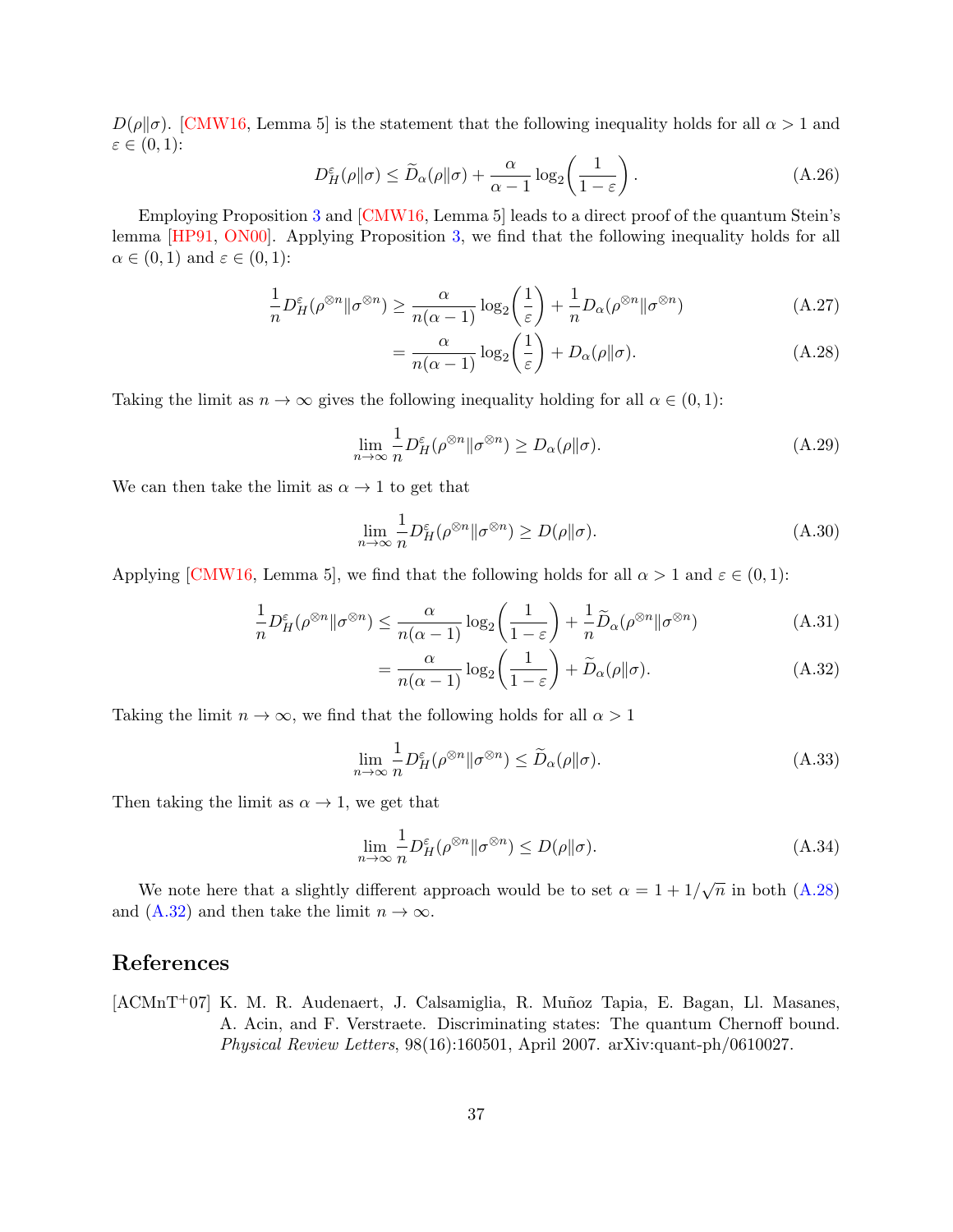$D(\rho\|\sigma)$. [CMW16, Lemma 5] is the statement that the following inequality holds for all $\alpha > 1$ and $\varepsilon \in (0,1)$:

$$D_H^\varepsilon(\rho\|\sigma) \leq \widetilde{D}_\alpha(\rho\|\sigma) + \frac{\alpha}{\alpha - 1}\log_2\!\left(\frac{1}{1-\varepsilon}\right). \tag{A.26}$$

Employing Proposition 3 and [CMW16, Lemma 5] leads to a direct proof of the quantum Stein's lemma [HP91, ON00]. Applying Proposition 3, we find that the following inequality holds for all $\alpha \in (0,1)$ and $\varepsilon \in (0,1)$:

$$\frac{1}{n}D_H^\varepsilon(\rho^{\otimes n}\|\sigma^{\otimes n}) \geq \frac{\alpha}{n(\alpha-1)}\log_2\!\left(\frac{1}{\varepsilon}\right) + \frac{1}{n}D_\alpha(\rho^{\otimes n}\|\sigma^{\otimes n}) \tag{A.27}$$

$$= \frac{\alpha}{n(\alpha-1)}\log_2\!\left(\frac{1}{\varepsilon}\right) + D_\alpha(\rho\|\sigma). \tag{A.28}$$

Taking the limit as $n \to \infty$ gives the following inequality holding for all $\alpha \in (0,1)$:

$$\lim_{n\to\infty}\frac{1}{n}D_H^\varepsilon(\rho^{\otimes n}\|\sigma^{\otimes n}) \geq D_\alpha(\rho\|\sigma). \tag{A.29}$$

We can then take the limit as $\alpha \to 1$ to get that

$$\lim_{n\to\infty}\frac{1}{n}D_H^\varepsilon(\rho^{\otimes n}\|\sigma^{\otimes n}) \geq D(\rho\|\sigma). \tag{A.30}$$

Applying [CMW16, Lemma 5], we find that the following holds for all $\alpha > 1$ and $\varepsilon \in (0,1)$:

$$\frac{1}{n}D_H^\varepsilon(\rho^{\otimes n}\|\sigma^{\otimes n}) \leq \frac{\alpha}{n(\alpha-1)}\log_2\!\left(\frac{1}{1-\varepsilon}\right) + \frac{1}{n}\widetilde{D}_\alpha(\rho^{\otimes n}\|\sigma^{\otimes n}) \tag{A.31}$$

$$= \frac{\alpha}{n(\alpha-1)}\log_2\!\left(\frac{1}{1-\varepsilon}\right) + \widetilde{D}_\alpha(\rho\|\sigma). \tag{A.32}$$

Taking the limit $n \to \infty$, we find that the following holds for all $\alpha > 1$

$$\lim_{n\to\infty}\frac{1}{n}D_H^\varepsilon(\rho^{\otimes n}\|\sigma^{\otimes n}) \leq \widetilde{D}_\alpha(\rho\|\sigma). \tag{A.33}$$

Then taking the limit as $\alpha \to 1$, we get that

$$\lim_{n\to\infty}\frac{1}{n}D_H^\varepsilon(\rho^{\otimes n}\|\sigma^{\otimes n}) \leq D(\rho\|\sigma). \tag{A.34}$$

We note here that a slightly different approach would be to set $\alpha = 1 + 1/\sqrt{n}$ in both (A.28) and (A.32) and then take the limit $n \to \infty$.

## References

[ACMnT+07] K. M. R. Audenaert, J. Calsamiglia, R. Muñoz Tapia, E. Bagan, Ll. Masanes, A. Acin, and F. Verstraete. Discriminating states: The quantum Chernoff bound. *Physical Review Letters*, 98(16):160501, April 2007. arXiv:quant-ph/0610027.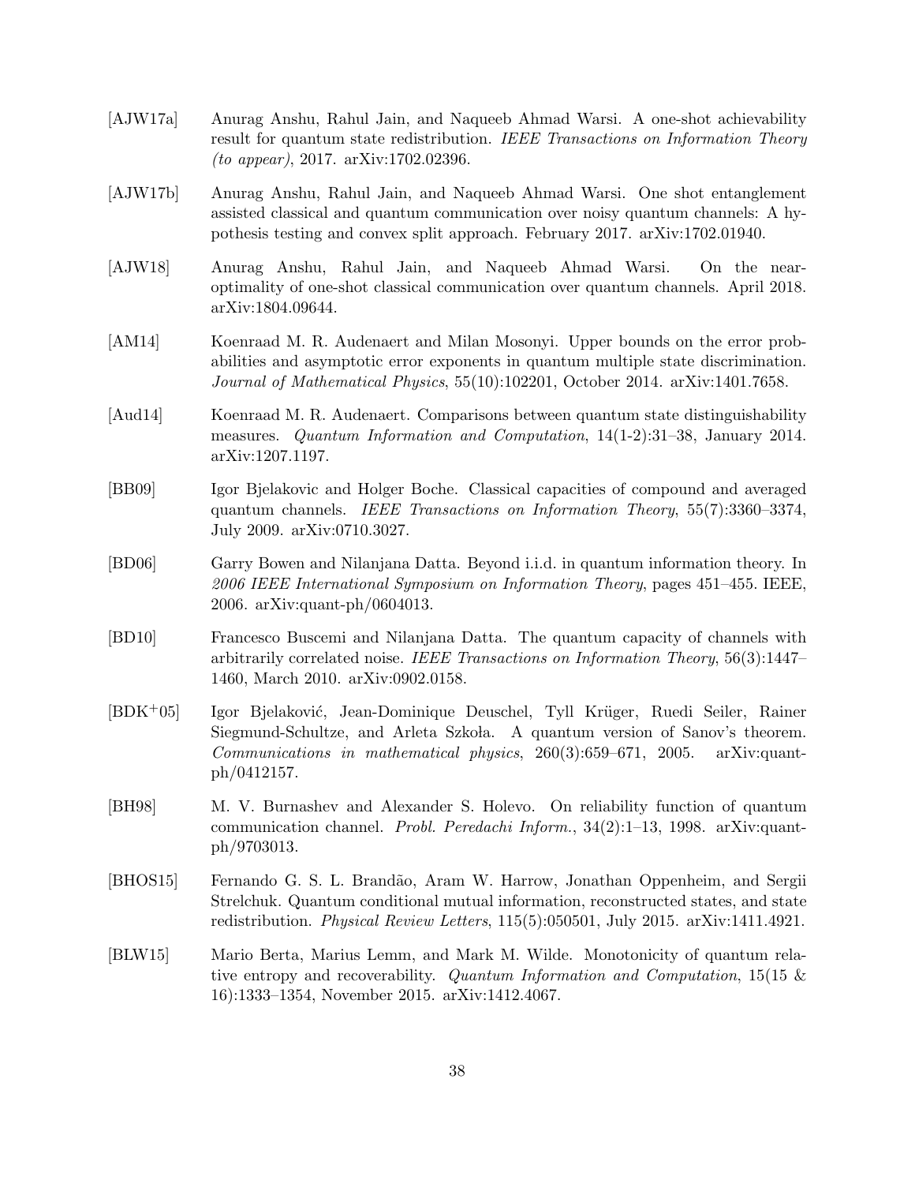[AJW17a] Anurag Anshu, Rahul Jain, and Naqueeb Ahmad Warsi. A one-shot achievability result for quantum state redistribution. *IEEE Transactions on Information Theory (to appear)*, 2017. arXiv:1702.02396.

[AJW17b] Anurag Anshu, Rahul Jain, and Naqueeb Ahmad Warsi. One shot entanglement assisted classical and quantum communication over noisy quantum channels: A hypothesis testing and convex split approach. February 2017. arXiv:1702.01940.

[AJW18] Anurag Anshu, Rahul Jain, and Naqueeb Ahmad Warsi. On the near-optimality of one-shot classical communication over quantum channels. April 2018. arXiv:1804.09644.

[AM14] Koenraad M. R. Audenaert and Milan Mosonyi. Upper bounds on the error probabilities and asymptotic error exponents in quantum multiple state discrimination. *Journal of Mathematical Physics*, 55(10):102201, October 2014. arXiv:1401.7658.

[Aud14] Koenraad M. R. Audenaert. Comparisons between quantum state distinguishability measures. *Quantum Information and Computation*, 14(1-2):31–38, January 2014. arXiv:1207.1197.

[BB09] Igor Bjelakovic and Holger Boche. Classical capacities of compound and averaged quantum channels. *IEEE Transactions on Information Theory*, 55(7):3360–3374, July 2009. arXiv:0710.3027.

[BD06] Garry Bowen and Nilanjana Datta. Beyond i.i.d. in quantum information theory. In *2006 IEEE International Symposium on Information Theory*, pages 451–455. IEEE, 2006. arXiv:quant-ph/0604013.

[BD10] Francesco Buscemi and Nilanjana Datta. The quantum capacity of channels with arbitrarily correlated noise. *IEEE Transactions on Information Theory*, 56(3):1447–1460, March 2010. arXiv:0902.0158.

[BDK+05] Igor Bjelaković, Jean-Dominique Deuschel, Tyll Krüger, Ruedi Seiler, Rainer Siegmund-Schultze, and Arleta Szkoła. A quantum version of Sanov's theorem. *Communications in mathematical physics*, 260(3):659–671, 2005. arXiv:quant-ph/0412157.

[BH98] M. V. Burnashev and Alexander S. Holevo. On reliability function of quantum communication channel. *Probl. Peredachi Inform.*, 34(2):1–13, 1998. arXiv:quant-ph/9703013.

[BHOS15] Fernando G. S. L. Brandão, Aram W. Harrow, Jonathan Oppenheim, and Sergii Strelchuk. Quantum conditional mutual information, reconstructed states, and state redistribution. *Physical Review Letters*, 115(5):050501, July 2015. arXiv:1411.4921.

[BLW15] Mario Berta, Marius Lemm, and Mark M. Wilde. Monotonicity of quantum relative entropy and recoverability. *Quantum Information and Computation*, 15(15 & 16):1333–1354, November 2015. arXiv:1412.4067.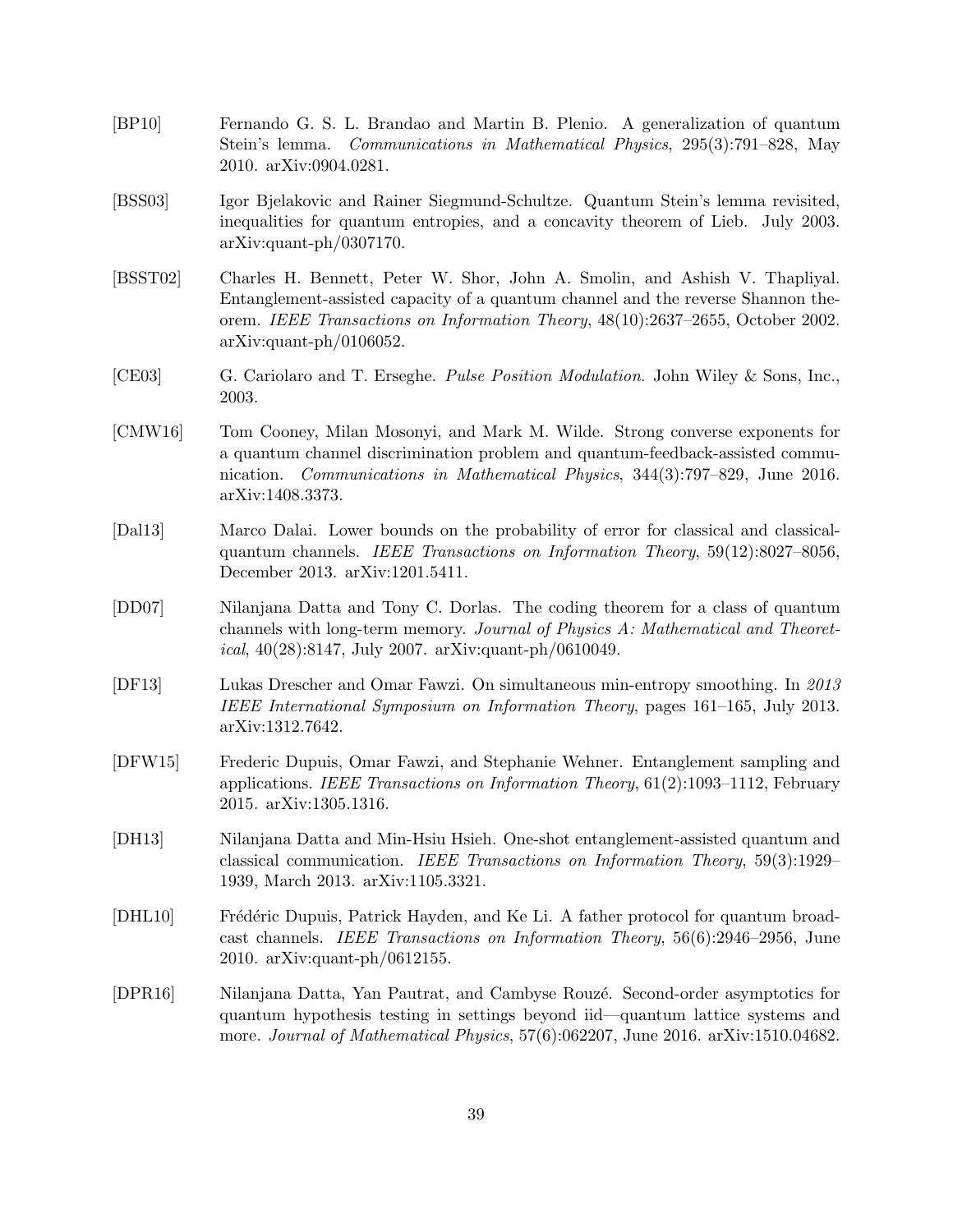[BP10] Fernando G. S. L. Brandao and Martin B. Plenio. A generalization of quantum Stein's lemma. *Communications in Mathematical Physics*, 295(3):791–828, May 2010. arXiv:0904.0281.

[BSS03] Igor Bjelakovic and Rainer Siegmund-Schultze. Quantum Stein's lemma revisited, inequalities for quantum entropies, and a concavity theorem of Lieb. July 2003. arXiv:quant-ph/0307170.

[BSST02] Charles H. Bennett, Peter W. Shor, John A. Smolin, and Ashish V. Thapliyal. Entanglement-assisted capacity of a quantum channel and the reverse Shannon theorem. *IEEE Transactions on Information Theory*, 48(10):2637–2655, October 2002. arXiv:quant-ph/0106052.

[CE03] G. Cariolaro and T. Erseghe. *Pulse Position Modulation*. John Wiley & Sons, Inc., 2003.

[CMW16] Tom Cooney, Milan Mosonyi, and Mark M. Wilde. Strong converse exponents for a quantum channel discrimination problem and quantum-feedback-assisted communication. *Communications in Mathematical Physics*, 344(3):797–829, June 2016. arXiv:1408.3373.

[Dal13] Marco Dalai. Lower bounds on the probability of error for classical and classical-quantum channels. *IEEE Transactions on Information Theory*, 59(12):8027–8056, December 2013. arXiv:1201.5411.

[DD07] Nilanjana Datta and Tony C. Dorlas. The coding theorem for a class of quantum channels with long-term memory. *Journal of Physics A: Mathematical and Theoretical*, 40(28):8147, July 2007. arXiv:quant-ph/0610049.

[DF13] Lukas Drescher and Omar Fawzi. On simultaneous min-entropy smoothing. In *2013 IEEE International Symposium on Information Theory*, pages 161–165, July 2013. arXiv:1312.7642.

[DFW15] Frederic Dupuis, Omar Fawzi, and Stephanie Wehner. Entanglement sampling and applications. *IEEE Transactions on Information Theory*, 61(2):1093–1112, February 2015. arXiv:1305.1316.

[DH13] Nilanjana Datta and Min-Hsiu Hsieh. One-shot entanglement-assisted quantum and classical communication. *IEEE Transactions on Information Theory*, 59(3):1929–1939, March 2013. arXiv:1105.3321.

[DHL10] Frédéric Dupuis, Patrick Hayden, and Ke Li. A father protocol for quantum broadcast channels. *IEEE Transactions on Information Theory*, 56(6):2946–2956, June 2010. arXiv:quant-ph/0612155.

[DPR16] Nilanjana Datta, Yan Pautrat, and Cambyse Rouzé. Second-order asymptotics for quantum hypothesis testing in settings beyond iid—quantum lattice systems and more. *Journal of Mathematical Physics*, 57(6):062207, June 2016. arXiv:1510.04682.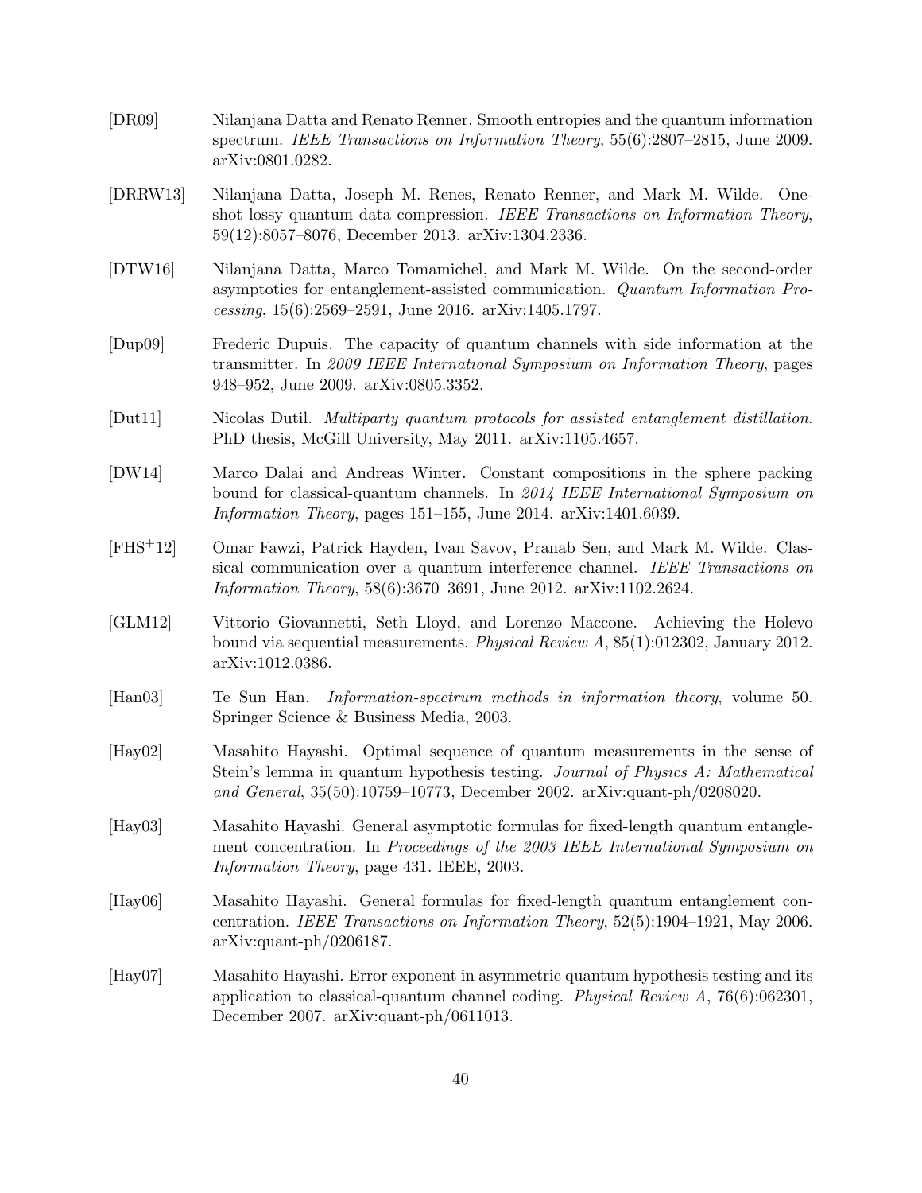[DR09] Nilanjana Datta and Renato Renner. Smooth entropies and the quantum information spectrum. *IEEE Transactions on Information Theory*, 55(6):2807–2815, June 2009. arXiv:0801.0282.

[DRRW13] Nilanjana Datta, Joseph M. Renes, Renato Renner, and Mark M. Wilde. One-shot lossy quantum data compression. *IEEE Transactions on Information Theory*, 59(12):8057–8076, December 2013. arXiv:1304.2336.

[DTW16] Nilanjana Datta, Marco Tomamichel, and Mark M. Wilde. On the second-order asymptotics for entanglement-assisted communication. *Quantum Information Processing*, 15(6):2569–2591, June 2016. arXiv:1405.1797.

[Dup09] Frederic Dupuis. The capacity of quantum channels with side information at the transmitter. In *2009 IEEE International Symposium on Information Theory*, pages 948–952, June 2009. arXiv:0805.3352.

[Dut11] Nicolas Dutil. *Multiparty quantum protocols for assisted entanglement distillation*. PhD thesis, McGill University, May 2011. arXiv:1105.4657.

[DW14] Marco Dalai and Andreas Winter. Constant compositions in the sphere packing bound for classical-quantum channels. In *2014 IEEE International Symposium on Information Theory*, pages 151–155, June 2014. arXiv:1401.6039.

[FHS+12] Omar Fawzi, Patrick Hayden, Ivan Savov, Pranab Sen, and Mark M. Wilde. Classical communication over a quantum interference channel. *IEEE Transactions on Information Theory*, 58(6):3670–3691, June 2012. arXiv:1102.2624.

[GLM12] Vittorio Giovannetti, Seth Lloyd, and Lorenzo Maccone. Achieving the Holevo bound via sequential measurements. *Physical Review A*, 85(1):012302, January 2012. arXiv:1012.0386.

[Han03] Te Sun Han. *Information-spectrum methods in information theory*, volume 50. Springer Science & Business Media, 2003.

[Hay02] Masahito Hayashi. Optimal sequence of quantum measurements in the sense of Stein's lemma in quantum hypothesis testing. *Journal of Physics A: Mathematical and General*, 35(50):10759–10773, December 2002. arXiv:quant-ph/0208020.

[Hay03] Masahito Hayashi. General asymptotic formulas for fixed-length quantum entanglement concentration. In *Proceedings of the 2003 IEEE International Symposium on Information Theory*, page 431. IEEE, 2003.

[Hay06] Masahito Hayashi. General formulas for fixed-length quantum entanglement concentration. *IEEE Transactions on Information Theory*, 52(5):1904–1921, May 2006. arXiv:quant-ph/0206187.

[Hay07] Masahito Hayashi. Error exponent in asymmetric quantum hypothesis testing and its application to classical-quantum channel coding. *Physical Review A*, 76(6):062301, December 2007. arXiv:quant-ph/0611013.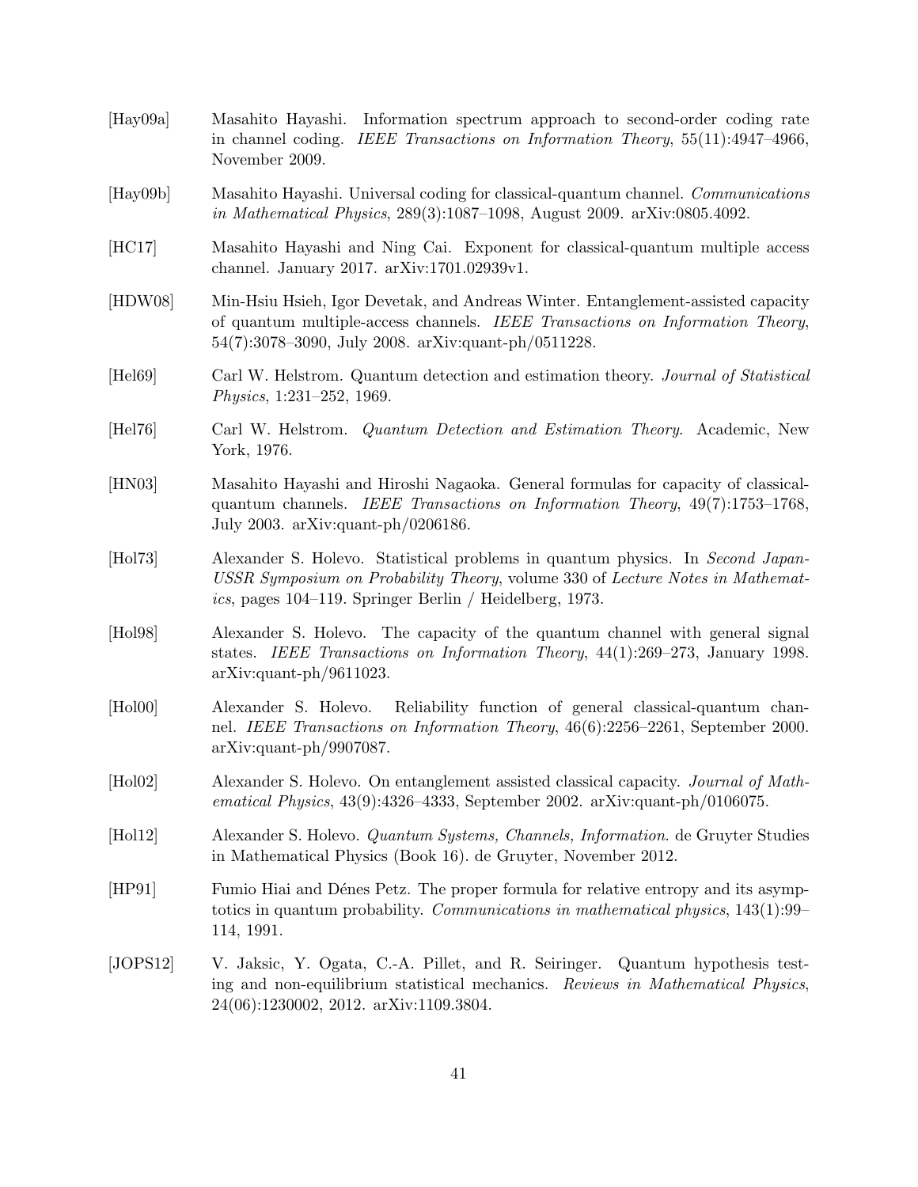[Hay09a] Masahito Hayashi. Information spectrum approach to second-order coding rate in channel coding. *IEEE Transactions on Information Theory*, 55(11):4947–4966, November 2009.

[Hay09b] Masahito Hayashi. Universal coding for classical-quantum channel. *Communications in Mathematical Physics*, 289(3):1087–1098, August 2009. arXiv:0805.4092.

[HC17] Masahito Hayashi and Ning Cai. Exponent for classical-quantum multiple access channel. January 2017. arXiv:1701.02939v1.

[HDW08] Min-Hsiu Hsieh, Igor Devetak, and Andreas Winter. Entanglement-assisted capacity of quantum multiple-access channels. *IEEE Transactions on Information Theory*, 54(7):3078–3090, July 2008. arXiv:quant-ph/0511228.

[Hel69] Carl W. Helstrom. Quantum detection and estimation theory. *Journal of Statistical Physics*, 1:231–252, 1969.

[Hel76] Carl W. Helstrom. *Quantum Detection and Estimation Theory*. Academic, New York, 1976.

[HN03] Masahito Hayashi and Hiroshi Nagaoka. General formulas for capacity of classical-quantum channels. *IEEE Transactions on Information Theory*, 49(7):1753–1768, July 2003. arXiv:quant-ph/0206186.

[Hol73] Alexander S. Holevo. Statistical problems in quantum physics. In *Second Japan-USSR Symposium on Probability Theory*, volume 330 of *Lecture Notes in Mathematics*, pages 104–119. Springer Berlin / Heidelberg, 1973.

[Hol98] Alexander S. Holevo. The capacity of the quantum channel with general signal states. *IEEE Transactions on Information Theory*, 44(1):269–273, January 1998. arXiv:quant-ph/9611023.

[Hol00] Alexander S. Holevo. Reliability function of general classical-quantum channel. *IEEE Transactions on Information Theory*, 46(6):2256–2261, September 2000. arXiv:quant-ph/9907087.

[Hol02] Alexander S. Holevo. On entanglement assisted classical capacity. *Journal of Mathematical Physics*, 43(9):4326–4333, September 2002. arXiv:quant-ph/0106075.

[Hol12] Alexander S. Holevo. *Quantum Systems, Channels, Information*. de Gruyter Studies in Mathematical Physics (Book 16). de Gruyter, November 2012.

[HP91] Fumio Hiai and Dénes Petz. The proper formula for relative entropy and its asymptotics in quantum probability. *Communications in mathematical physics*, 143(1):99–114, 1991.

[JOPS12] V. Jaksic, Y. Ogata, C.-A. Pillet, and R. Seiringer. Quantum hypothesis testing and non-equilibrium statistical mechanics. *Reviews in Mathematical Physics*, 24(06):1230002, 2012. arXiv:1109.3804.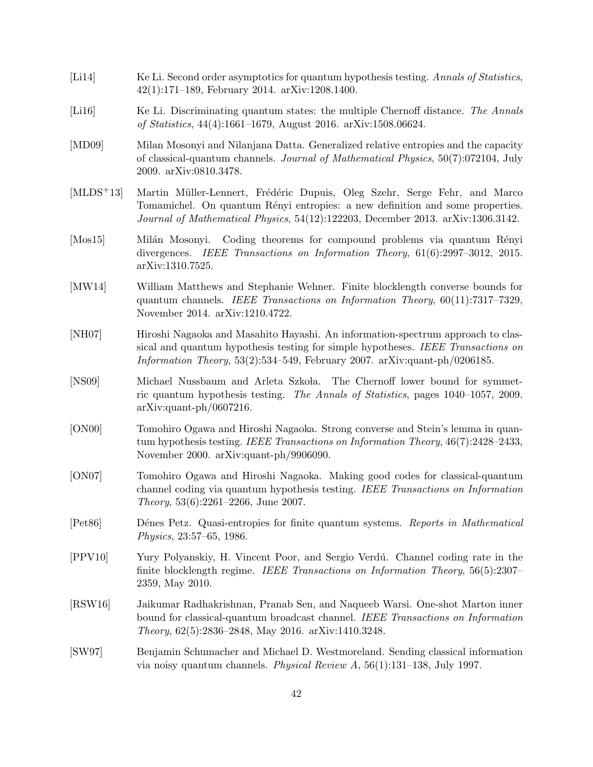[Li14] Ke Li. Second order asymptotics for quantum hypothesis testing. *Annals of Statistics*, 42(1):171–189, February 2014. arXiv:1208.1400.

[Li16] Ke Li. Discriminating quantum states: the multiple Chernoff distance. *The Annals of Statistics*, 44(4):1661–1679, August 2016. arXiv:1508.06624.

[MD09] Milan Mosonyi and Nilanjana Datta. Generalized relative entropies and the capacity of classical-quantum channels. *Journal of Mathematical Physics*, 50(7):072104, July 2009. arXiv:0810.3478.

[MLDS+13] Martin Müller-Lennert, Frédéric Dupuis, Oleg Szehr, Serge Fehr, and Marco Tomamichel. On quantum Rényi entropies: a new definition and some properties. *Journal of Mathematical Physics*, 54(12):122203, December 2013. arXiv:1306.3142.

[Mos15] Milán Mosonyi. Coding theorems for compound problems via quantum Rényi divergences. *IEEE Transactions on Information Theory*, 61(6):2997–3012, 2015. arXiv:1310.7525.

[MW14] William Matthews and Stephanie Wehner. Finite blocklength converse bounds for quantum channels. *IEEE Transactions on Information Theory*, 60(11):7317–7329, November 2014. arXiv:1210.4722.

[NH07] Hiroshi Nagaoka and Masahito Hayashi. An information-spectrum approach to classical and quantum hypothesis testing for simple hypotheses. *IEEE Transactions on Information Theory*, 53(2):534–549, February 2007. arXiv:quant-ph/0206185.

[NS09] Michael Nussbaum and Arleta Szkoła. The Chernoff lower bound for symmetric quantum hypothesis testing. *The Annals of Statistics*, pages 1040–1057, 2009. arXiv:quant-ph/0607216.

[ON00] Tomohiro Ogawa and Hiroshi Nagaoka. Strong converse and Stein's lemma in quantum hypothesis testing. *IEEE Transactions on Information Theory*, 46(7):2428–2433, November 2000. arXiv:quant-ph/9906090.

[ON07] Tomohiro Ogawa and Hiroshi Nagaoka. Making good codes for classical-quantum channel coding via quantum hypothesis testing. *IEEE Transactions on Information Theory*, 53(6):2261–2266, June 2007.

[Pet86] Dénes Petz. Quasi-entropies for finite quantum systems. *Reports in Mathematical Physics*, 23:57–65, 1986.

[PPV10] Yury Polyanskiy, H. Vincent Poor, and Sergio Verdú. Channel coding rate in the finite blocklength regime. *IEEE Transactions on Information Theory*, 56(5):2307–2359, May 2010.

[RSW16] Jaikumar Radhakrishnan, Pranab Sen, and Naqueeb Warsi. One-shot Marton inner bound for classical-quantum broadcast channel. *IEEE Transactions on Information Theory*, 62(5):2836–2848, May 2016. arXiv:1410.3248.

[SW97] Benjamin Schumacher and Michael D. Westmoreland. Sending classical information via noisy quantum channels. *Physical Review A*, 56(1):131–138, July 1997.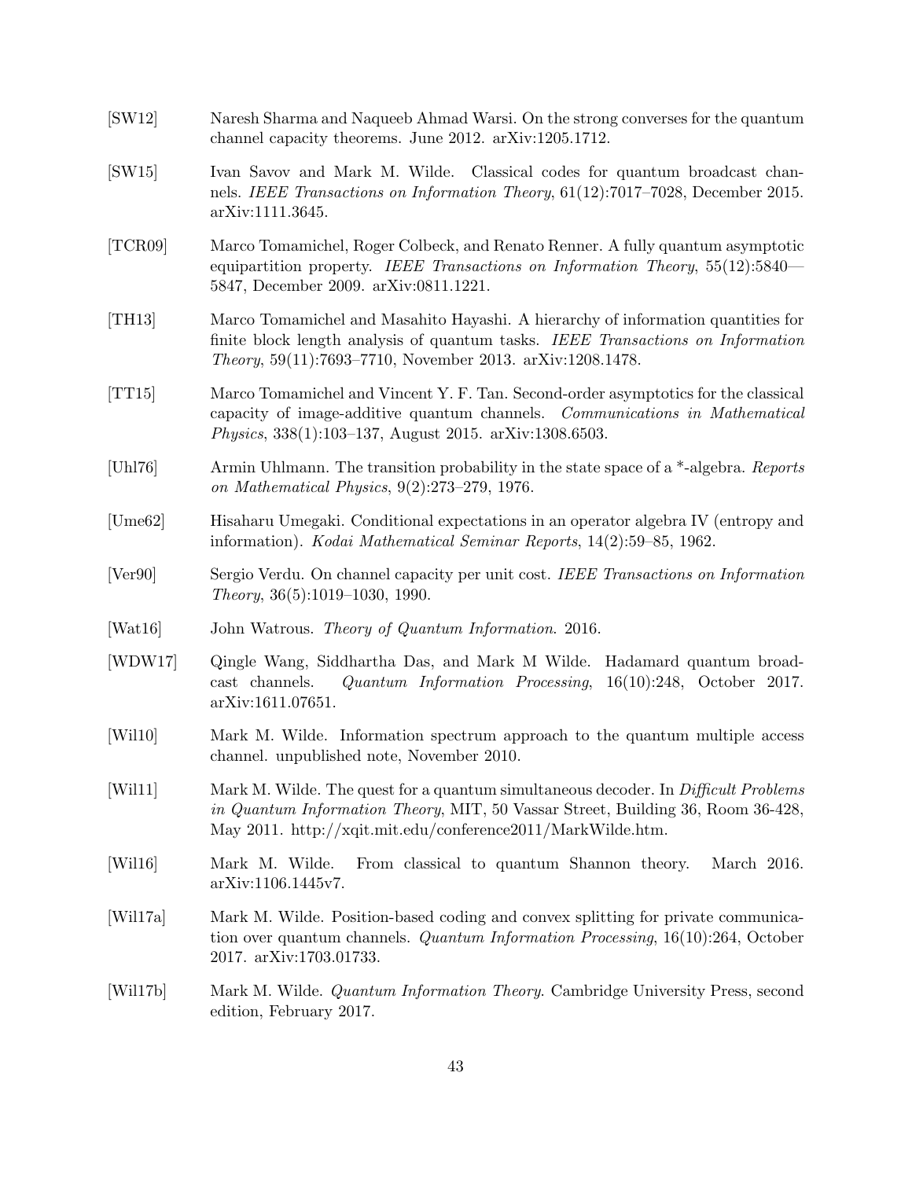[SW12] Naresh Sharma and Naqueeb Ahmad Warsi. On the strong converses for the quantum channel capacity theorems. June 2012. arXiv:1205.1712.

[SW15] Ivan Savov and Mark M. Wilde. Classical codes for quantum broadcast channels. *IEEE Transactions on Information Theory*, 61(12):7017–7028, December 2015. arXiv:1111.3645.

[TCR09] Marco Tomamichel, Roger Colbeck, and Renato Renner. A fully quantum asymptotic equipartition property. *IEEE Transactions on Information Theory*, 55(12):5840—5847, December 2009. arXiv:0811.1221.

[TH13] Marco Tomamichel and Masahito Hayashi. A hierarchy of information quantities for finite block length analysis of quantum tasks. *IEEE Transactions on Information Theory*, 59(11):7693–7710, November 2013. arXiv:1208.1478.

[TT15] Marco Tomamichel and Vincent Y. F. Tan. Second-order asymptotics for the classical capacity of image-additive quantum channels. *Communications in Mathematical Physics*, 338(1):103–137, August 2015. arXiv:1308.6503.

[Uhl76] Armin Uhlmann. The transition probability in the state space of a *-algebra. *Reports on Mathematical Physics*, 9(2):273–279, 1976.

[Ume62] Hisaharu Umegaki. Conditional expectations in an operator algebra IV (entropy and information). *Kodai Mathematical Seminar Reports*, 14(2):59–85, 1962.

[Ver90] Sergio Verdu. On channel capacity per unit cost. *IEEE Transactions on Information Theory*, 36(5):1019–1030, 1990.

[Wat16] John Watrous. *Theory of Quantum Information*. 2016.

[WDW17] Qingle Wang, Siddhartha Das, and Mark M Wilde. Hadamard quantum broadcast channels. *Quantum Information Processing*, 16(10):248, October 2017. arXiv:1611.07651.

[Wil10] Mark M. Wilde. Information spectrum approach to the quantum multiple access channel. unpublished note, November 2010.

[Wil11] Mark M. Wilde. The quest for a quantum simultaneous decoder. In *Difficult Problems in Quantum Information Theory*, MIT, 50 Vassar Street, Building 36, Room 36-428, May 2011. http://xqit.mit.edu/conference2011/MarkWilde.htm.

[Wil16] Mark M. Wilde. From classical to quantum Shannon theory. March 2016. arXiv:1106.1445v7.

[Wil17a] Mark M. Wilde. Position-based coding and convex splitting for private communication over quantum channels. *Quantum Information Processing*, 16(10):264, October 2017. arXiv:1703.01733.

[Wil17b] Mark M. Wilde. *Quantum Information Theory*. Cambridge University Press, second edition, February 2017.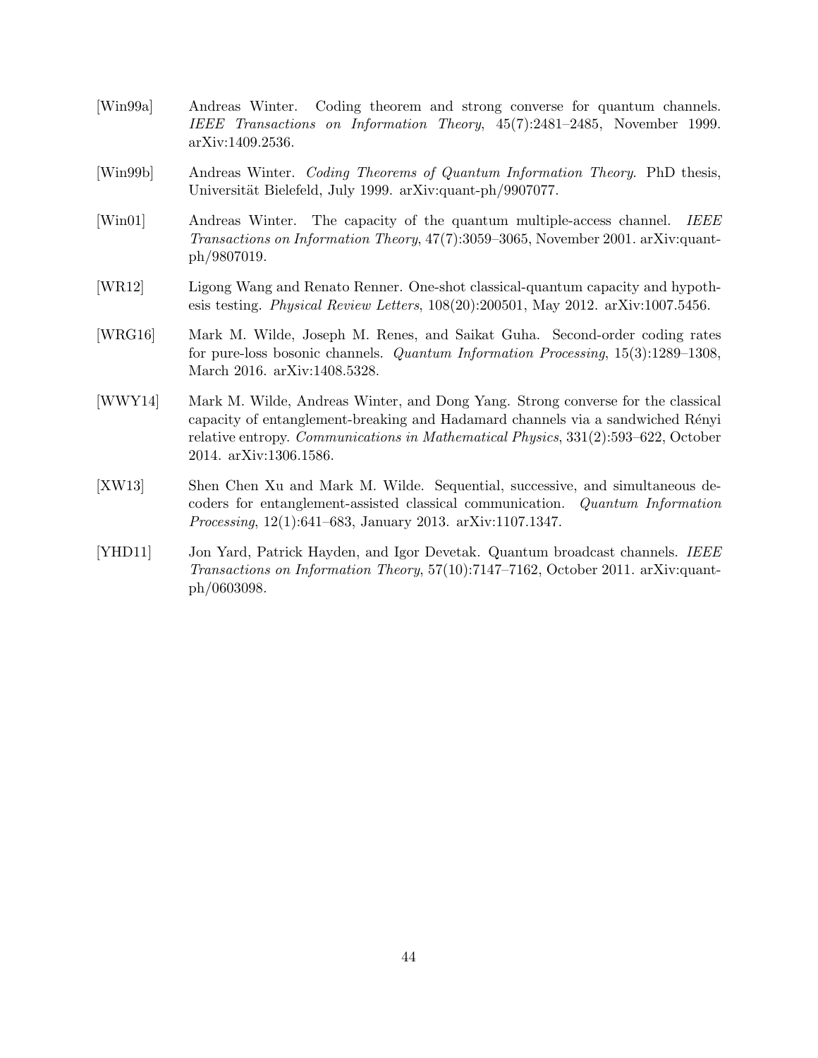[Win99a] Andreas Winter. Coding theorem and strong converse for quantum channels. *IEEE Transactions on Information Theory*, 45(7):2481–2485, November 1999. arXiv:1409.2536.

[Win99b] Andreas Winter. *Coding Theorems of Quantum Information Theory*. PhD thesis, Universität Bielefeld, July 1999. arXiv:quant-ph/9907077.

[Win01] Andreas Winter. The capacity of the quantum multiple-access channel. *IEEE Transactions on Information Theory*, 47(7):3059–3065, November 2001. arXiv:quant-ph/9807019.

[WR12] Ligong Wang and Renato Renner. One-shot classical-quantum capacity and hypothesis testing. *Physical Review Letters*, 108(20):200501, May 2012. arXiv:1007.5456.

[WRG16] Mark M. Wilde, Joseph M. Renes, and Saikat Guha. Second-order coding rates for pure-loss bosonic channels. *Quantum Information Processing*, 15(3):1289–1308, March 2016. arXiv:1408.5328.

[WWY14] Mark M. Wilde, Andreas Winter, and Dong Yang. Strong converse for the classical capacity of entanglement-breaking and Hadamard channels via a sandwiched Rényi relative entropy. *Communications in Mathematical Physics*, 331(2):593–622, October 2014. arXiv:1306.1586.

[XW13] Shen Chen Xu and Mark M. Wilde. Sequential, successive, and simultaneous decoders for entanglement-assisted classical communication. *Quantum Information Processing*, 12(1):641–683, January 2013. arXiv:1107.1347.

[YHD11] Jon Yard, Patrick Hayden, and Igor Devetak. Quantum broadcast channels. *IEEE Transactions on Information Theory*, 57(10):7147–7162, October 2011. arXiv:quant-ph/0603098.